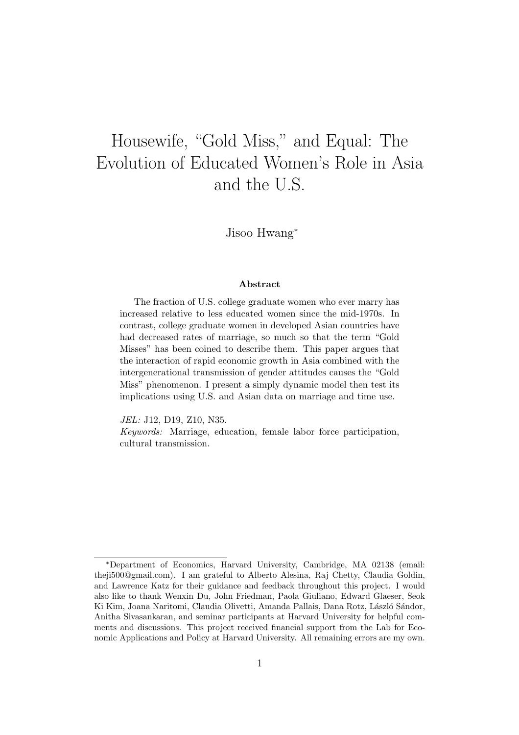# Housewife, "Gold Miss," and Equal: The Evolution of Educated Women's Role in Asia and the U.S.

Jisoo Hwang*

### Abstract

The fraction of U.S. college graduate women who ever marry has increased relative to less educated women since the mid-1970s. In contrast, college graduate women in developed Asian countries have had decreased rates of marriage, so much so that the term "Gold Misses" has been coined to describe them. This paper argues that the interaction of rapid economic growth in Asia combined with the intergenerational transmission of gender attitudes causes the "Gold Miss" phenomenon. I present a simply dynamic model then test its implications using U.S. and Asian data on marriage and time use.

*JEL:* J12, D19, Z10, N35.

*Keywords:* Marriage, education, female labor force participation, cultural transmission.

---

*Department of Economics, Harvard University, Cambridge, MA 02138 (email: theji500@gmail.com). I am grateful to Alberto Alesina, Raj Chetty, Claudia Goldin, and Lawrence Katz for their guidance and feedback throughout this project. I would also like to thank Wenxin Du, John Friedman, Paola Giuliano, Edward Glaeser, Seok Ki Kim, Joana Naritomi, Claudia Olivetti, Amanda Pallais, Dana Rotz, László Sándor, Anitha Sivasankaran, and seminar participants at Harvard University for helpful comments and discussions. This project received financial support from the Lab for Economic Applications and Policy at Harvard University. All remaining errors are my own.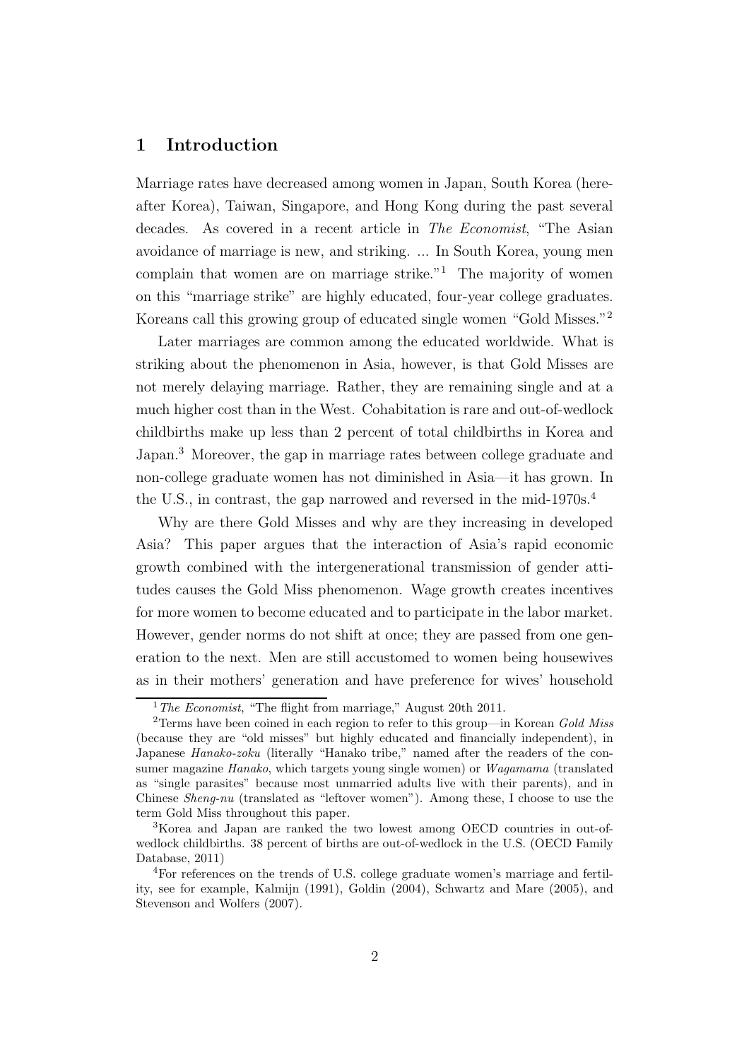## 1 Introduction

Marriage rates have decreased among women in Japan, South Korea (hereafter Korea), Taiwan, Singapore, and Hong Kong during the past several decades. As covered in a recent article in *The Economist*, "The Asian avoidance of marriage is new, and striking. ... In South Korea, young men complain that women are on marriage strike."[1] The majority of women on this "marriage strike" are highly educated, four-year college graduates. Koreans call this growing group of educated single women "Gold Misses."[2]

Later marriages are common among the educated worldwide. What is striking about the phenomenon in Asia, however, is that Gold Misses are not merely delaying marriage. Rather, they are remaining single and at a much higher cost than in the West. Cohabitation is rare and out-of-wedlock childbirths make up less than 2 percent of total childbirths in Korea and Japan.[3] Moreover, the gap in marriage rates between college graduate and non-college graduate women has not diminished in Asia—it has grown. In the U.S., in contrast, the gap narrowed and reversed in the mid-1970s.[4]

Why are there Gold Misses and why are they increasing in developed Asia? This paper argues that the interaction of Asia's rapid economic growth combined with the intergenerational transmission of gender attitudes causes the Gold Miss phenomenon. Wage growth creates incentives for more women to become educated and to participate in the labor market. However, gender norms do not shift at once; they are passed from one generation to the next. Men are still accustomed to women being housewives as in their mothers' generation and have preference for wives' household

---

[1] *The Economist*, "The flight from marriage," August 20th 2011.

[2] Terms have been coined in each region to refer to this group—in Korean *Gold Miss* (because they are "old misses" but highly educated and financially independent), in Japanese *Hanako-zoku* (literally "Hanako tribe," named after the readers of the consumer magazine *Hanako*, which targets young single women) or *Wagamama* (translated as "single parasites" because most unmarried adults live with their parents), and in Chinese *Sheng-nu* (translated as "leftover women"). Among these, I choose to use the term Gold Miss throughout this paper.

[3] Korea and Japan are ranked the two lowest among OECD countries in out-of-wedlock childbirths. 38 percent of births are out-of-wedlock in the U.S. (OECD Family Database, 2011)

[4] For references on the trends of U.S. college graduate women's marriage and fertility, see for example, Kalmijn (1991), Goldin (2004), Schwartz and Mare (2005), and Stevenson and Wolfers (2007).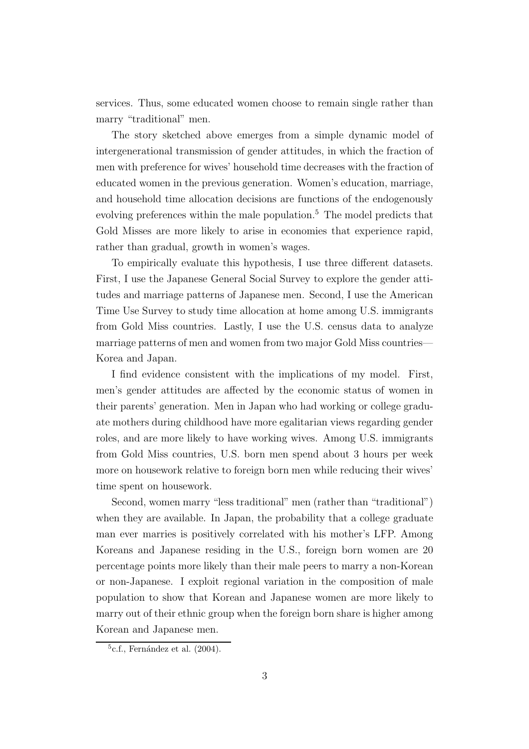services. Thus, some educated women choose to remain single rather than marry "traditional" men.

The story sketched above emerges from a simple dynamic model of intergenerational transmission of gender attitudes, in which the fraction of men with preference for wives' household time decreases with the fraction of educated women in the previous generation. Women's education, marriage, and household time allocation decisions are functions of the endogenously evolving preferences within the male population.[5] The model predicts that Gold Misses are more likely to arise in economies that experience rapid, rather than gradual, growth in women's wages.

To empirically evaluate this hypothesis, I use three different datasets. First, I use the Japanese General Social Survey to explore the gender attitudes and marriage patterns of Japanese men. Second, I use the American Time Use Survey to study time allocation at home among U.S. immigrants from Gold Miss countries. Lastly, I use the U.S. census data to analyze marriage patterns of men and women from two major Gold Miss countries—Korea and Japan.

I find evidence consistent with the implications of my model. First, men's gender attitudes are affected by the economic status of women in their parents' generation. Men in Japan who had working or college graduate mothers during childhood have more egalitarian views regarding gender roles, and are more likely to have working wives. Among U.S. immigrants from Gold Miss countries, U.S. born men spend about 3 hours per week more on housework relative to foreign born men while reducing their wives' time spent on housework.

Second, women marry "less traditional" men (rather than "traditional") when they are available. In Japan, the probability that a college graduate man ever marries is positively correlated with his mother's LFP. Among Koreans and Japanese residing in the U.S., foreign born women are 20 percentage points more likely than their male peers to marry a non-Korean or non-Japanese. I exploit regional variation in the composition of male population to show that Korean and Japanese women are more likely to marry out of their ethnic group when the foreign born share is higher among Korean and Japanese men.

[5] c.f., Fernández et al. (2004).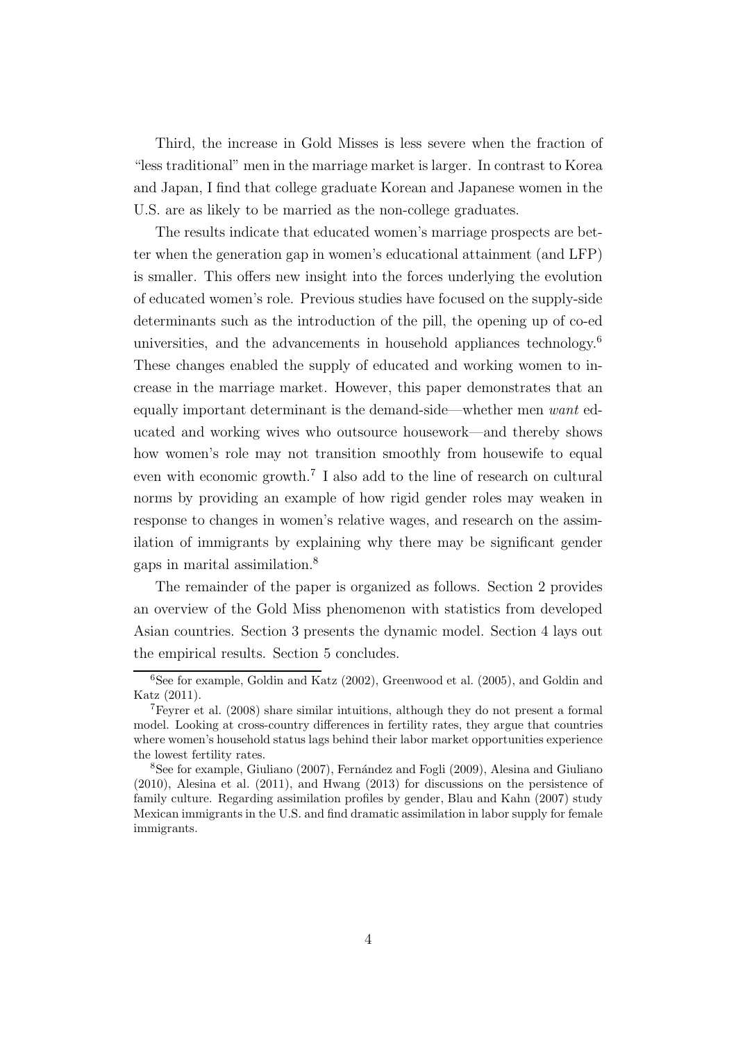Third, the increase in Gold Misses is less severe when the fraction of "less traditional" men in the marriage market is larger. In contrast to Korea and Japan, I find that college graduate Korean and Japanese women in the U.S. are as likely to be married as the non-college graduates.

The results indicate that educated women's marriage prospects are better when the generation gap in women's educational attainment (and LFP) is smaller. This offers new insight into the forces underlying the evolution of educated women's role. Previous studies have focused on the supply-side determinants such as the introduction of the pill, the opening up of co-ed universities, and the advancements in household appliances technology.[6] These changes enabled the supply of educated and working women to increase in the marriage market. However, this paper demonstrates that an equally important determinant is the demand-side—whether men *want* educated and working wives who outsource housework—and thereby shows how women's role may not transition smoothly from housewife to equal even with economic growth.[7] I also add to the line of research on cultural norms by providing an example of how rigid gender roles may weaken in response to changes in women's relative wages, and research on the assimilation of immigrants by explaining why there may be significant gender gaps in marital assimilation.[8]

The remainder of the paper is organized as follows. Section 2 provides an overview of the Gold Miss phenomenon with statistics from developed Asian countries. Section 3 presents the dynamic model. Section 4 lays out the empirical results. Section 5 concludes.

---

[6] See for example, Goldin and Katz (2002), Greenwood et al. (2005), and Goldin and Katz (2011).

[7] Feyrer et al. (2008) share similar intuitions, although they do not present a formal model. Looking at cross-country differences in fertility rates, they argue that countries where women's household status lags behind their labor market opportunities experience the lowest fertility rates.

[8] See for example, Giuliano (2007), Fernández and Fogli (2009), Alesina and Giuliano (2010), Alesina et al. (2011), and Hwang (2013) for discussions on the persistence of family culture. Regarding assimilation profiles by gender, Blau and Kahn (2007) study Mexican immigrants in the U.S. and find dramatic assimilation in labor supply for female immigrants.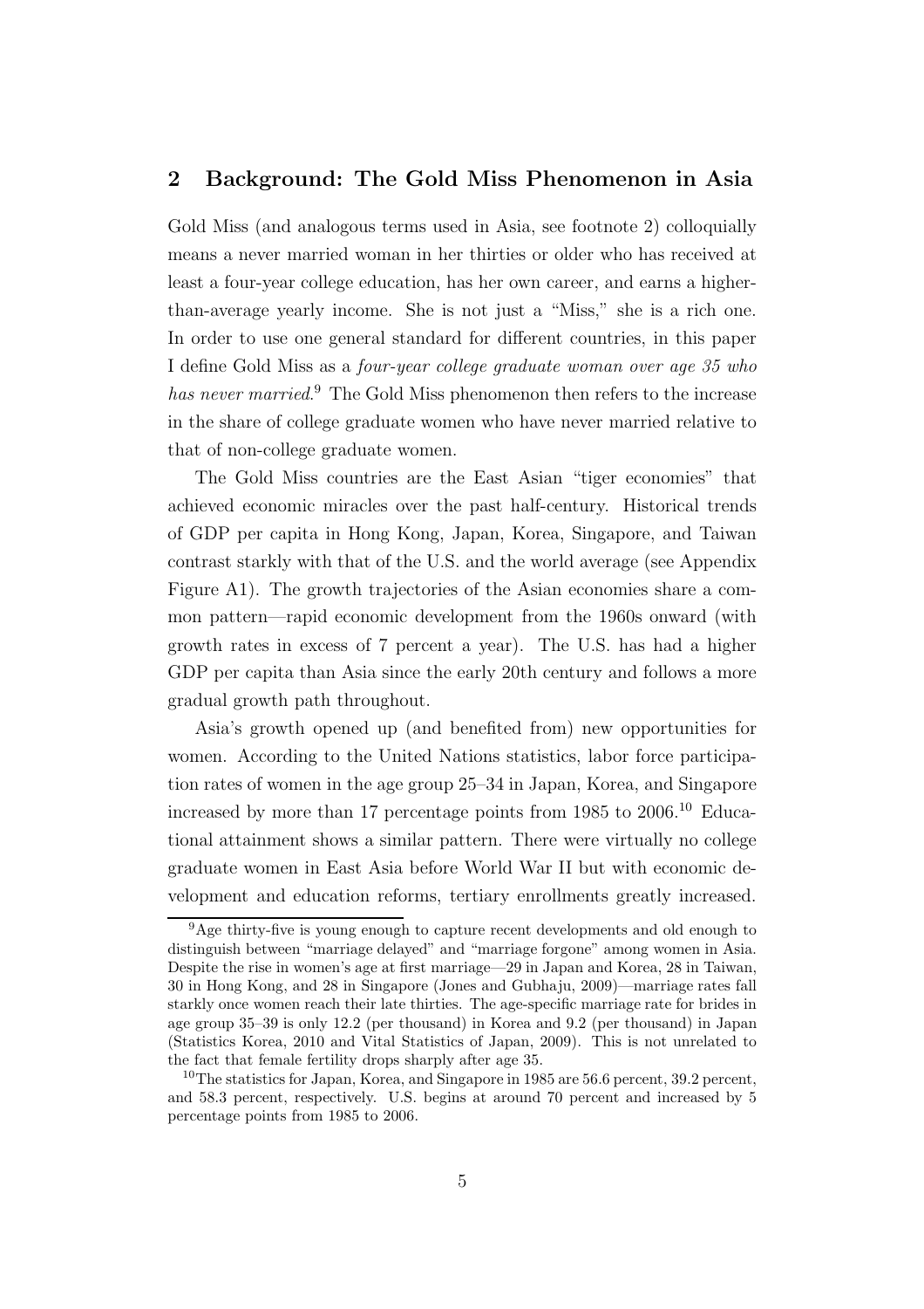## 2 Background: The Gold Miss Phenomenon in Asia

Gold Miss (and analogous terms used in Asia, see footnote 2) colloquially means a never married woman in her thirties or older who has received at least a four-year college education, has her own career, and earns a higher-than-average yearly income. She is not just a "Miss," she is a rich one. In order to use one general standard for different countries, in this paper I define Gold Miss as a *four-year college graduate woman over age 35 who has never married*.[9] The Gold Miss phenomenon then refers to the increase in the share of college graduate women who have never married relative to that of non-college graduate women.

The Gold Miss countries are the East Asian "tiger economies" that achieved economic miracles over the past half-century. Historical trends of GDP per capita in Hong Kong, Japan, Korea, Singapore, and Taiwan contrast starkly with that of the U.S. and the world average (see Appendix Figure A1). The growth trajectories of the Asian economies share a common pattern—rapid economic development from the 1960s onward (with growth rates in excess of 7 percent a year). The U.S. has had a higher GDP per capita than Asia since the early 20th century and follows a more gradual growth path throughout.

Asia's growth opened up (and benefited from) new opportunities for women. According to the United Nations statistics, labor force participation rates of women in the age group 25–34 in Japan, Korea, and Singapore increased by more than 17 percentage points from 1985 to 2006.[10] Educational attainment shows a similar pattern. There were virtually no college graduate women in East Asia before World War II but with economic development and education reforms, tertiary enrollments greatly increased.

[9] Age thirty-five is young enough to capture recent developments and old enough to distinguish between "marriage delayed" and "marriage forgone" among women in Asia. Despite the rise in women's age at first marriage—29 in Japan and Korea, 28 in Taiwan, 30 in Hong Kong, and 28 in Singapore (Jones and Gubhaju, 2009)—marriage rates fall starkly once women reach their late thirties. The age-specific marriage rate for brides in age group 35–39 is only 12.2 (per thousand) in Korea and 9.2 (per thousand) in Japan (Statistics Korea, 2010 and Vital Statistics of Japan, 2009). This is not unrelated to the fact that female fertility drops sharply after age 35.

[10] The statistics for Japan, Korea, and Singapore in 1985 are 56.6 percent, 39.2 percent, and 58.3 percent, respectively. U.S. begins at around 70 percent and increased by 5 percentage points from 1985 to 2006.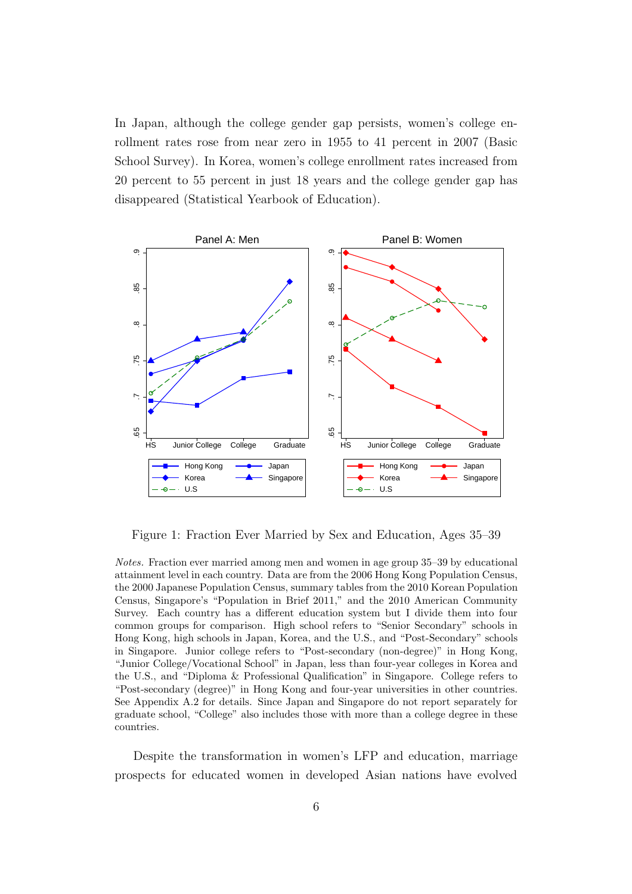In Japan, although the college gender gap persists, women's college enrollment rates rose from near zero in 1955 to 41 percent in 2007 (Basic School Survey). In Korea, women's college enrollment rates increased from 20 percent to 55 percent in just 18 years and the college gender gap has disappeared (Statistical Yearbook of Education).

Figure 1: Fraction Ever Married by Sex and Education, Ages 35–39

*Notes.* Fraction ever married among men and women in age group 35–39 by educational attainment level in each country. Data are from the 2006 Hong Kong Population Census, the 2000 Japanese Population Census, summary tables from the 2010 Korean Population Census, Singapore's "Population in Brief 2011," and the 2010 American Community Survey. Each country has a different education system but I divide them into four common groups for comparison. High school refers to "Senior Secondary" schools in Hong Kong, high schools in Japan, Korea, and the U.S., and "Post-Secondary" schools in Singapore. Junior college refers to "Post-secondary (non-degree)" in Hong Kong, "Junior College/Vocational School" in Japan, less than four-year colleges in Korea and the U.S., and "Diploma & Professional Qualification" in Singapore. College refers to "Post-secondary (degree)" in Hong Kong and four-year universities in other countries. See Appendix A.2 for details. Since Japan and Singapore do not report separately for graduate school, "College" also includes those with more than a college degree in these countries.

Despite the transformation in women's LFP and education, marriage prospects for educated women in developed Asian nations have evolved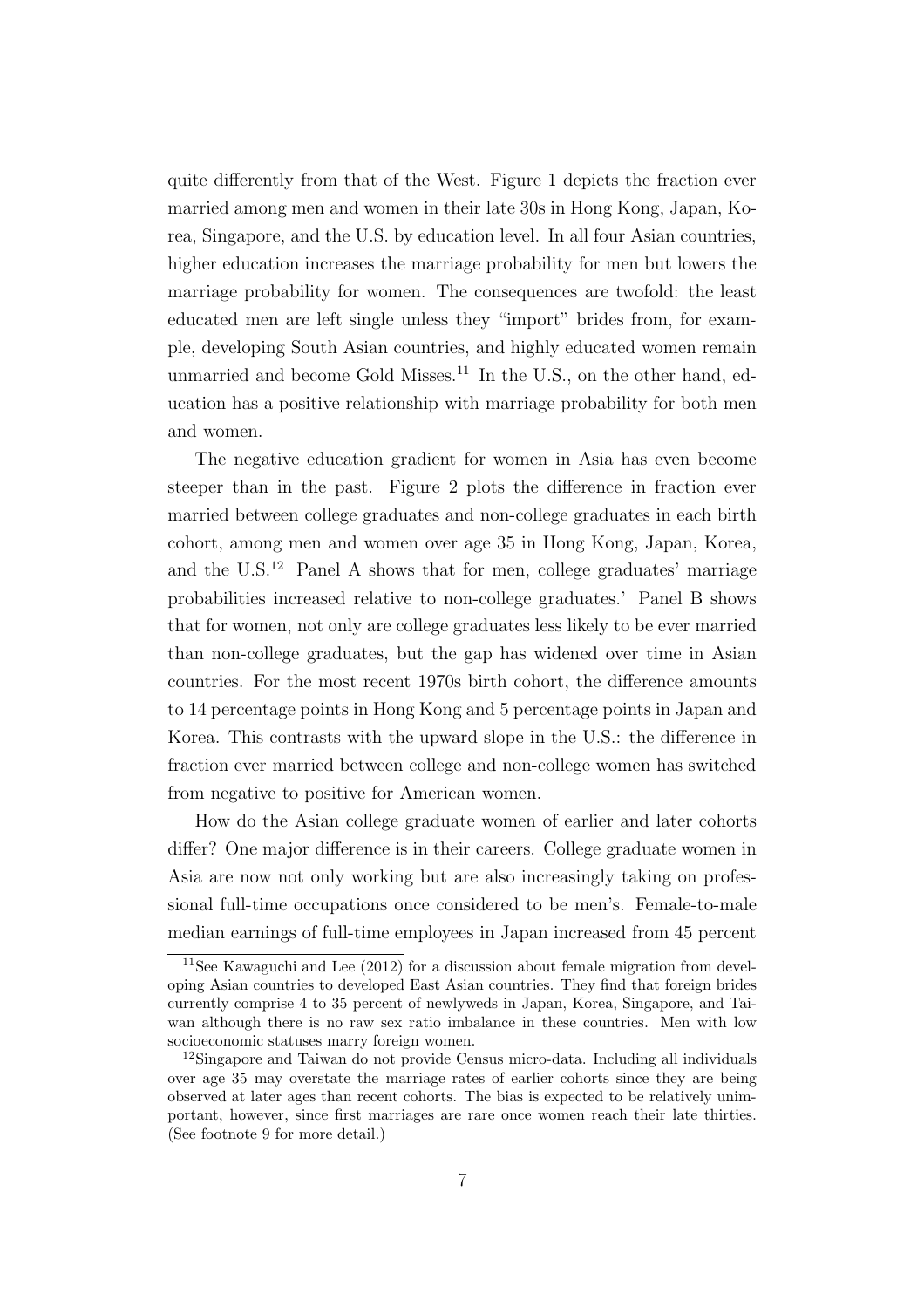quite differently from that of the West. Figure 1 depicts the fraction ever married among men and women in their late 30s in Hong Kong, Japan, Korea, Singapore, and the U.S. by education level. In all four Asian countries, higher education increases the marriage probability for men but lowers the marriage probability for women. The consequences are twofold: the least educated men are left single unless they "import" brides from, for example, developing South Asian countries, and highly educated women remain unmarried and become Gold Misses.[11] In the U.S., on the other hand, education has a positive relationship with marriage probability for both men and women.

The negative education gradient for women in Asia has even become steeper than in the past. Figure 2 plots the difference in fraction ever married between college graduates and non-college graduates in each birth cohort, among men and women over age 35 in Hong Kong, Japan, Korea, and the U.S.[12] Panel A shows that for men, college graduates' marriage probabilities increased relative to non-college graduates.' Panel B shows that for women, not only are college graduates less likely to be ever married than non-college graduates, but the gap has widened over time in Asian countries. For the most recent 1970s birth cohort, the difference amounts to 14 percentage points in Hong Kong and 5 percentage points in Japan and Korea. This contrasts with the upward slope in the U.S.: the difference in fraction ever married between college and non-college women has switched from negative to positive for American women.

How do the Asian college graduate women of earlier and later cohorts differ? One major difference is in their careers. College graduate women in Asia are now not only working but are also increasingly taking on professional full-time occupations once considered to be men's. Female-to-male median earnings of full-time employees in Japan increased from 45 percent

---

[11] See Kawaguchi and Lee (2012) for a discussion about female migration from developing Asian countries to developed East Asian countries. They find that foreign brides currently comprise 4 to 35 percent of newlyweds in Japan, Korea, Singapore, and Taiwan although there is no raw sex ratio imbalance in these countries. Men with low socioeconomic statuses marry foreign women.

[12] Singapore and Taiwan do not provide Census micro-data. Including all individuals over age 35 may overstate the marriage rates of earlier cohorts since they are being observed at later ages than recent cohorts. The bias is expected to be relatively unimportant, however, since first marriages are rare once women reach their late thirties. (See footnote 9 for more detail.)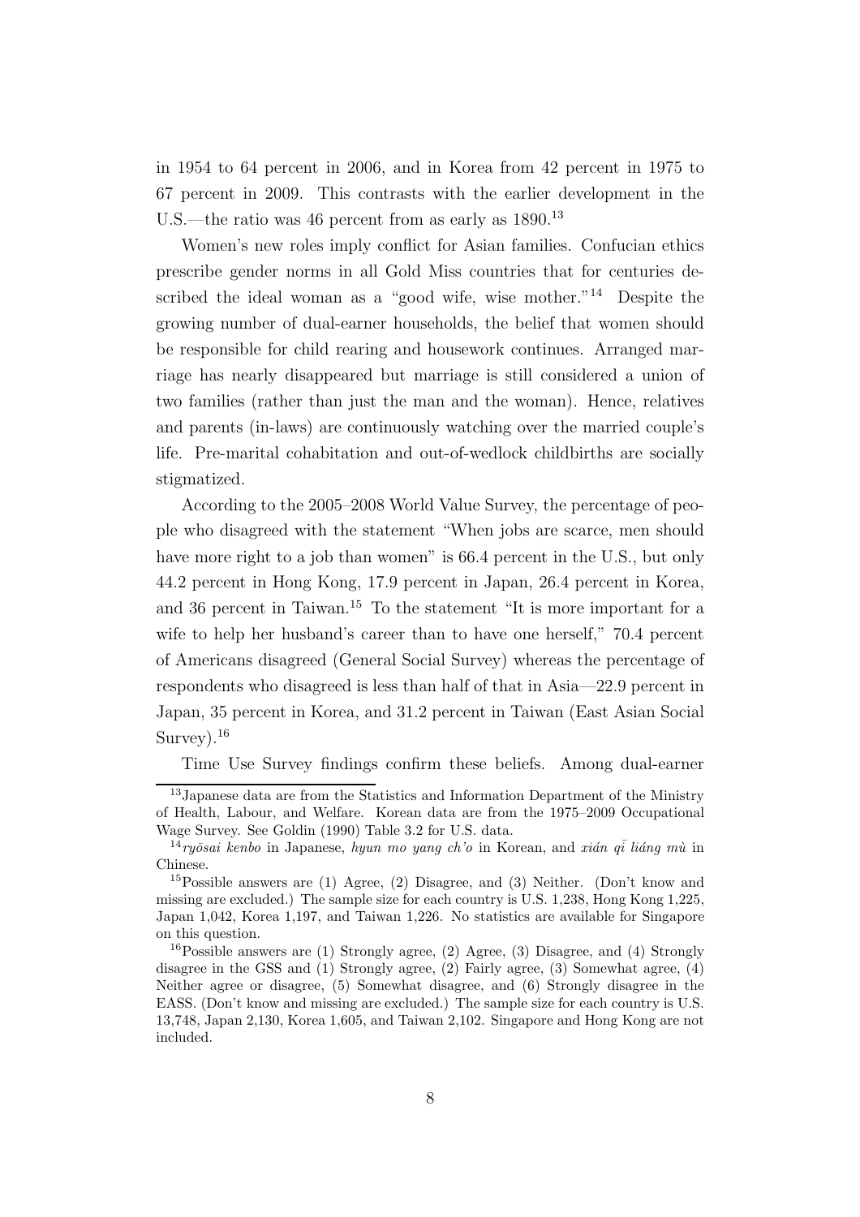in 1954 to 64 percent in 2006, and in Korea from 42 percent in 1975 to 67 percent in 2009. This contrasts with the earlier development in the U.S.—the ratio was 46 percent from as early as 1890.[13]

Women's new roles imply conflict for Asian families. Confucian ethics prescribe gender norms in all Gold Miss countries that for centuries described the ideal woman as a "good wife, wise mother."[14] Despite the growing number of dual-earner households, the belief that women should be responsible for child rearing and housework continues. Arranged marriage has nearly disappeared but marriage is still considered a union of two families (rather than just the man and the woman). Hence, relatives and parents (in-laws) are continuously watching over the married couple's life. Pre-marital cohabitation and out-of-wedlock childbirths are socially stigmatized.

According to the 2005–2008 World Value Survey, the percentage of people who disagreed with the statement "When jobs are scarce, men should have more right to a job than women" is 66.4 percent in the U.S., but only 44.2 percent in Hong Kong, 17.9 percent in Japan, 26.4 percent in Korea, and 36 percent in Taiwan.[15] To the statement "It is more important for a wife to help her husband's career than to have one herself," 70.4 percent of Americans disagreed (General Social Survey) whereas the percentage of respondents who disagreed is less than half of that in Asia—22.9 percent in Japan, 35 percent in Korea, and 31.2 percent in Taiwan (East Asian Social Survey).[16]

Time Use Survey findings confirm these beliefs. Among dual-earner

---

[13] Japanese data are from the Statistics and Information Department of the Ministry of Health, Labour, and Welfare. Korean data are from the 1975–2009 Occupational Wage Survey. See Goldin (1990) Table 3.2 for U.S. data.

[14] *ryōsai kenbo* in Japanese, *hyun mo yang ch'o* in Korean, and *xián qī liáng mù* in Chinese.

[15] Possible answers are (1) Agree, (2) Disagree, and (3) Neither. (Don't know and missing are excluded.) The sample size for each country is U.S. 1,238, Hong Kong 1,225, Japan 1,042, Korea 1,197, and Taiwan 1,226. No statistics are available for Singapore on this question.

[16] Possible answers are (1) Strongly agree, (2) Agree, (3) Disagree, and (4) Strongly disagree in the GSS and (1) Strongly agree, (2) Fairly agree, (3) Somewhat agree, (4) Neither agree or disagree, (5) Somewhat disagree, and (6) Strongly disagree in the EASS. (Don't know and missing are excluded.) The sample size for each country is U.S. 13,748, Japan 2,130, Korea 1,605, and Taiwan 2,102. Singapore and Hong Kong are not included.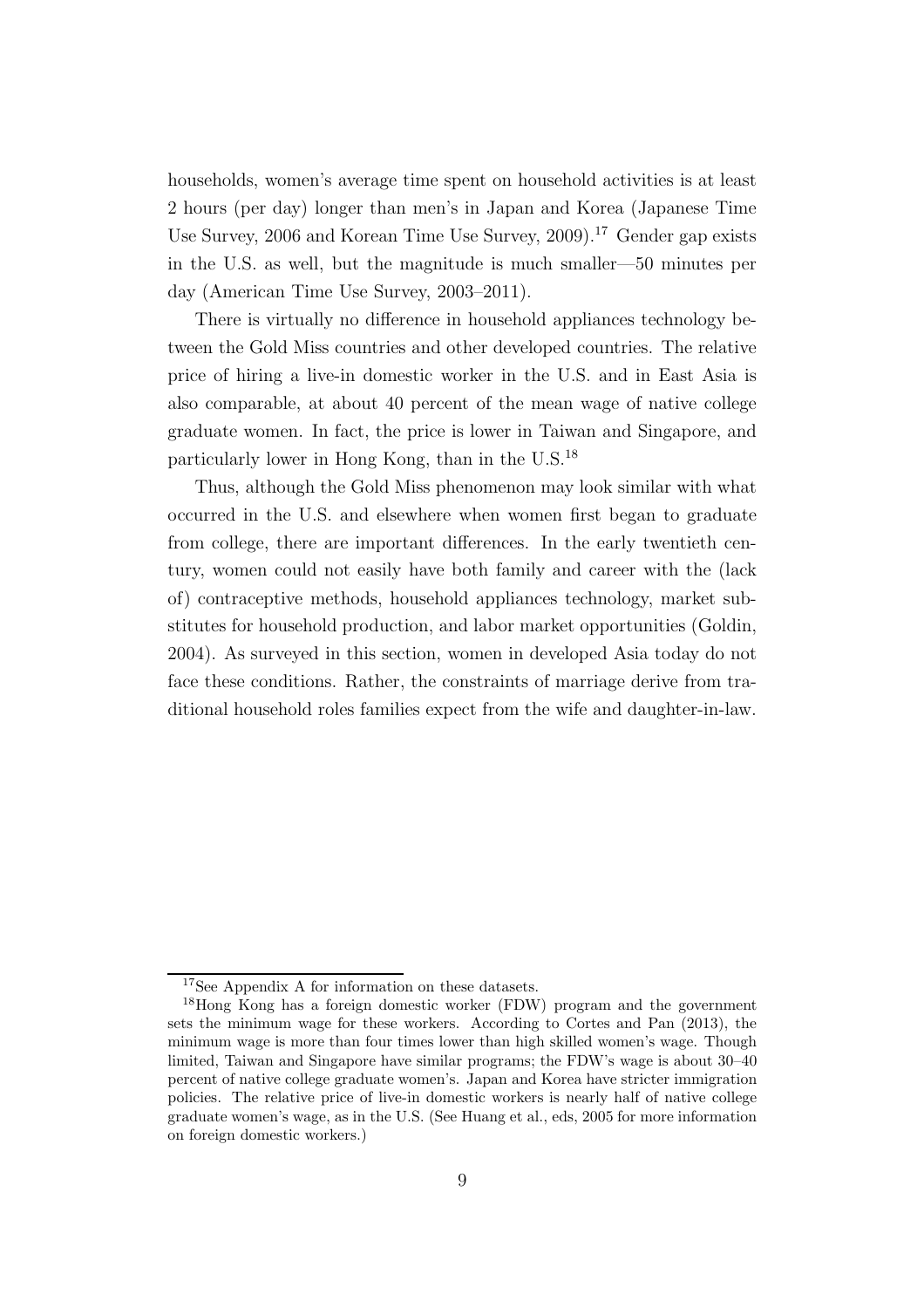households, women's average time spent on household activities is at least 2 hours (per day) longer than men's in Japan and Korea (Japanese Time Use Survey, 2006 and Korean Time Use Survey, 2009).[17] Gender gap exists in the U.S. as well, but the magnitude is much smaller—50 minutes per day (American Time Use Survey, 2003–2011).

There is virtually no difference in household appliances technology between the Gold Miss countries and other developed countries. The relative price of hiring a live-in domestic worker in the U.S. and in East Asia is also comparable, at about 40 percent of the mean wage of native college graduate women. In fact, the price is lower in Taiwan and Singapore, and particularly lower in Hong Kong, than in the U.S.[18]

Thus, although the Gold Miss phenomenon may look similar with what occurred in the U.S. and elsewhere when women first began to graduate from college, there are important differences. In the early twentieth century, women could not easily have both family and career with the (lack of) contraceptive methods, household appliances technology, market substitutes for household production, and labor market opportunities (Goldin, 2004). As surveyed in this section, women in developed Asia today do not face these conditions. Rather, the constraints of marriage derive from traditional household roles families expect from the wife and daughter-in-law.

---

[17] See Appendix A for information on these datasets.

[18] Hong Kong has a foreign domestic worker (FDW) program and the government sets the minimum wage for these workers. According to Cortes and Pan (2013), the minimum wage is more than four times lower than high skilled women's wage. Though limited, Taiwan and Singapore have similar programs; the FDW's wage is about 30–40 percent of native college graduate women's. Japan and Korea have stricter immigration policies. The relative price of live-in domestic workers is nearly half of native college graduate women's wage, as in the U.S. (See Huang et al., eds, 2005 for more information on foreign domestic workers.)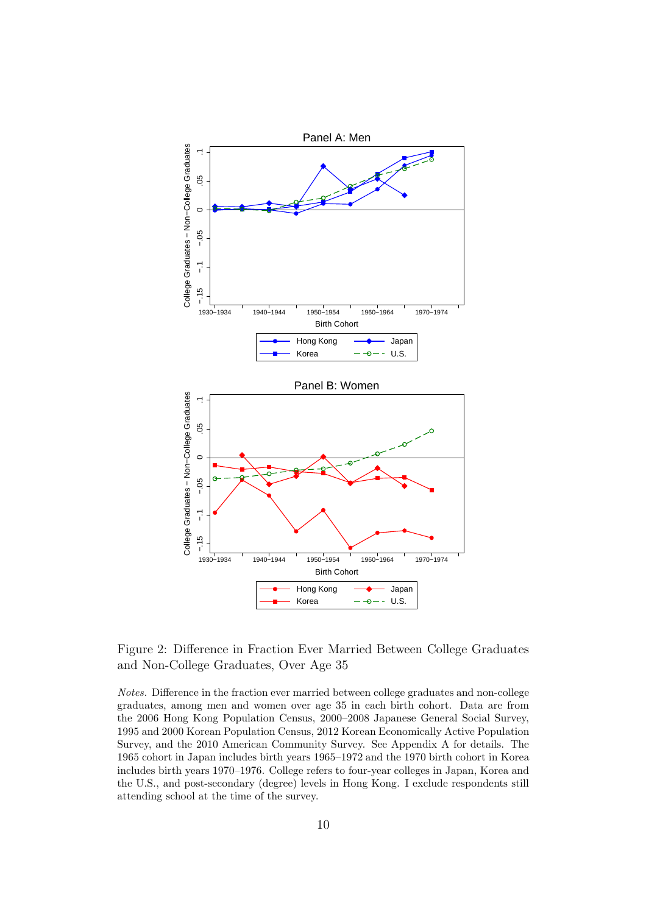Figure 2: Difference in Fraction Ever Married Between College Graduates and Non-College Graduates, Over Age 35

*Notes.* Difference in the fraction ever married between college graduates and non-college graduates, among men and women over age 35 in each birth cohort. Data are from the 2006 Hong Kong Population Census, 2000–2008 Japanese General Social Survey, 1995 and 2000 Korean Population Census, 2012 Korean Economically Active Population Survey, and the 2010 American Community Survey. See Appendix A for details. The 1965 cohort in Japan includes birth years 1965–1972 and the 1970 birth cohort in Korea includes birth years 1970–1976. College refers to four-year colleges in Japan, Korea and the U.S., and post-secondary (degree) levels in Hong Kong. I exclude respondents still attending school at the time of the survey.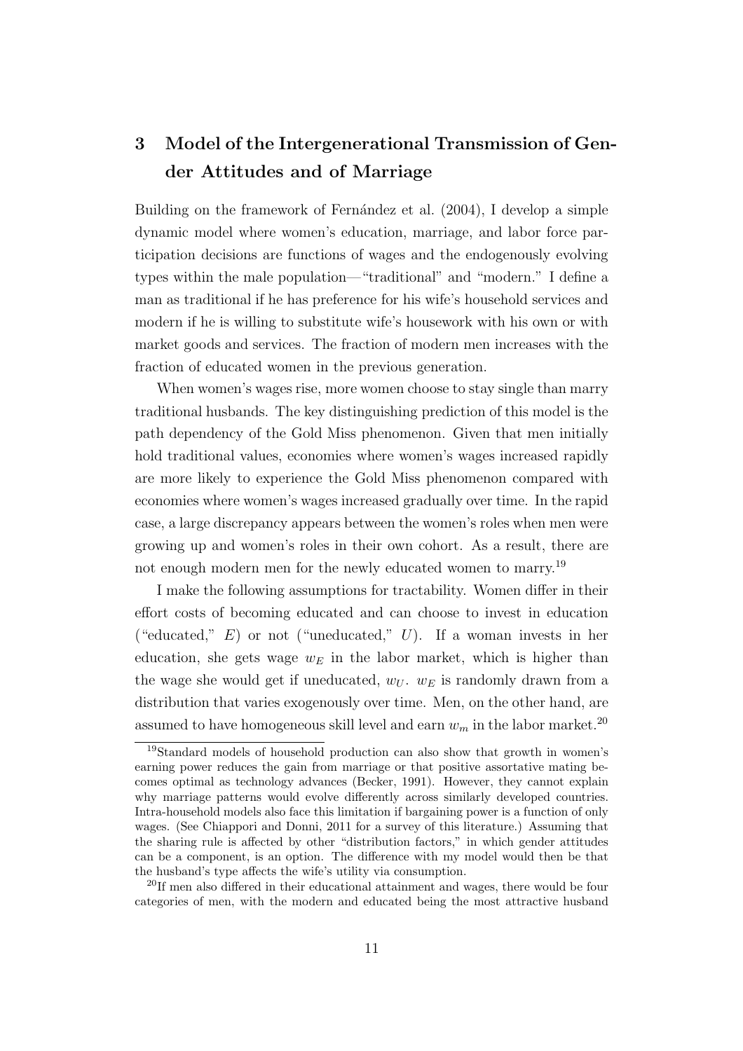# 3 Model of the Intergenerational Transmission of Gender Attitudes and of Marriage

Building on the framework of Fernández et al. (2004), I develop a simple dynamic model where women's education, marriage, and labor force participation decisions are functions of wages and the endogenously evolving types within the male population—"traditional" and "modern." I define a man as traditional if he has preference for his wife's household services and modern if he is willing to substitute wife's housework with his own or with market goods and services. The fraction of modern men increases with the fraction of educated women in the previous generation.

When women's wages rise, more women choose to stay single than marry traditional husbands. The key distinguishing prediction of this model is the path dependency of the Gold Miss phenomenon. Given that men initially hold traditional values, economies where women's wages increased rapidly are more likely to experience the Gold Miss phenomenon compared with economies where women's wages increased gradually over time. In the rapid case, a large discrepancy appears between the women's roles when men were growing up and women's roles in their own cohort. As a result, there are not enough modern men for the newly educated women to marry.[19]

I make the following assumptions for tractability. Women differ in their effort costs of becoming educated and can choose to invest in education ("educated," $E$) or not ("uneducated," $U$). If a woman invests in her education, she gets wage $w_E$ in the labor market, which is higher than the wage she would get if uneducated, $w_U$. $w_E$ is randomly drawn from a distribution that varies exogenously over time. Men, on the other hand, are assumed to have homogeneous skill level and earn $w_m$ in the labor market.[20]

[19] Standard models of household production can also show that growth in women's earning power reduces the gain from marriage or that positive assortative mating becomes optimal as technology advances (Becker, 1991). However, they cannot explain why marriage patterns would evolve differently across similarly developed countries. Intra-household models also face this limitation if bargaining power is a function of only wages. (See Chiappori and Donni, 2011 for a survey of this literature.) Assuming that the sharing rule is affected by other "distribution factors," in which gender attitudes can be a component, is an option. The difference with my model would then be that the husband's type affects the wife's utility via consumption.

[20] If men also differed in their educational attainment and wages, there would be four categories of men, with the modern and educated being the most attractive husband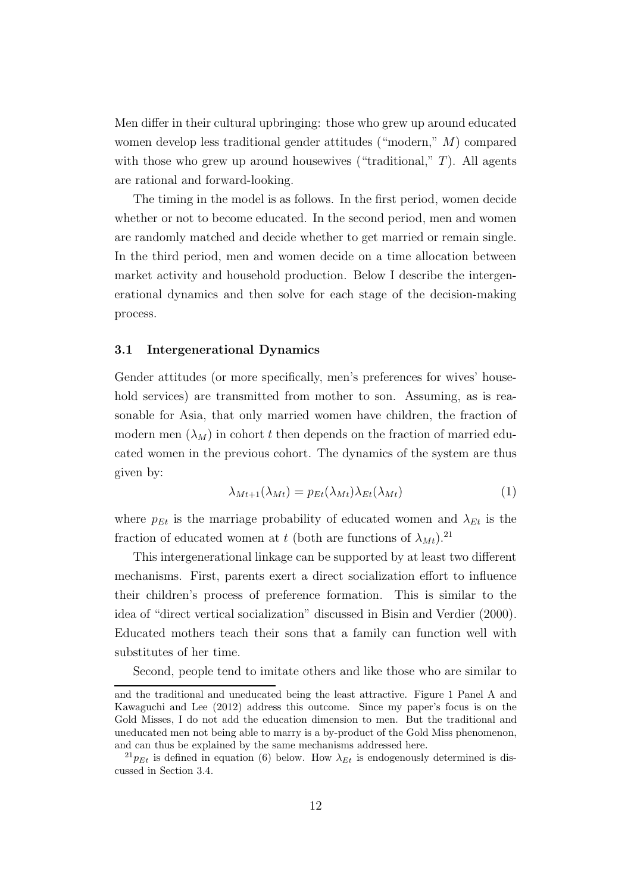Men differ in their cultural upbringing: those who grew up around educated women develop less traditional gender attitudes ("modern," $M$) compared with those who grew up around housewives ("traditional," $T$). All agents are rational and forward-looking.

The timing in the model is as follows. In the first period, women decide whether or not to become educated. In the second period, men and women are randomly matched and decide whether to get married or remain single. In the third period, men and women decide on a time allocation between market activity and household production. Below I describe the intergenerational dynamics and then solve for each stage of the decision-making process.

### 3.1 Intergenerational Dynamics

Gender attitudes (or more specifically, men's preferences for wives' household services) are transmitted from mother to son. Assuming, as is reasonable for Asia, that only married women have children, the fraction of modern men ($\lambda_M$) in cohort $t$ then depends on the fraction of married educated women in the previous cohort. The dynamics of the system are thus given by:

$$\lambda_{Mt+1}(\lambda_{Mt}) = p_{Et}(\lambda_{Mt})\lambda_{Et}(\lambda_{Mt}) \tag{1}$$

where $p_{Et}$ is the marriage probability of educated women and $\lambda_{Et}$ is the fraction of educated women at $t$ (both are functions of $\lambda_{Mt}$).[21]

This intergenerational linkage can be supported by at least two different mechanisms. First, parents exert a direct socialization effort to influence their children's process of preference formation. This is similar to the idea of "direct vertical socialization" discussed in Bisin and Verdier (2000). Educated mothers teach their sons that a family can function well with substitutes of her time.

Second, people tend to imitate others and like those who are similar to

---

and the traditional and uneducated being the least attractive. Figure 1 Panel A and Kawaguchi and Lee (2012) address this outcome. Since my paper's focus is on the Gold Misses, I do not add the education dimension to men. But the traditional and uneducated men not being able to marry is a by-product of the Gold Miss phenomenon, and can thus be explained by the same mechanisms addressed here.

[21] $p_{Et}$ is defined in equation (6) below. How $\lambda_{Et}$ is endogenously determined is discussed in Section 3.4.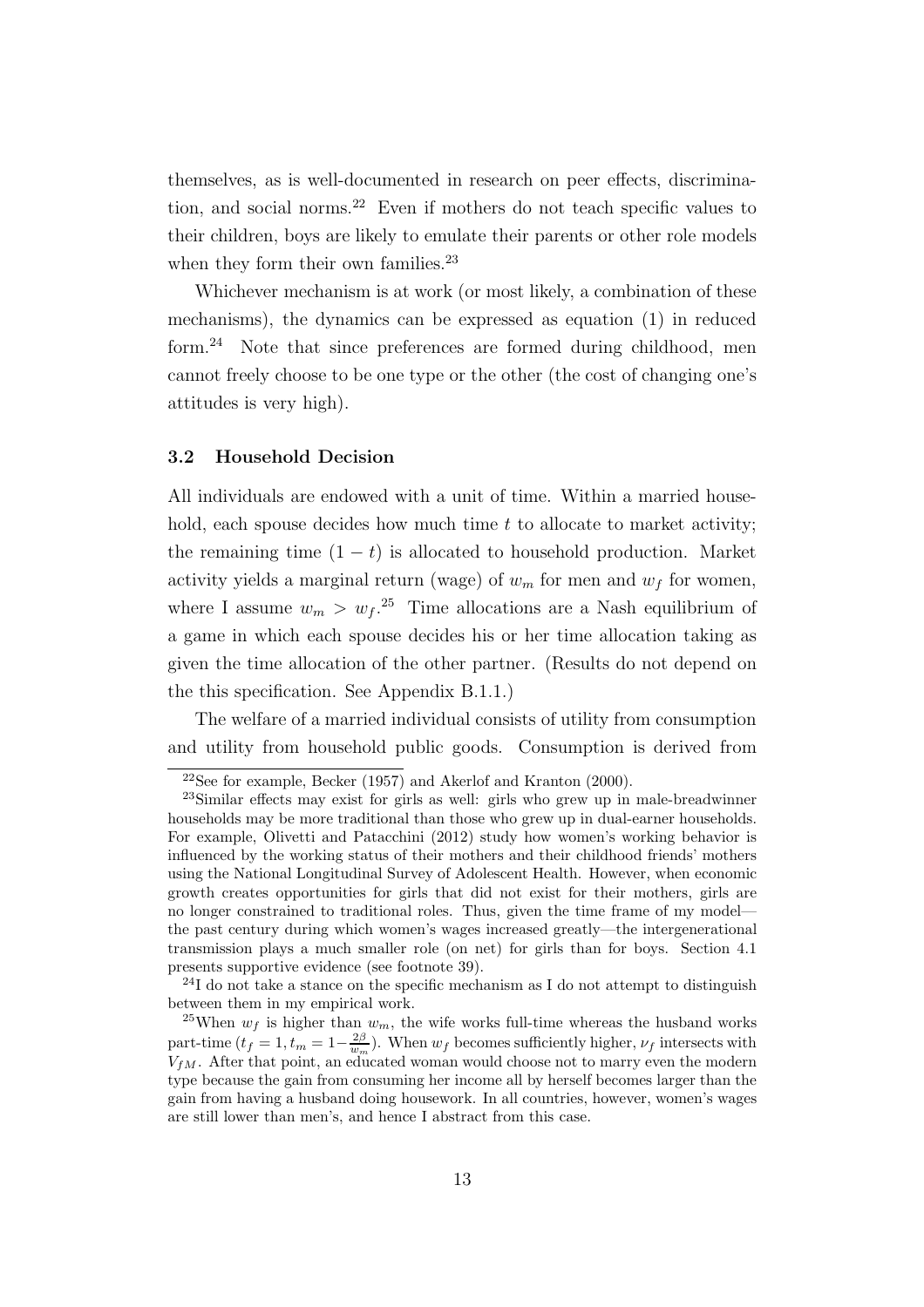themselves, as is well-documented in research on peer effects, discrimination, and social norms.[22] Even if mothers do not teach specific values to their children, boys are likely to emulate their parents or other role models when they form their own families.[23]

Whichever mechanism is at work (or most likely, a combination of these mechanisms), the dynamics can be expressed as equation (1) in reduced form.[24] Note that since preferences are formed during childhood, men cannot freely choose to be one type or the other (the cost of changing one's attitudes is very high).

### 3.2 Household Decision

All individuals are endowed with a unit of time. Within a married household, each spouse decides how much time $t$ to allocate to market activity; the remaining time $(1 - t)$ is allocated to household production. Market activity yields a marginal return (wage) of $w_m$ for men and $w_f$ for women, where I assume $w_m > w_f$.[25] Time allocations are a Nash equilibrium of a game in which each spouse decides his or her time allocation taking as given the time allocation of the other partner. (Results do not depend on the this specification. See Appendix B.1.1.)

The welfare of a married individual consists of utility from consumption and utility from household public goods. Consumption is derived from

---

[22] See for example, Becker (1957) and Akerlof and Kranton (2000).

[23] Similar effects may exist for girls as well: girls who grew up in male-breadwinner households may be more traditional than those who grew up in dual-earner households. For example, Olivetti and Patacchini (2012) study how women's working behavior is influenced by the working status of their mothers and their childhood friends' mothers using the National Longitudinal Survey of Adolescent Health. However, when economic growth creates opportunities for girls that did not exist for their mothers, girls are no longer constrained to traditional roles. Thus, given the time frame of my model—the past century during which women's wages increased greatly—the intergenerational transmission plays a much smaller role (on net) for girls than for boys. Section 4.1 presents supportive evidence (see footnote 39).

[24] I do not take a stance on the specific mechanism as I do not attempt to distinguish between them in my empirical work.

[25] When $w_f$ is higher than $w_m$, the wife works full-time whereas the husband works part-time ($t_f = 1, t_m = 1 - \frac{2\beta}{w_m}$). When $w_f$ becomes sufficiently higher, $\nu_f$ intersects with $V_{fM}$. After that point, an educated woman would choose not to marry even the modern type because the gain from consuming her income all by herself becomes larger than the gain from having a husband doing housework. In all countries, however, women's wages are still lower than men's, and hence I abstract from this case.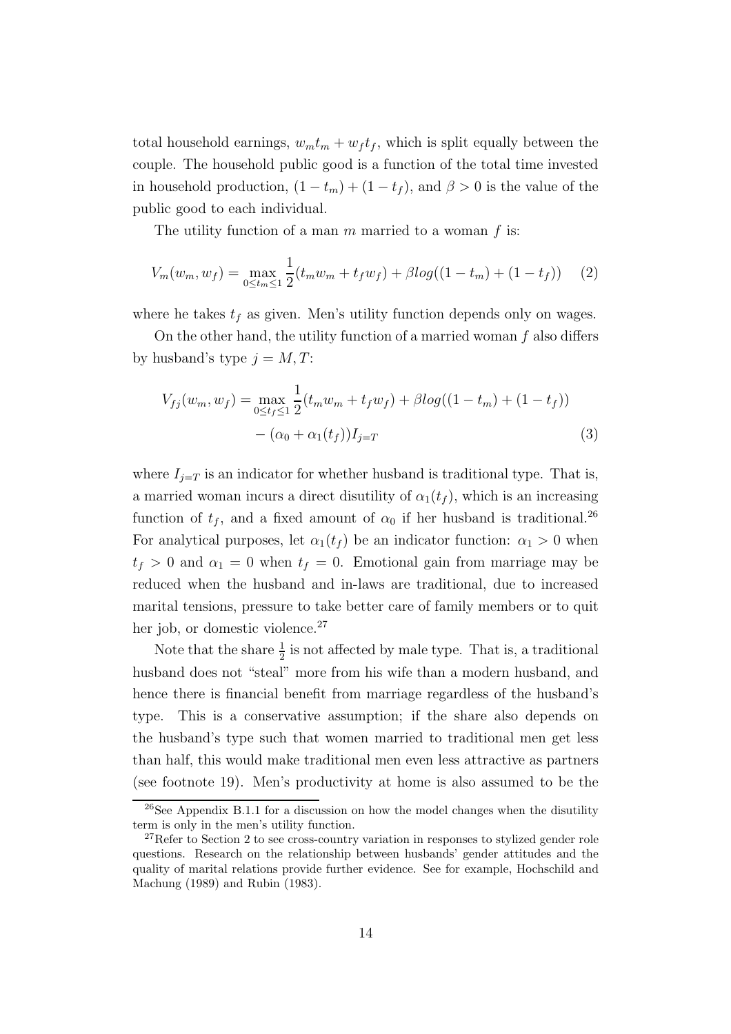total household earnings, $w_m t_m + w_f t_f$, which is split equally between the couple. The household public good is a function of the total time invested in household production, $(1 - t_m) + (1 - t_f)$, and $\beta > 0$ is the value of the public good to each individual.

The utility function of a man $m$ married to a woman $f$ is:

$$V_m(w_m, w_f) = \max_{0 \leq t_m \leq 1} \frac{1}{2}(t_m w_m + t_f w_f) + \beta log((1 - t_m) + (1 - t_f)) \quad (2)$$

where he takes $t_f$ as given. Men's utility function depends only on wages.

On the other hand, the utility function of a married woman $f$ also differs by husband's type $j = M, T$:

$$\begin{aligned} V_{fj}(w_m, w_f) = \max_{0 \leq t_f \leq 1} & \frac{1}{2}(t_m w_m + t_f w_f) + \beta log((1 - t_m) + (1 - t_f)) \\ & - (\alpha_0 + \alpha_1(t_f)) I_{j=T} \end{aligned} \quad (3)$$

where $I_{j=T}$ is an indicator for whether husband is traditional type. That is, a married woman incurs a direct disutility of $\alpha_1(t_f)$, which is an increasing function of $t_f$, and a fixed amount of $\alpha_0$ if her husband is traditional.[26] For analytical purposes, let $\alpha_1(t_f)$ be an indicator function: $\alpha_1 > 0$ when $t_f > 0$ and $\alpha_1 = 0$ when $t_f = 0$. Emotional gain from marriage may be reduced when the husband and in-laws are traditional, due to increased marital tensions, pressure to take better care of family members or to quit her job, or domestic violence.[27]

Note that the share $\frac{1}{2}$ is not affected by male type. That is, a traditional husband does not "steal" more from his wife than a modern husband, and hence there is financial benefit from marriage regardless of the husband's type. This is a conservative assumption; if the share also depends on the husband's type such that women married to traditional men get less than half, this would make traditional men even less attractive as partners (see footnote 19). Men's productivity at home is also assumed to be the

[26] See Appendix B.1.1 for a discussion on how the model changes when the disutility term is only in the men's utility function.

[27] Refer to Section 2 to see cross-country variation in responses to stylized gender role questions. Research on the relationship between husbands' gender attitudes and the quality of marital relations provide further evidence. See for example, Hochschild and Machung (1989) and Rubin (1983).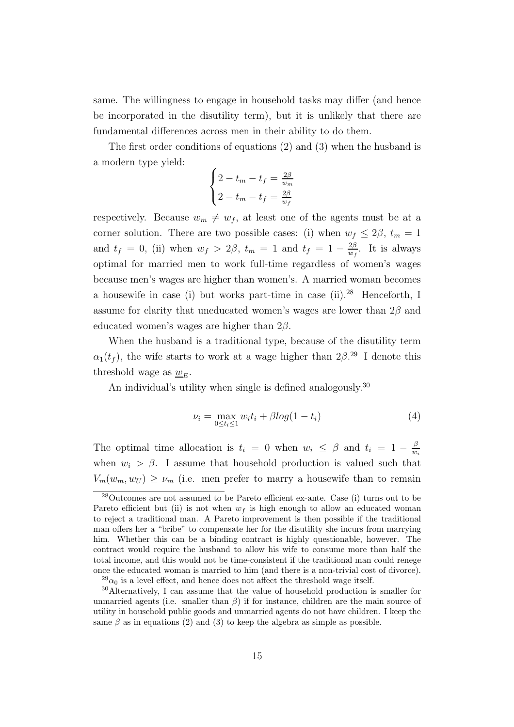same. The willingness to engage in household tasks may differ (and hence be incorporated in the disutility term), but it is unlikely that there are fundamental differences across men in their ability to do them.

The first order conditions of equations (2) and (3) when the husband is a modern type yield:

$$\begin{cases} 2 - t_m - t_f = \frac{2\beta}{w_m} \\ 2 - t_m - t_f = \frac{2\beta}{w_f} \end{cases}$$

respectively. Because $w_m \neq w_f$, at least one of the agents must be at a corner solution. There are two possible cases: (i) when $w_f \leq 2\beta$, $t_m = 1$ and $t_f = 0$, (ii) when $w_f > 2\beta$, $t_m = 1$ and $t_f = 1 - \frac{2\beta}{w_f}$. It is always optimal for married men to work full-time regardless of women's wages because men's wages are higher than women's. A married woman becomes a housewife in case (i) but works part-time in case (ii).[28] Henceforth, I assume for clarity that uneducated women's wages are lower than $2\beta$ and educated women's wages are higher than $2\beta$.

When the husband is a traditional type, because of the disutility term $\alpha_1(t_f)$, the wife starts to work at a wage higher than $2\beta$.[29] I denote this threshold wage as $\underline{w}_E$.

An individual's utility when single is defined analogously.[30]

$$\nu_i = \max_{0 \leq t_i \leq 1} w_i t_i + \beta log(1 - t_i) \tag{4}$$

The optimal time allocation is $t_i = 0$ when $w_i \leq \beta$ and $t_i = 1 - \frac{\beta}{w_i}$ when $w_i > \beta$. I assume that household production is valued such that $V_m(w_m, w_U) \geq \nu_m$ (i.e. men prefer to marry a housewife than to remain

[28] Outcomes are not assumed to be Pareto efficient ex-ante. Case (i) turns out to be Pareto efficient but (ii) is not when $w_f$ is high enough to allow an educated woman to reject a traditional man. A Pareto improvement is then possible if the traditional man offers her a "bribe" to compensate her for the disutility she incurs from marrying him. Whether this can be a binding contract is highly questionable, however. The contract would require the husband to allow his wife to consume more than half the total income, and this would not be time-consistent if the traditional man could renege once the educated woman is married to him (and there is a non-trivial cost of divorce).

[29] $\alpha_0$ is a level effect, and hence does not affect the threshold wage itself.

[30] Alternatively, I can assume that the value of household production is smaller for unmarried agents (i.e. smaller than $\beta$) if for instance, children are the main source of utility in household public goods and unmarried agents do not have children. I keep the same $\beta$ as in equations (2) and (3) to keep the algebra as simple as possible.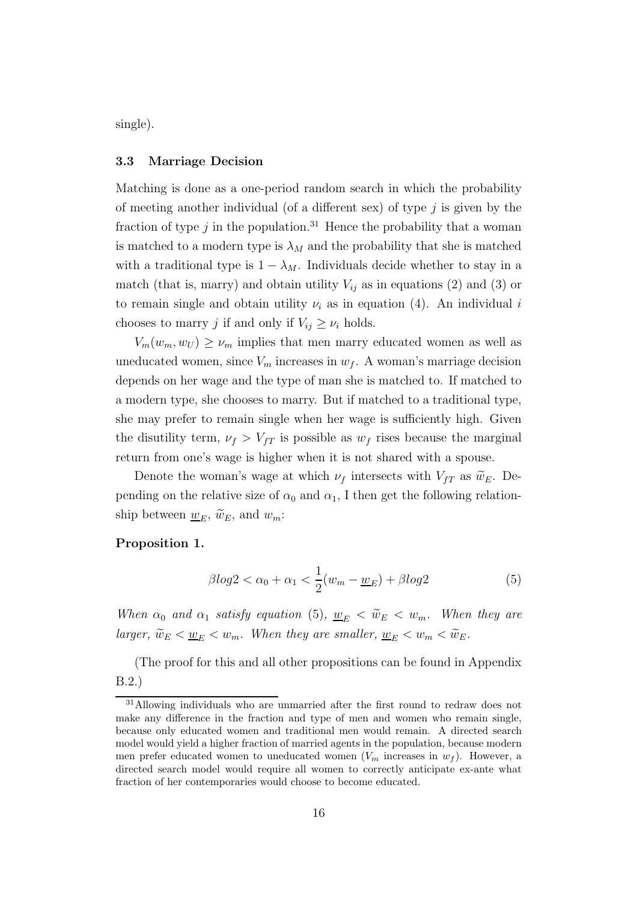single).

### 3.3 Marriage Decision

Matching is done as a one-period random search in which the probability of meeting another individual (of a different sex) of type $j$ is given by the fraction of type $j$ in the population.[31] Hence the probability that a woman is matched to a modern type is $\lambda_M$ and the probability that she is matched with a traditional type is $1 - \lambda_M$. Individuals decide whether to stay in a match (that is, marry) and obtain utility $V_{ij}$ as in equations (2) and (3) or to remain single and obtain utility $\nu_i$ as in equation (4). An individual $i$ chooses to marry $j$ if and only if $V_{ij} \geq \nu_i$ holds.

$V_m(w_m, w_U) \geq \nu_m$ implies that men marry educated women as well as uneducated women, since $V_m$ increases in $w_f$. A woman's marriage decision depends on her wage and the type of man she is matched to. If matched to a modern type, she chooses to marry. But if matched to a traditional type, she may prefer to remain single when her wage is sufficiently high. Given the disutility term, $\nu_f > V_{fT}$ is possible as $w_f$ rises because the marginal return from one's wage is higher when it is not shared with a spouse.

Denote the woman's wage at which $\nu_f$ intersects with $V_{fT}$ as $\widetilde{w}_E$. Depending on the relative size of $\alpha_0$ and $\alpha_1$, I then get the following relationship between $\underline{w}_E$, $\widetilde{w}_E$, and $w_m$:

**Proposition 1.**

$$\beta log2 < \alpha_0 + \alpha_1 < \frac{1}{2}(w_m - \underline{w}_E) + \beta log2 \tag{5}$$

*When $\alpha_0$ and $\alpha_1$ satisfy equation (5), $\underline{w}_E < \widetilde{w}_E < w_m$. When they are larger, $\widetilde{w}_E < \underline{w}_E < w_m$. When they are smaller, $\underline{w}_E < w_m < \widetilde{w}_E$.*

(The proof for this and all other propositions can be found in Appendix B.2.)

[31] Allowing individuals who are unmarried after the first round to redraw does not make any difference in the fraction and type of men and women who remain single, because only educated women and traditional men would remain. A directed search model would yield a higher fraction of married agents in the population, because modern men prefer educated women to uneducated women ($V_m$ increases in $w_f$). However, a directed search model would require all women to correctly anticipate ex-ante what fraction of her contemporaries would choose to become educated.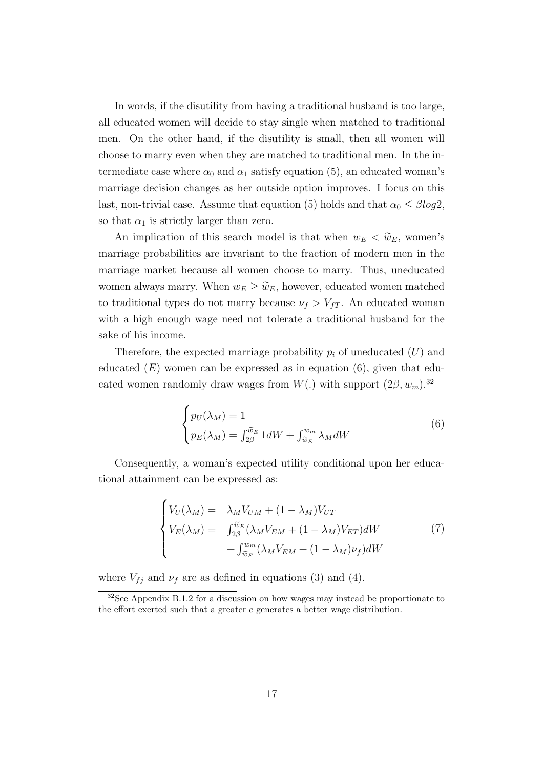In words, if the disutility from having a traditional husband is too large, all educated women will decide to stay single when matched to traditional men. On the other hand, if the disutility is small, then all women will choose to marry even when they are matched to traditional men. In the intermediate case where $\alpha_0$ and $\alpha_1$ satisfy equation (5), an educated woman's marriage decision changes as her outside option improves. I focus on this last, non-trivial case. Assume that equation (5) holds and that $\alpha_0 \leq \beta log 2$, so that $\alpha_1$ is strictly larger than zero.

An implication of this search model is that when $w_E < \widetilde{w}_E$, women's marriage probabilities are invariant to the fraction of modern men in the marriage market because all women choose to marry. Thus, uneducated women always marry. When $w_E \geq \widetilde{w}_E$, however, educated women matched to traditional types do not marry because $\nu_f > V_{fT}$. An educated woman with a high enough wage need not tolerate a traditional husband for the sake of his income.

Therefore, the expected marriage probability $p_i$ of uneducated ($U$) and educated ($E$) women can be expressed as in equation (6), given that educated women randomly draw wages from $W(.)$ with support $(2\beta, w_m)$.[32]

$$
\begin{cases}
p_U(\lambda_M) = 1 \\
p_E(\lambda_M) = \int_{2\beta}^{\widetilde{w}_E} 1 dW + \int_{\widetilde{w}_E}^{w_m} \lambda_M dW
\end{cases}
\tag{6}
$$

Consequently, a woman's expected utility conditional upon her educational attainment can be expressed as:

$$
\begin{cases}
V_U(\lambda_M) = & \lambda_M V_{UM} + (1-\lambda_M) V_{UT} \\
V_E(\lambda_M) = & \int_{2\beta}^{\widetilde{w}_E} (\lambda_M V_{EM} + (1-\lambda_M) V_{ET}) dW \\
& + \int_{\widetilde{w}_E}^{w_m} (\lambda_M V_{EM} + (1-\lambda_M) \nu_f) dW
\end{cases}
\tag{7}
$$

where $V_{fj}$ and $\nu_f$ are as defined in equations (3) and (4).

[32] See Appendix B.1.2 for a discussion on how wages may instead be proportionate to the effort exerted such that a greater $e$ generates a better wage distribution.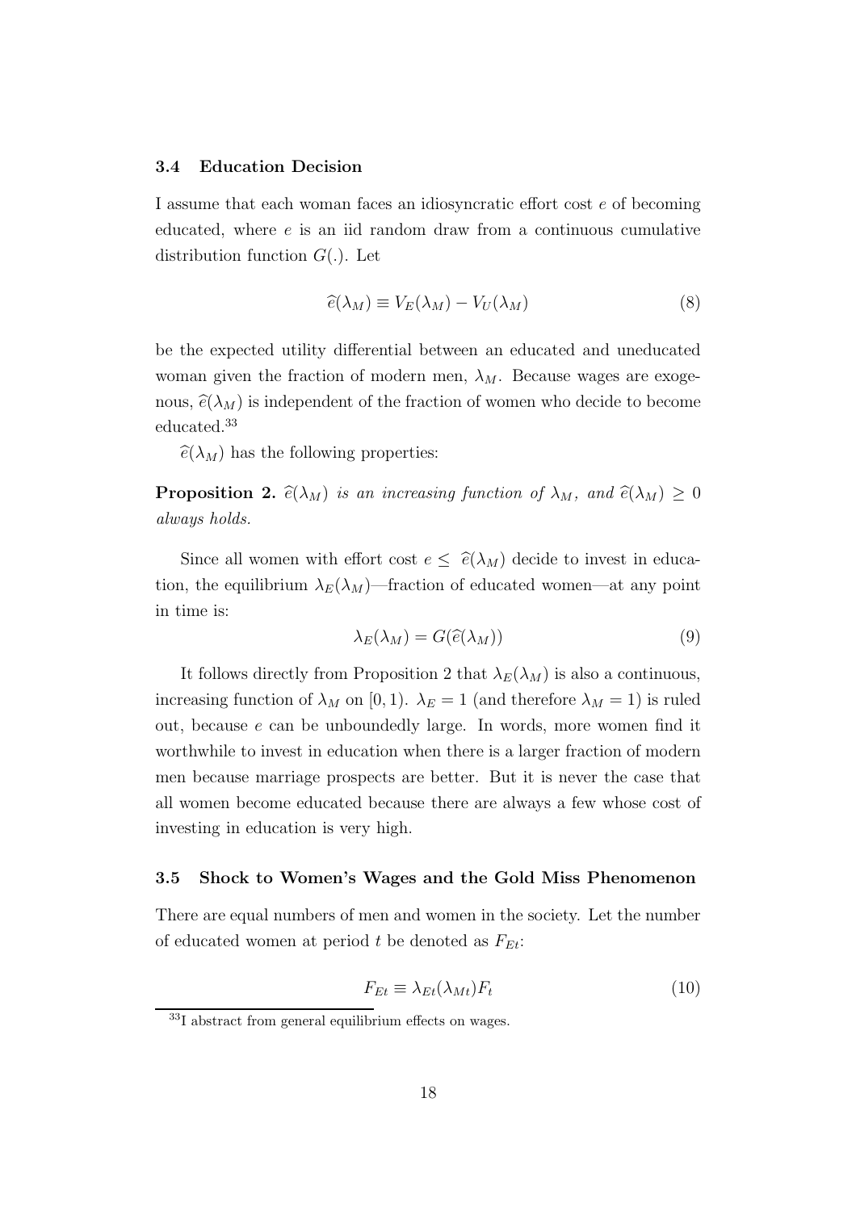### 3.4 Education Decision

I assume that each woman faces an idiosyncratic effort cost $e$ of becoming educated, where $e$ is an iid random draw from a continuous cumulative distribution function $G(.)$. Let

$$\widehat{e}(\lambda_M) \equiv V_E(\lambda_M) - V_U(\lambda_M) \tag{8}$$

be the expected utility differential between an educated and uneducated woman given the fraction of modern men, $\lambda_M$. Because wages are exogenous, $\widehat{e}(\lambda_M)$ is independent of the fraction of women who decide to become educated.[33]

$\widehat{e}(\lambda_M)$ has the following properties:

**Proposition 2.** *$\widehat{e}(\lambda_M)$ is an increasing function of $\lambda_M$, and $\widehat{e}(\lambda_M) \geq 0$ always holds.*

Since all women with effort cost $e \leq \widehat{e}(\lambda_M)$ decide to invest in education, the equilibrium $\lambda_E(\lambda_M)$—fraction of educated women—at any point in time is:

$$\lambda_E(\lambda_M) = G(\widehat{e}(\lambda_M)) \tag{9}$$

It follows directly from Proposition 2 that $\lambda_E(\lambda_M)$ is also a continuous, increasing function of $\lambda_M$ on $[0, 1)$. $\lambda_E = 1$ (and therefore $\lambda_M = 1$) is ruled out, because $e$ can be unboundedly large. In words, more women find it worthwhile to invest in education when there is a larger fraction of modern men because marriage prospects are better. But it is never the case that all women become educated because there are always a few whose cost of investing in education is very high.

### 3.5 Shock to Women's Wages and the Gold Miss Phenomenon

There are equal numbers of men and women in the society. Let the number of educated women at period $t$ be denoted as $F_{Et}$:

$$F_{Et} \equiv \lambda_{Et}(\lambda_{Mt})F_t \tag{10}$$

[33] I abstract from general equilibrium effects on wages.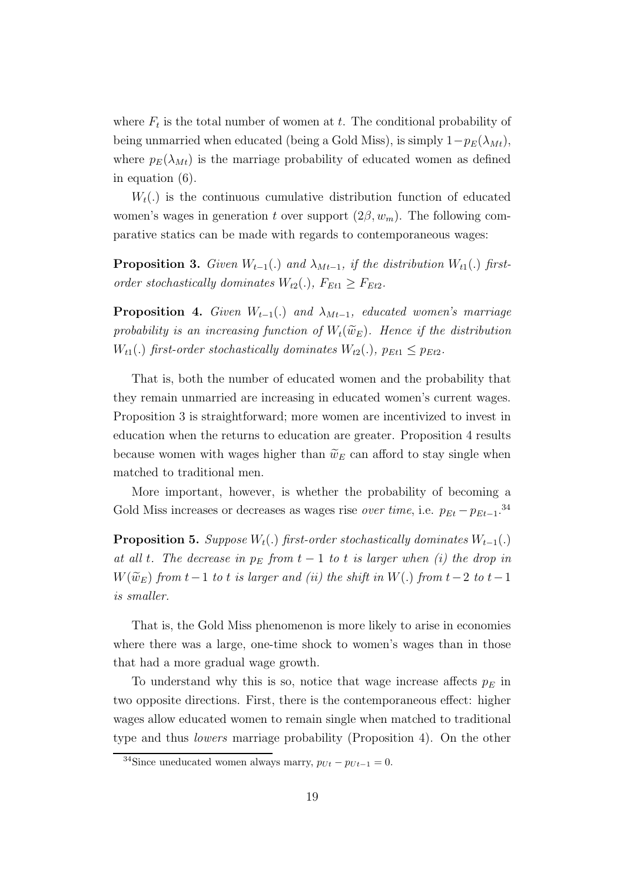where $F_t$ is the total number of women at $t$. The conditional probability of being unmarried when educated (being a Gold Miss), is simply $1-p_E(\lambda_{Mt})$, where $p_E(\lambda_{Mt})$ is the marriage probability of educated women as defined in equation (6).

$W_t(.)$ is the continuous cumulative distribution function of educated women's wages in generation $t$ over support $(2\beta, w_m)$. The following comparative statics can be made with regards to contemporaneous wages:

**Proposition 3.** *Given $W_{t-1}(.)$ and $\lambda_{Mt-1}$, if the distribution $W_{t1}(.)$ first-order stochastically dominates $W_{t2}(.)$, $F_{Et1} \geq F_{Et2}$.*

**Proposition 4.** *Given $W_{t-1}(.)$ and $\lambda_{Mt-1}$, educated women's marriage probability is an increasing function of $W_t(\widetilde{w}_E)$. Hence if the distribution $W_{t1}(.)$ first-order stochastically dominates $W_{t2}(.)$, $p_{Et1} \leq p_{Et2}$.*

That is, both the number of educated women and the probability that they remain unmarried are increasing in educated women's current wages. Proposition 3 is straightforward; more women are incentivized to invest in education when the returns to education are greater. Proposition 4 results because women with wages higher than $\widetilde{w}_E$ can afford to stay single when matched to traditional men.

More important, however, is whether the probability of becoming a Gold Miss increases or decreases as wages rise *over time*, i.e. $p_{Et} - p_{Et-1}$.[34]

**Proposition 5.** *Suppose $W_t(.)$ first-order stochastically dominates $W_{t-1}(.)$ at all $t$. The decrease in $p_E$ from $t-1$ to $t$ is larger when (i) the drop in $W(\widetilde{w}_E)$ from $t-1$ to $t$ is larger and (ii) the shift in $W(.)$ from $t-2$ to $t-1$ is smaller.*

That is, the Gold Miss phenomenon is more likely to arise in economies where there was a large, one-time shock to women's wages than in those that had a more gradual wage growth.

To understand why this is so, notice that wage increase affects $p_E$ in two opposite directions. First, there is the contemporaneous effect: higher wages allow educated women to remain single when matched to traditional type and thus *lowers* marriage probability (Proposition 4). On the other

[34] Since uneducated women always marry, $p_{Ut} - p_{Ut-1} = 0$.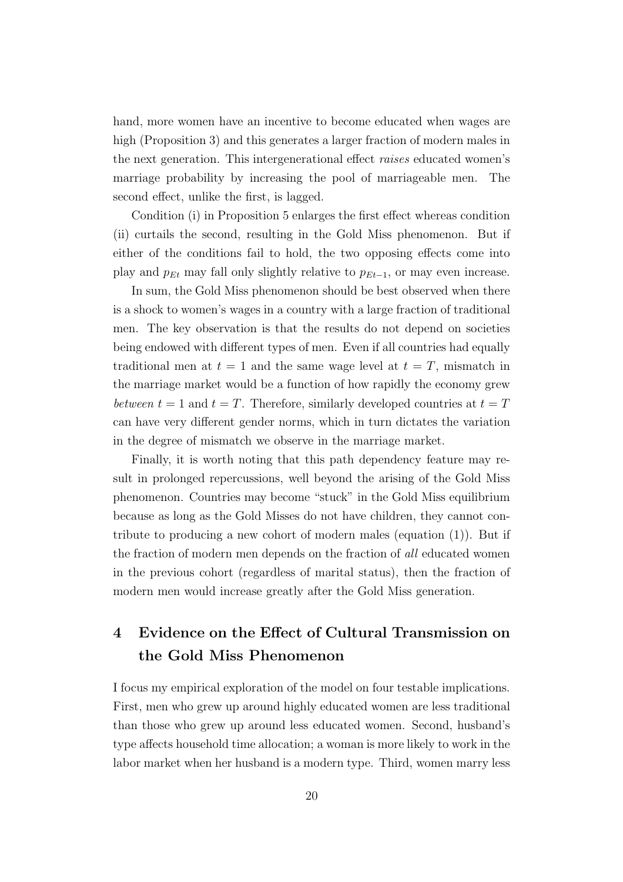hand, more women have an incentive to become educated when wages are high (Proposition 3) and this generates a larger fraction of modern males in the next generation. This intergenerational effect *raises* educated women's marriage probability by increasing the pool of marriageable men. The second effect, unlike the first, is lagged.

Condition (i) in Proposition 5 enlarges the first effect whereas condition (ii) curtails the second, resulting in the Gold Miss phenomenon. But if either of the conditions fail to hold, the two opposing effects come into play and $p_{Et}$ may fall only slightly relative to $p_{Et-1}$, or may even increase.

In sum, the Gold Miss phenomenon should be best observed when there is a shock to women's wages in a country with a large fraction of traditional men. The key observation is that the results do not depend on societies being endowed with different types of men. Even if all countries had equally traditional men at $t = 1$ and the same wage level at $t = T$, mismatch in the marriage market would be a function of how rapidly the economy grew *between* $t = 1$ and $t = T$. Therefore, similarly developed countries at $t = T$ can have very different gender norms, which in turn dictates the variation in the degree of mismatch we observe in the marriage market.

Finally, it is worth noting that this path dependency feature may result in prolonged repercussions, well beyond the arising of the Gold Miss phenomenon. Countries may become "stuck" in the Gold Miss equilibrium because as long as the Gold Misses do not have children, they cannot contribute to producing a new cohort of modern males (equation (1)). But if the fraction of modern men depends on the fraction of *all* educated women in the previous cohort (regardless of marital status), then the fraction of modern men would increase greatly after the Gold Miss generation.

# 4 Evidence on the Effect of Cultural Transmission on the Gold Miss Phenomenon

I focus my empirical exploration of the model on four testable implications. First, men who grew up around highly educated women are less traditional than those who grew up around less educated women. Second, husband's type affects household time allocation; a woman is more likely to work in the labor market when her husband is a modern type. Third, women marry less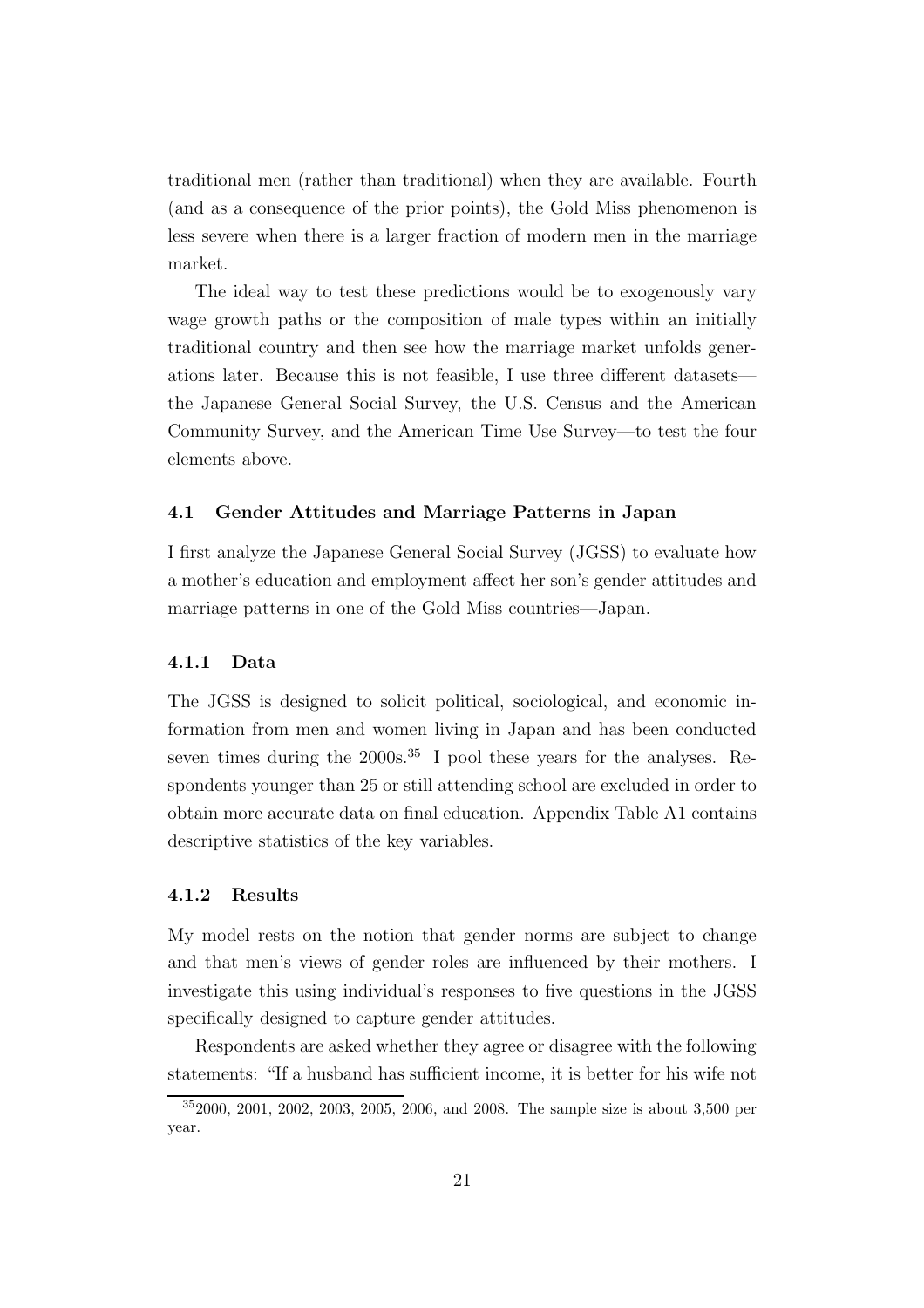traditional men (rather than traditional) when they are available. Fourth (and as a consequence of the prior points), the Gold Miss phenomenon is less severe when there is a larger fraction of modern men in the marriage market.

The ideal way to test these predictions would be to exogenously vary wage growth paths or the composition of male types within an initially traditional country and then see how the marriage market unfolds generations later. Because this is not feasible, I use three different datasets—the Japanese General Social Survey, the U.S. Census and the American Community Survey, and the American Time Use Survey—to test the four elements above.

### 4.1 Gender Attitudes and Marriage Patterns in Japan

I first analyze the Japanese General Social Survey (JGSS) to evaluate how a mother's education and employment affect her son's gender attitudes and marriage patterns in one of the Gold Miss countries—Japan.

#### 4.1.1 Data

The JGSS is designed to solicit political, sociological, and economic information from men and women living in Japan and has been conducted seven times during the 2000s.[35] I pool these years for the analyses. Respondents younger than 25 or still attending school are excluded in order to obtain more accurate data on final education. Appendix Table A1 contains descriptive statistics of the key variables.

#### 4.1.2 Results

My model rests on the notion that gender norms are subject to change and that men's views of gender roles are influenced by their mothers. I investigate this using individual's responses to five questions in the JGSS specifically designed to capture gender attitudes.

Respondents are asked whether they agree or disagree with the following statements: "If a husband has sufficient income, it is better for his wife not

[35] 2000, 2001, 2002, 2003, 2005, 2006, and 2008. The sample size is about 3,500 per year.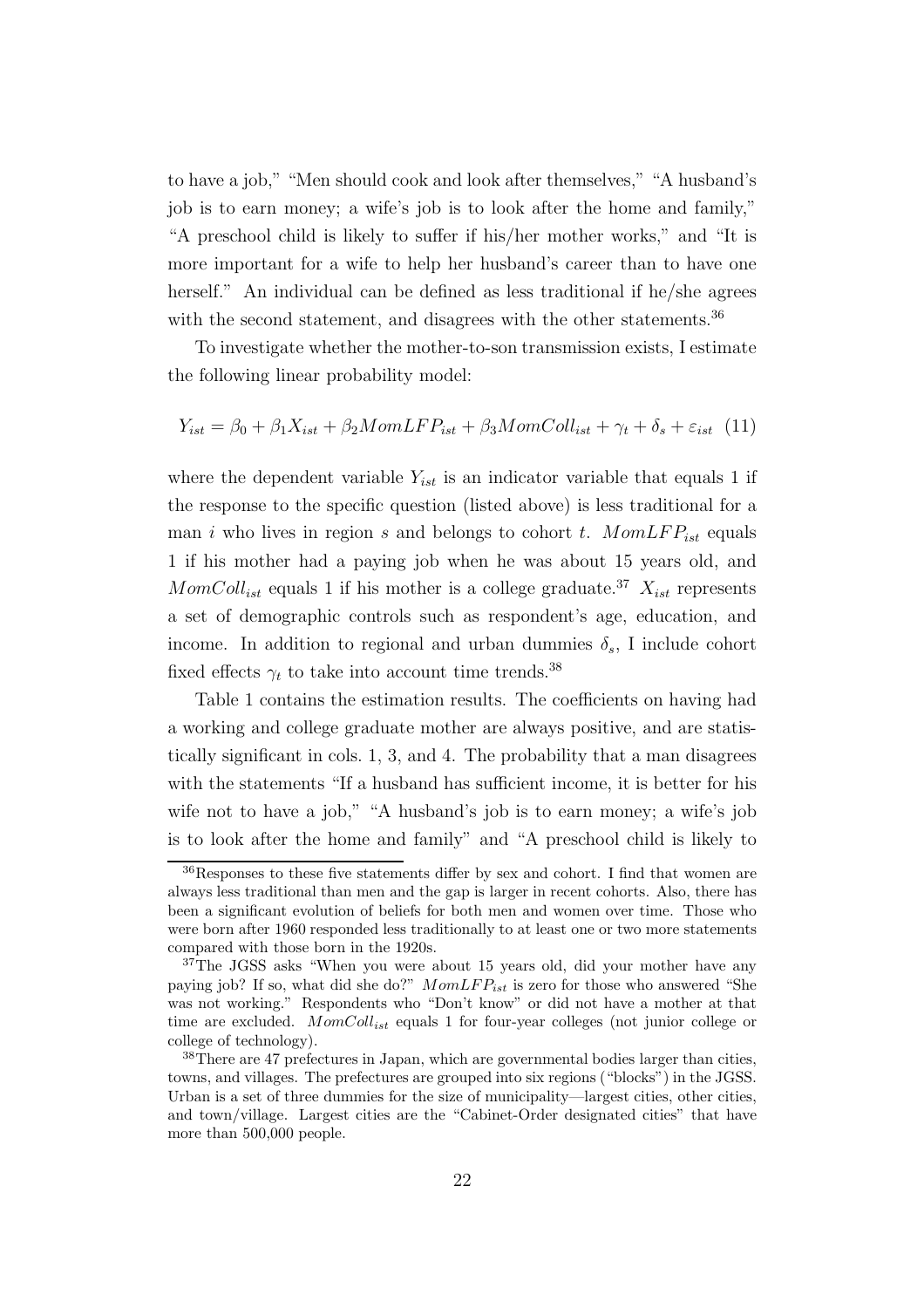to have a job," "Men should cook and look after themselves," "A husband's job is to earn money; a wife's job is to look after the home and family," "A preschool child is likely to suffer if his/her mother works," and "It is more important for a wife to help her husband's career than to have one herself." An individual can be defined as less traditional if he/she agrees with the second statement, and disagrees with the other statements.[36]

To investigate whether the mother-to-son transmission exists, I estimate the following linear probability model:

$$Y_{ist} = \beta_0 + \beta_1 X_{ist} + \beta_2 MomLFP_{ist} + \beta_3 MomColl_{ist} + \gamma_t + \delta_s + \varepsilon_{ist} \quad (11)$$

where the dependent variable $Y_{ist}$ is an indicator variable that equals 1 if the response to the specific question (listed above) is less traditional for a man $i$ who lives in region $s$ and belongs to cohort $t$. $MomLFP_{ist}$ equals 1 if his mother had a paying job when he was about 15 years old, and $MomColl_{ist}$ equals 1 if his mother is a college graduate.[37] $X_{ist}$ represents a set of demographic controls such as respondent's age, education, and income. In addition to regional and urban dummies $\delta_s$, I include cohort fixed effects $\gamma_t$ to take into account time trends.[38]

Table 1 contains the estimation results. The coefficients on having had a working and college graduate mother are always positive, and are statistically significant in cols. 1, 3, and 4. The probability that a man disagrees with the statements "If a husband has sufficient income, it is better for his wife not to have a job," "A husband's job is to earn money; a wife's job is to look after the home and family" and "A preschool child is likely to

---

[36] Responses to these five statements differ by sex and cohort. I find that women are always less traditional than men and the gap is larger in recent cohorts. Also, there has been a significant evolution of beliefs for both men and women over time. Those who were born after 1960 responded less traditionally to at least one or two more statements compared with those born in the 1920s.

[37] The JGSS asks "When you were about 15 years old, did your mother have any paying job? If so, what did she do?" $MomLFP_{ist}$ is zero for those who answered "She was not working." Respondents who "Don't know" or did not have a mother at that time are excluded. $MomColl_{ist}$ equals 1 for four-year colleges (not junior college or college of technology).

[38] There are 47 prefectures in Japan, which are governmental bodies larger than cities, towns, and villages. The prefectures are grouped into six regions ("blocks") in the JGSS. Urban is a set of three dummies for the size of municipality—largest cities, other cities, and town/village. Largest cities are the "Cabinet-Order designated cities" that have more than 500,000 people.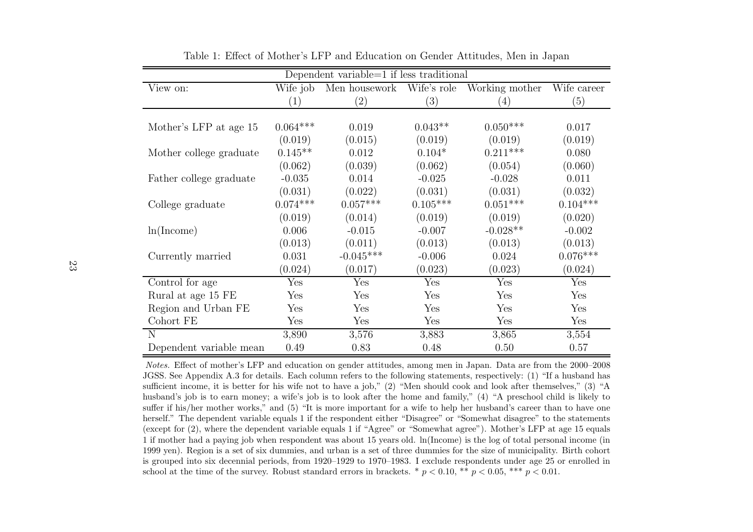Table 1: Effect of Mother's LFP and Education on Gender Attitudes, Men in Japan

| Dependent variable=1 if less traditional | | | | | |
|---|---|---|---|---|---|
| View on: | Wife job | Men housework | Wife's role | Working mother | Wife career |
| | (1) | (2) | (3) | (4) | (5) |
| Mother's LFP at age 15 | 0.064*** | 0.019 | 0.043** | 0.050*** | 0.017 |
| | (0.019) | (0.015) | (0.019) | (0.019) | (0.019) |
| Mother college graduate | 0.145** | 0.012 | 0.104* | 0.211*** | 0.080 |
| | (0.062) | (0.039) | (0.062) | (0.054) | (0.060) |
| Father college graduate | -0.035 | 0.014 | -0.025 | -0.028 | 0.011 |
| | (0.031) | (0.022) | (0.031) | (0.031) | (0.032) |
| College graduate | 0.074*** | 0.057*** | 0.105*** | 0.051*** | 0.104*** |
| | (0.019) | (0.014) | (0.019) | (0.019) | (0.020) |
| ln(Income) | 0.006 | -0.015 | -0.007 | -0.028** | -0.002 |
| | (0.013) | (0.011) | (0.013) | (0.013) | (0.013) |
| Currently married | 0.031 | -0.045*** | -0.006 | 0.024 | 0.076*** |
| | (0.024) | (0.017) | (0.023) | (0.023) | (0.024) |
| Control for age | Yes | Yes | Yes | Yes | Yes |
| Rural at age 15 FE | Yes | Yes | Yes | Yes | Yes |
| Region and Urban FE | Yes | Yes | Yes | Yes | Yes |
| Cohort FE | Yes | Yes | Yes | Yes | Yes |
| N | 3,890 | 3,576 | 3,883 | 3,865 | 3,554 |
| Dependent variable mean | 0.49 | 0.83 | 0.48 | 0.50 | 0.57 |

*Notes.* Effect of mother's LFP and education on gender attitudes, among men in Japan. Data are from the 2000–2008 JGSS. See Appendix A.3 for details. Each column refers to the following statements, respectively: (1) "If a husband has sufficient income, it is better for his wife not to have a job," (2) "Men should cook and look after themselves," (3) "A husband's job is to earn money; a wife's job is to look after the home and family," (4) "A preschool child is likely to suffer if his/her mother works," and (5) "It is more important for a wife to help her husband's career than to have one herself." The dependent variable equals 1 if the respondent either "Disagree" or "Somewhat disagree" to the statements (except for (2), where the dependent variable equals 1 if "Agree" or "Somewhat agree"). Mother's LFP at age 15 equals 1 if mother had a paying job when respondent was about 15 years old. ln(Income) is the log of total personal income (in 1999 yen). Region is a set of six dummies, and urban is a set of three dummies for the size of municipality. Birth cohort is grouped into six decennial periods, from 1920–1929 to 1970–1983. I exclude respondents under age 25 or enrolled in school at the time of the survey. Robust standard errors in brackets. * $p < 0.10$, ** $p < 0.05$, *** $p < 0.01$.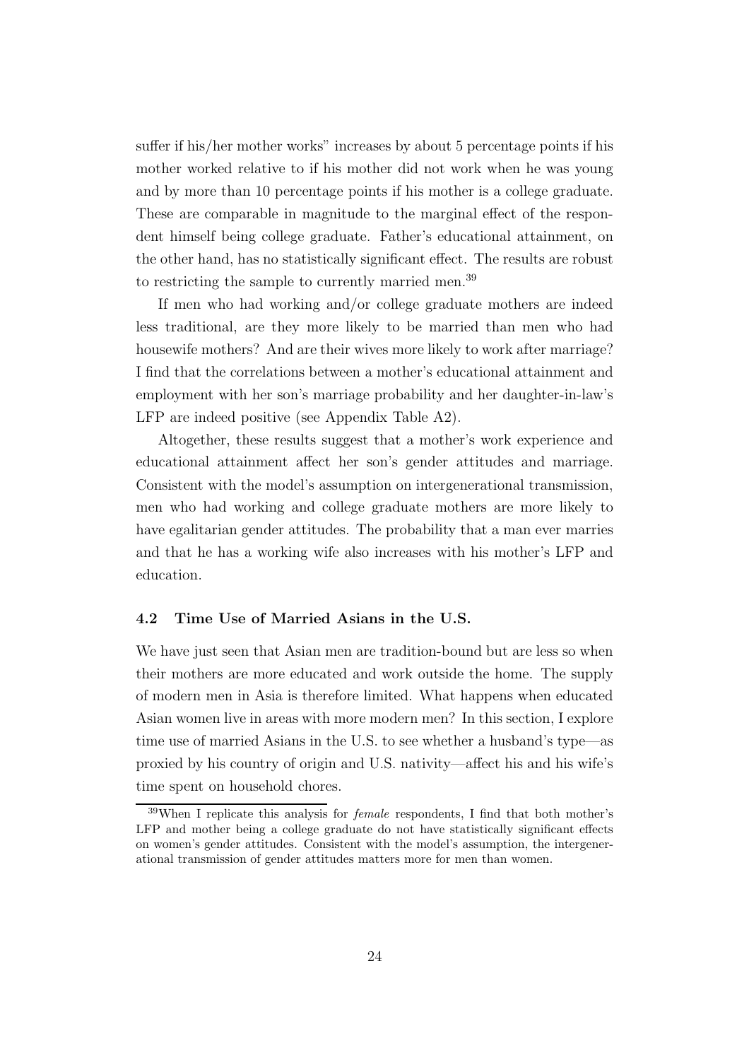suffer if his/her mother works" increases by about 5 percentage points if his mother worked relative to if his mother did not work when he was young and by more than 10 percentage points if his mother is a college graduate. These are comparable in magnitude to the marginal effect of the respondent himself being college graduate. Father's educational attainment, on the other hand, has no statistically significant effect. The results are robust to restricting the sample to currently married men.[39]

If men who had working and/or college graduate mothers are indeed less traditional, are they more likely to be married than men who had housewife mothers? And are their wives more likely to work after marriage? I find that the correlations between a mother's educational attainment and employment with her son's marriage probability and her daughter-in-law's LFP are indeed positive (see Appendix Table A2).

Altogether, these results suggest that a mother's work experience and educational attainment affect her son's gender attitudes and marriage. Consistent with the model's assumption on intergenerational transmission, men who had working and college graduate mothers are more likely to have egalitarian gender attitudes. The probability that a man ever marries and that he has a working wife also increases with his mother's LFP and education.

### 4.2 Time Use of Married Asians in the U.S.

We have just seen that Asian men are tradition-bound but are less so when their mothers are more educated and work outside the home. The supply of modern men in Asia is therefore limited. What happens when educated Asian women live in areas with more modern men? In this section, I explore time use of married Asians in the U.S. to see whether a husband's type—as proxied by his country of origin and U.S. nativity—affect his and his wife's time spent on household chores.

[39] When I replicate this analysis for *female* respondents, I find that both mother's LFP and mother being a college graduate do not have statistically significant effects on women's gender attitudes. Consistent with the model's assumption, the intergenerational transmission of gender attitudes matters more for men than women.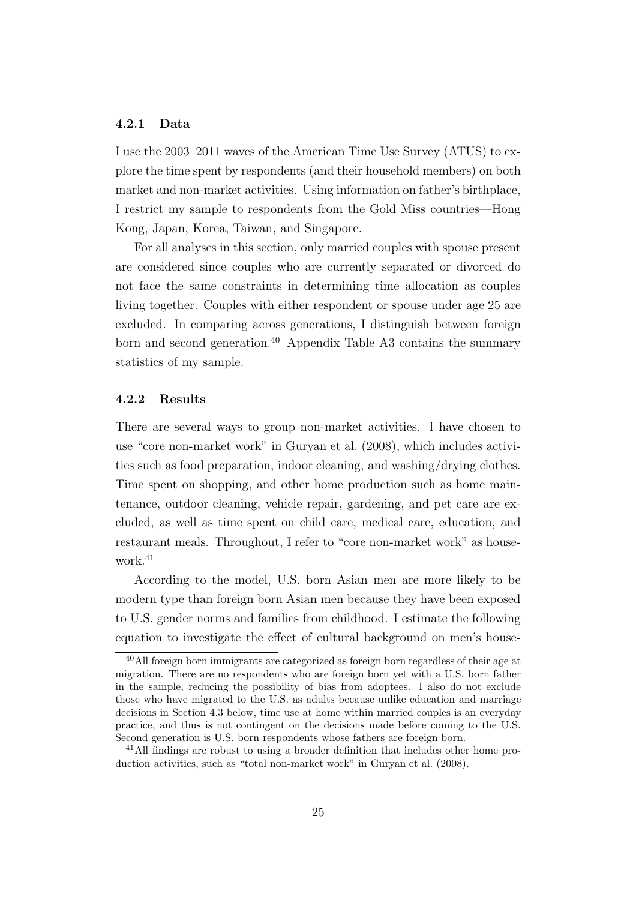#### 4.2.1 Data

I use the 2003–2011 waves of the American Time Use Survey (ATUS) to explore the time spent by respondents (and their household members) on both market and non-market activities. Using information on father's birthplace, I restrict my sample to respondents from the Gold Miss countries—Hong Kong, Japan, Korea, Taiwan, and Singapore.

For all analyses in this section, only married couples with spouse present are considered since couples who are currently separated or divorced do not face the same constraints in determining time allocation as couples living together. Couples with either respondent or spouse under age 25 are excluded. In comparing across generations, I distinguish between foreign born and second generation.[40] Appendix Table A3 contains the summary statistics of my sample.

#### 4.2.2 Results

There are several ways to group non-market activities. I have chosen to use "core non-market work" in Guryan et al. (2008), which includes activities such as food preparation, indoor cleaning, and washing/drying clothes. Time spent on shopping, and other home production such as home maintenance, outdoor cleaning, vehicle repair, gardening, and pet care are excluded, as well as time spent on child care, medical care, education, and restaurant meals. Throughout, I refer to "core non-market work" as housework.[41]

According to the model, U.S. born Asian men are more likely to be modern type than foreign born Asian men because they have been exposed to U.S. gender norms and families from childhood. I estimate the following equation to investigate the effect of cultural background on men's house-

[40] All foreign born immigrants are categorized as foreign born regardless of their age at migration. There are no respondents who are foreign born yet with a U.S. born father in the sample, reducing the possibility of bias from adoptees. I also do not exclude those who have migrated to the U.S. as adults because unlike education and marriage decisions in Section 4.3 below, time use at home within married couples is an everyday practice, and thus is not contingent on the decisions made before coming to the U.S. Second generation is U.S. born respondents whose fathers are foreign born.

[41] All findings are robust to using a broader definition that includes other home production activities, such as "total non-market work" in Guryan et al. (2008).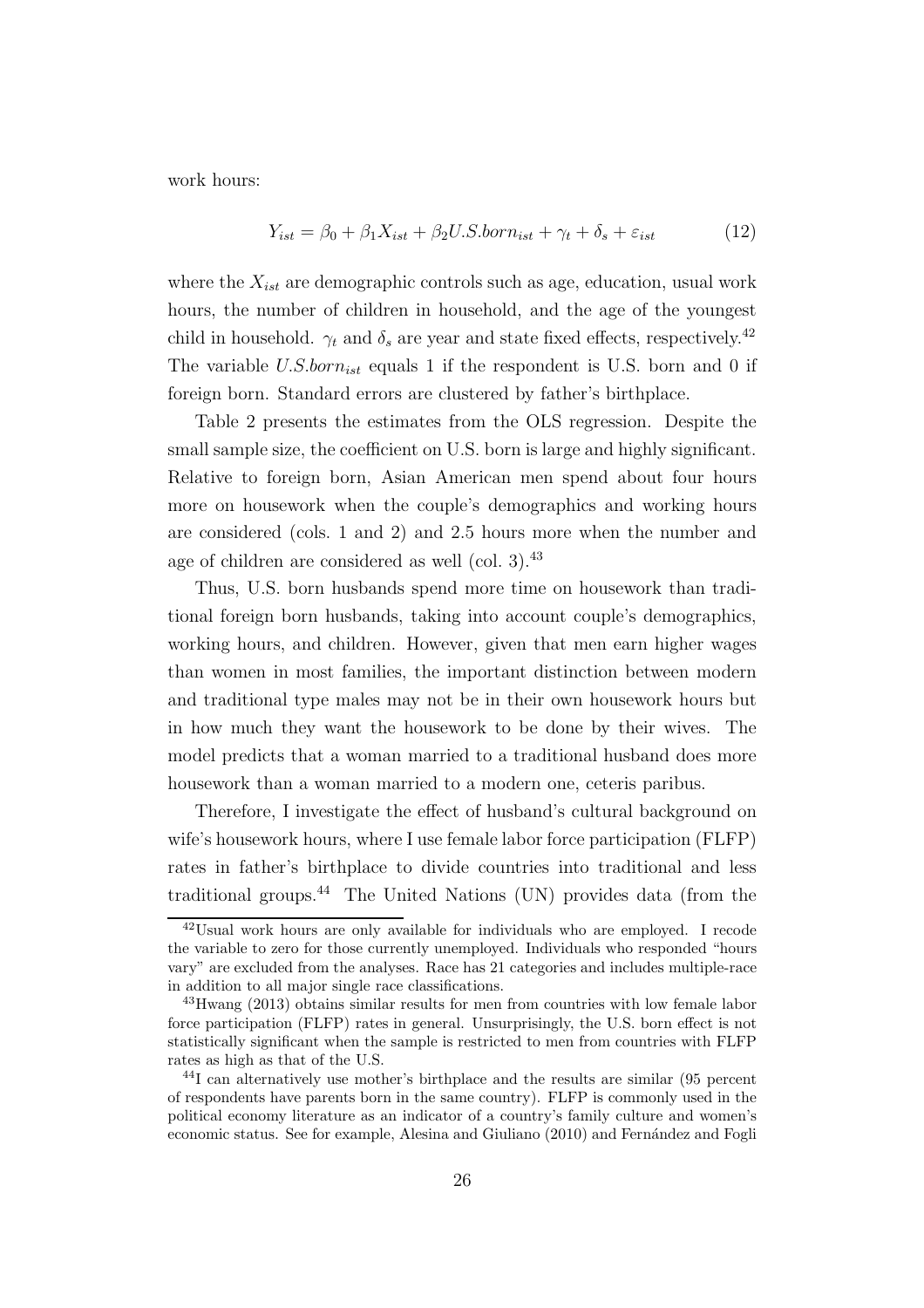work hours:

$$Y_{ist} = \beta_0 + \beta_1 X_{ist} + \beta_2 U.S.born_{ist} + \gamma_t + \delta_s + \varepsilon_{ist} \tag{12}$$

where the $X_{ist}$ are demographic controls such as age, education, usual work hours, the number of children in household, and the age of the youngest child in household. $\gamma_t$ and $\delta_s$ are year and state fixed effects, respectively.[42] The variable $U.S.born_{ist}$ equals 1 if the respondent is U.S. born and 0 if foreign born. Standard errors are clustered by father's birthplace.

Table 2 presents the estimates from the OLS regression. Despite the small sample size, the coefficient on U.S. born is large and highly significant. Relative to foreign born, Asian American men spend about four hours more on housework when the couple's demographics and working hours are considered (cols. 1 and 2) and 2.5 hours more when the number and age of children are considered as well (col. 3).[43]

Thus, U.S. born husbands spend more time on housework than traditional foreign born husbands, taking into account couple's demographics, working hours, and children. However, given that men earn higher wages than women in most families, the important distinction between modern and traditional type males may not be in their own housework hours but in how much they want the housework to be done by their wives. The model predicts that a woman married to a traditional husband does more housework than a woman married to a modern one, ceteris paribus.

Therefore, I investigate the effect of husband's cultural background on wife's housework hours, where I use female labor force participation (FLFP) rates in father's birthplace to divide countries into traditional and less traditional groups.[44] The United Nations (UN) provides data (from the

[42] Usual work hours are only available for individuals who are employed. I recode the variable to zero for those currently unemployed. Individuals who responded "hours vary" are excluded from the analyses. Race has 21 categories and includes multiple-race in addition to all major single race classifications.

[43] Hwang (2013) obtains similar results for men from countries with low female labor force participation (FLFP) rates in general. Unsurprisingly, the U.S. born effect is not statistically significant when the sample is restricted to men from countries with FLFP rates as high as that of the U.S.

[44] I can alternatively use mother's birthplace and the results are similar (95 percent of respondents have parents born in the same country). FLFP is commonly used in the political economy literature as an indicator of a country's family culture and women's economic status. See for example, Alesina and Giuliano (2010) and Fernández and Fogli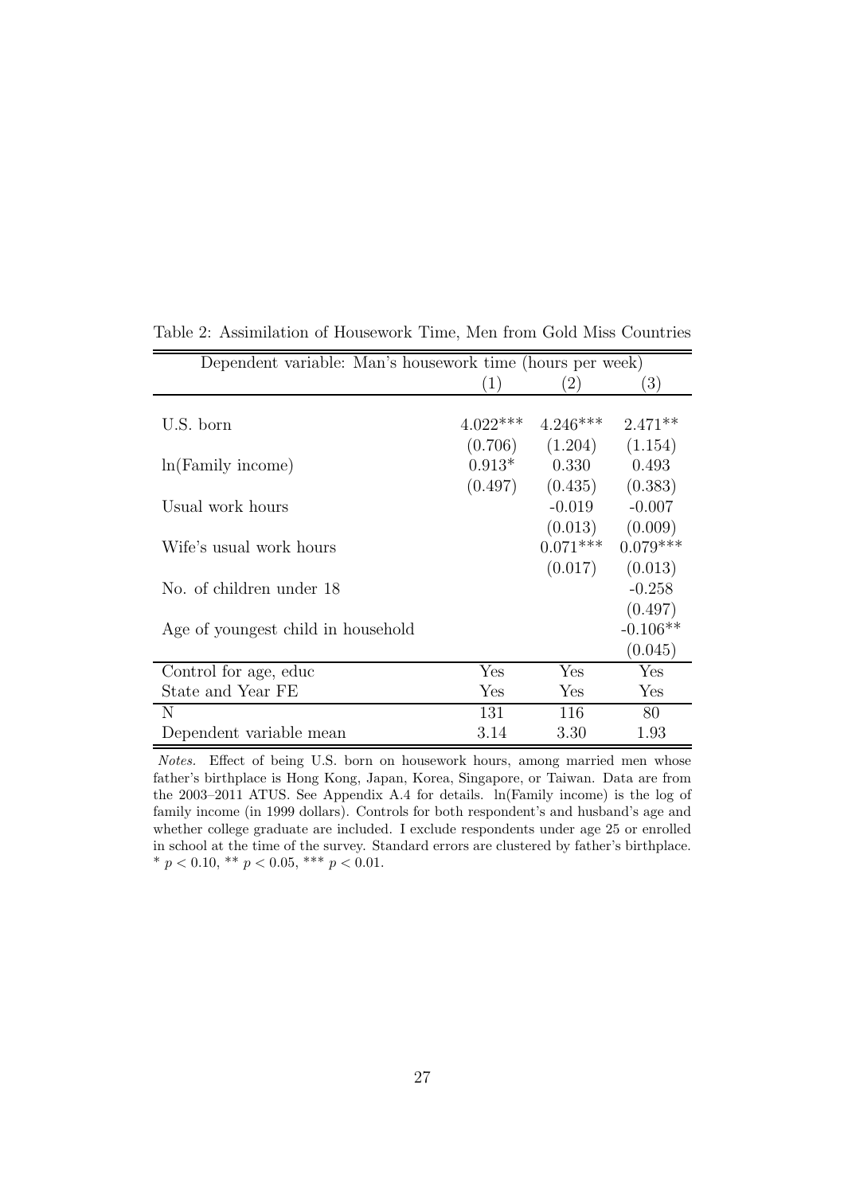Table 2: Assimilation of Housework Time, Men from Gold Miss Countries

| Dependent variable: Man's housework time (hours per week) | | | |
|---|---|---|---|
| | (1) | (2) | (3) |
| U.S. born | 4.022*** | 4.246*** | 2.471** |
| | (0.706) | (1.204) | (1.154) |
| ln(Family income) | 0.913* | 0.330 | 0.493 |
| | (0.497) | (0.435) | (0.383) |
| Usual work hours | | -0.019 | -0.007 |
| | | (0.013) | (0.009) |
| Wife's usual work hours | | 0.071*** | 0.079*** |
| | | (0.017) | (0.013) |
| No. of children under 18 | | | -0.258 |
| | | | (0.497) |
| Age of youngest child in household | | | -0.106** |
| | | | (0.045) |
| Control for age, educ | Yes | Yes | Yes |
| State and Year FE | Yes | Yes | Yes |
| N | 131 | 116 | 80 |
| Dependent variable mean | 3.14 | 3.30 | 1.93 |

*Notes.* Effect of being U.S. born on housework hours, among married men whose father's birthplace is Hong Kong, Japan, Korea, Singapore, or Taiwan. Data are from the 2003–2011 ATUS. See Appendix A.4 for details. ln(Family income) is the log of family income (in 1999 dollars). Controls for both respondent's and husband's age and whether college graduate are included. I exclude respondents under age 25 or enrolled in school at the time of the survey. Standard errors are clustered by father's birthplace. * $p < 0.10$, ** $p < 0.05$, *** $p < 0.01$.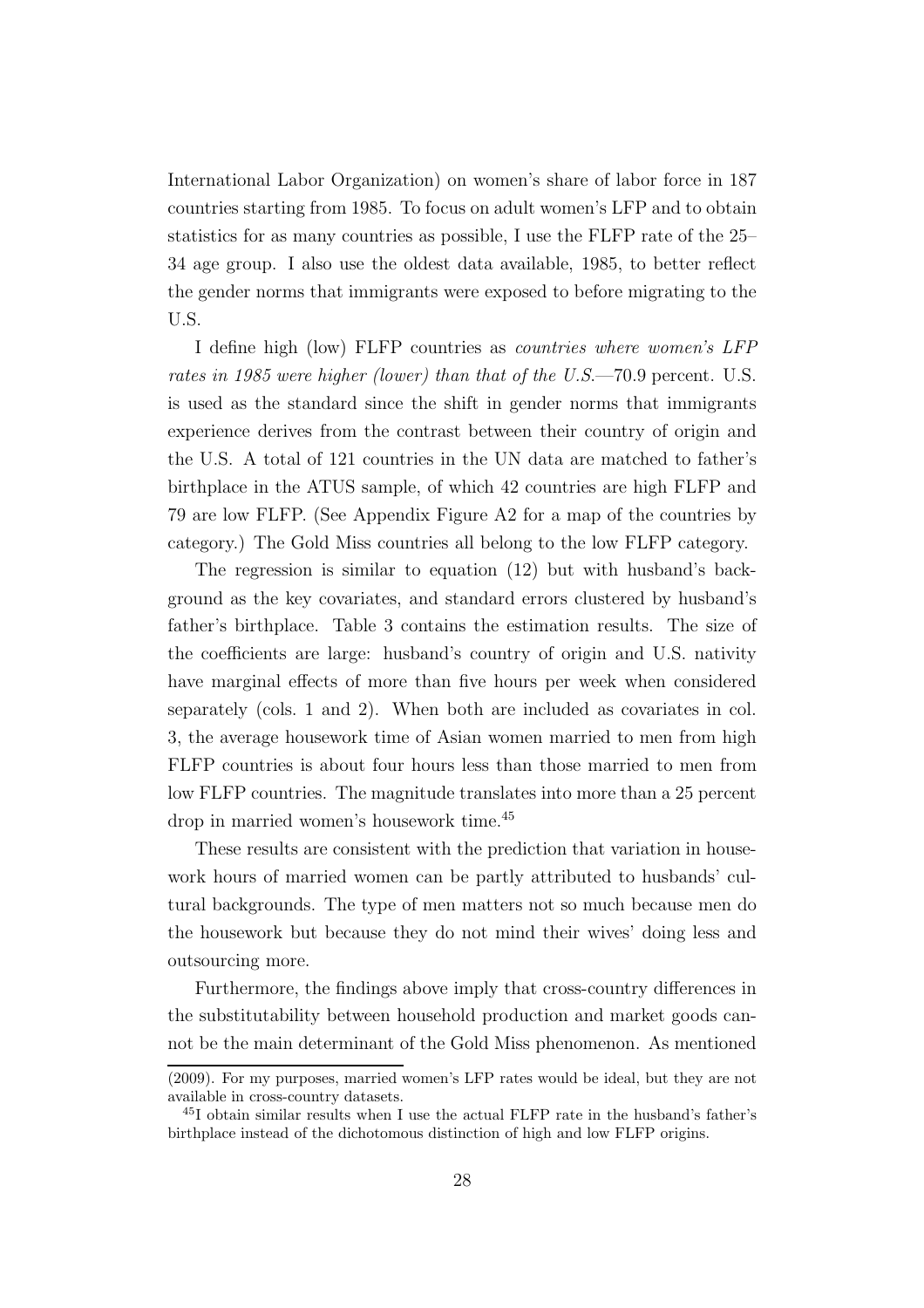International Labor Organization) on women's share of labor force in 187 countries starting from 1985. To focus on adult women's LFP and to obtain statistics for as many countries as possible, I use the FLFP rate of the 25–34 age group. I also use the oldest data available, 1985, to better reflect the gender norms that immigrants were exposed to before migrating to the U.S.

I define high (low) FLFP countries as *countries where women's LFP rates in 1985 were higher (lower) than that of the U.S.*—70.9 percent. U.S. is used as the standard since the shift in gender norms that immigrants experience derives from the contrast between their country of origin and the U.S. A total of 121 countries in the UN data are matched to father's birthplace in the ATUS sample, of which 42 countries are high FLFP and 79 are low FLFP. (See Appendix Figure A2 for a map of the countries by category.) The Gold Miss countries all belong to the low FLFP category.

The regression is similar to equation (12) but with husband's background as the key covariates, and standard errors clustered by husband's father's birthplace. Table 3 contains the estimation results. The size of the coefficients are large: husband's country of origin and U.S. nativity have marginal effects of more than five hours per week when considered separately (cols. 1 and 2). When both are included as covariates in col. 3, the average housework time of Asian women married to men from high FLFP countries is about four hours less than those married to men from low FLFP countries. The magnitude translates into more than a 25 percent drop in married women's housework time.[45]

These results are consistent with the prediction that variation in housework hours of married women can be partly attributed to husbands' cultural backgrounds. The type of men matters not so much because men do the housework but because they do not mind their wives' doing less and outsourcing more.

Furthermore, the findings above imply that cross-country differences in the substitutability between household production and market goods cannot be the main determinant of the Gold Miss phenomenon. As mentioned

---

(2009). For my purposes, married women's LFP rates would be ideal, but they are not available in cross-country datasets.

[45] I obtain similar results when I use the actual FLFP rate in the husband's father's birthplace instead of the dichotomous distinction of high and low FLFP origins.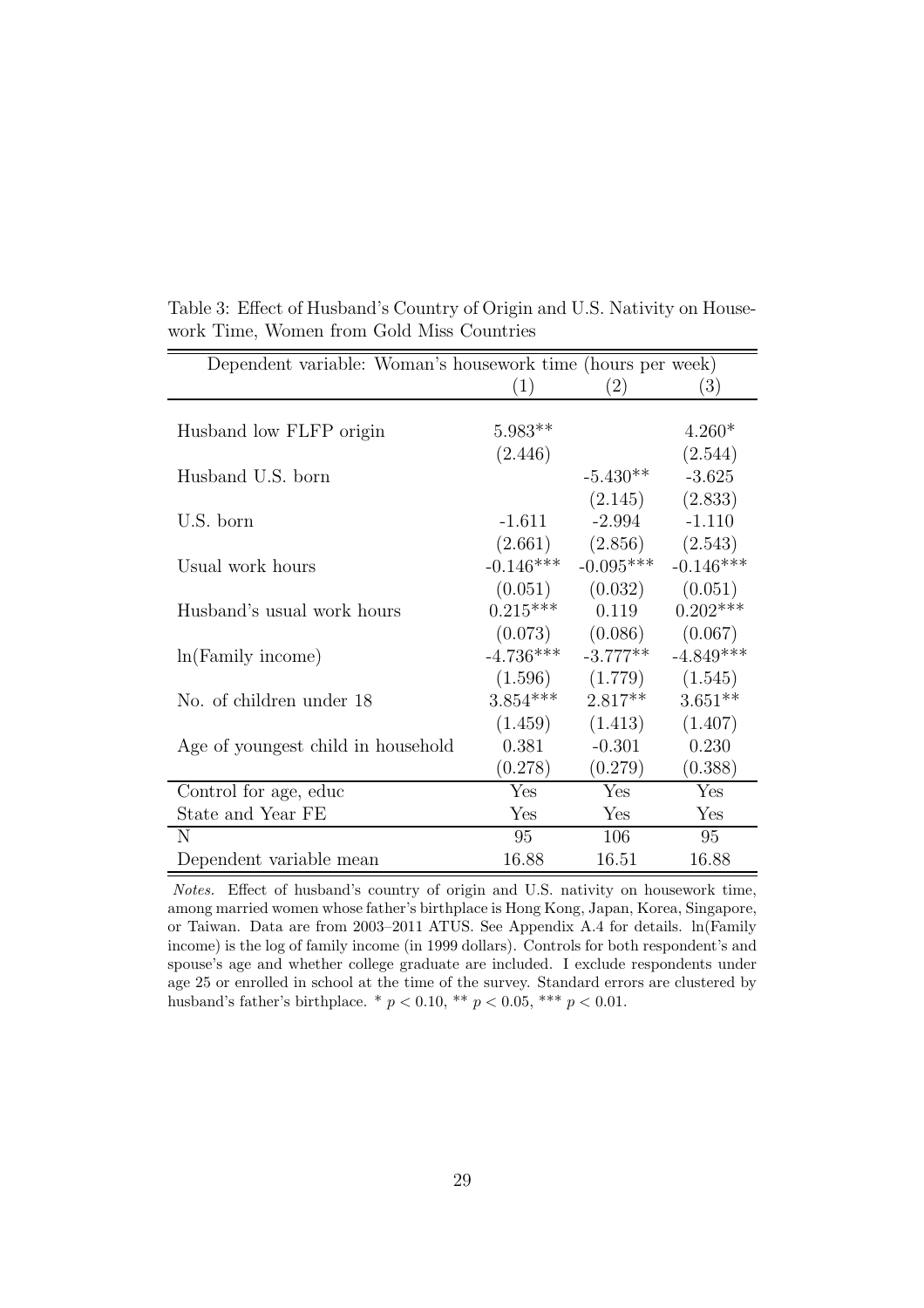Table 3: Effect of Husband's Country of Origin and U.S. Nativity on Housework Time, Women from Gold Miss Countries

| Dependent variable: Woman's housework time (hours per week) | (1) | (2) | (3) |
|---|---|---|---|
| Husband low FLFP origin | 5.983** | | 4.260* |
| | (2.446) | | (2.544) |
| Husband U.S. born | | -5.430** | -3.625 |
| | | (2.145) | (2.833) |
| U.S. born | -1.611 | -2.994 | -1.110 |
| | (2.661) | (2.856) | (2.543) |
| Usual work hours | -0.146*** | -0.095*** | -0.146*** |
| | (0.051) | (0.032) | (0.051) |
| Husband's usual work hours | 0.215*** | 0.119 | 0.202*** |
| | (0.073) | (0.086) | (0.067) |
| ln(Family income) | -4.736*** | -3.777** | -4.849*** |
| | (1.596) | (1.779) | (1.545) |
| No. of children under 18 | 3.854*** | 2.817** | 3.651** |
| | (1.459) | (1.413) | (1.407) |
| Age of youngest child in household | 0.381 | -0.301 | 0.230 |
| | (0.278) | (0.279) | (0.388) |
| Control for age, educ | Yes | Yes | Yes |
| State and Year FE | Yes | Yes | Yes |
| N | 95 | 106 | 95 |
| Dependent variable mean | 16.88 | 16.51 | 16.88 |

*Notes.* Effect of husband's country of origin and U.S. nativity on housework time, among married women whose father's birthplace is Hong Kong, Japan, Korea, Singapore, or Taiwan. Data are from 2003–2011 ATUS. See Appendix A.4 for details. ln(Family income) is the log of family income (in 1999 dollars). Controls for both respondent's and spouse's age and whether college graduate are included. I exclude respondents under age 25 or enrolled in school at the time of the survey. Standard errors are clustered by husband's father's birthplace. * $p < 0.10$, ** $p < 0.05$, *** $p < 0.01$.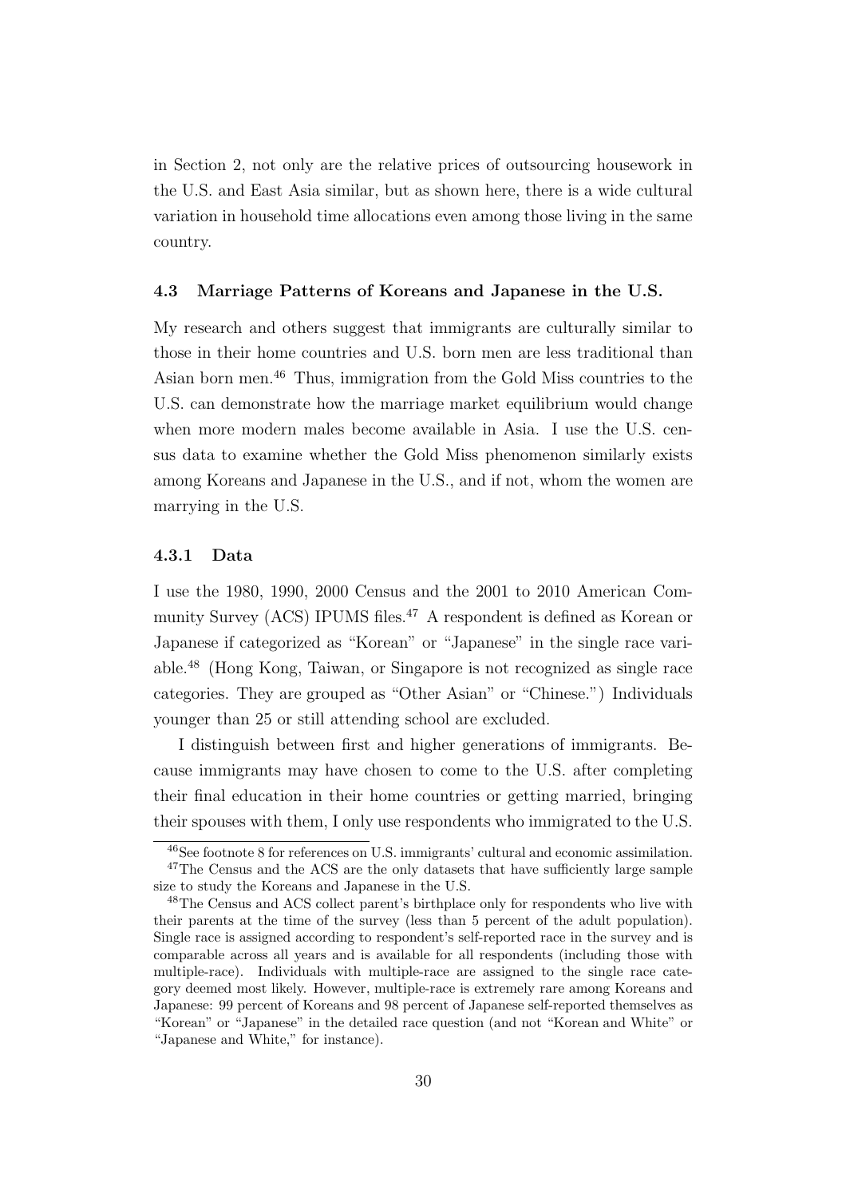in Section 2, not only are the relative prices of outsourcing housework in the U.S. and East Asia similar, but as shown here, there is a wide cultural variation in household time allocations even among those living in the same country.

### 4.3 Marriage Patterns of Koreans and Japanese in the U.S.

My research and others suggest that immigrants are culturally similar to those in their home countries and U.S. born men are less traditional than Asian born men.[46] Thus, immigration from the Gold Miss countries to the U.S. can demonstrate how the marriage market equilibrium would change when more modern males become available in Asia. I use the U.S. census data to examine whether the Gold Miss phenomenon similarly exists among Koreans and Japanese in the U.S., and if not, whom the women are marrying in the U.S.

#### 4.3.1 Data

I use the 1980, 1990, 2000 Census and the 2001 to 2010 American Community Survey (ACS) IPUMS files.[47] A respondent is defined as Korean or Japanese if categorized as "Korean" or "Japanese" in the single race variable.[48] (Hong Kong, Taiwan, or Singapore is not recognized as single race categories. They are grouped as "Other Asian" or "Chinese.") Individuals younger than 25 or still attending school are excluded.

I distinguish between first and higher generations of immigrants. Because immigrants may have chosen to come to the U.S. after completing their final education in their home countries or getting married, bringing their spouses with them, I only use respondents who immigrated to the U.S.

---

[46]See footnote 8 for references on U.S. immigrants' cultural and economic assimilation.

[47]The Census and the ACS are the only datasets that have sufficiently large sample size to study the Koreans and Japanese in the U.S.

[48]The Census and ACS collect parent's birthplace only for respondents who live with their parents at the time of the survey (less than 5 percent of the adult population). Single race is assigned according to respondent's self-reported race in the survey and is comparable across all years and is available for all respondents (including those with multiple-race). Individuals with multiple-race are assigned to the single race category deemed most likely. However, multiple-race is extremely rare among Koreans and Japanese: 99 percent of Koreans and 98 percent of Japanese self-reported themselves as "Korean" or "Japanese" in the detailed race question (and not "Korean and White" or "Japanese and White," for instance).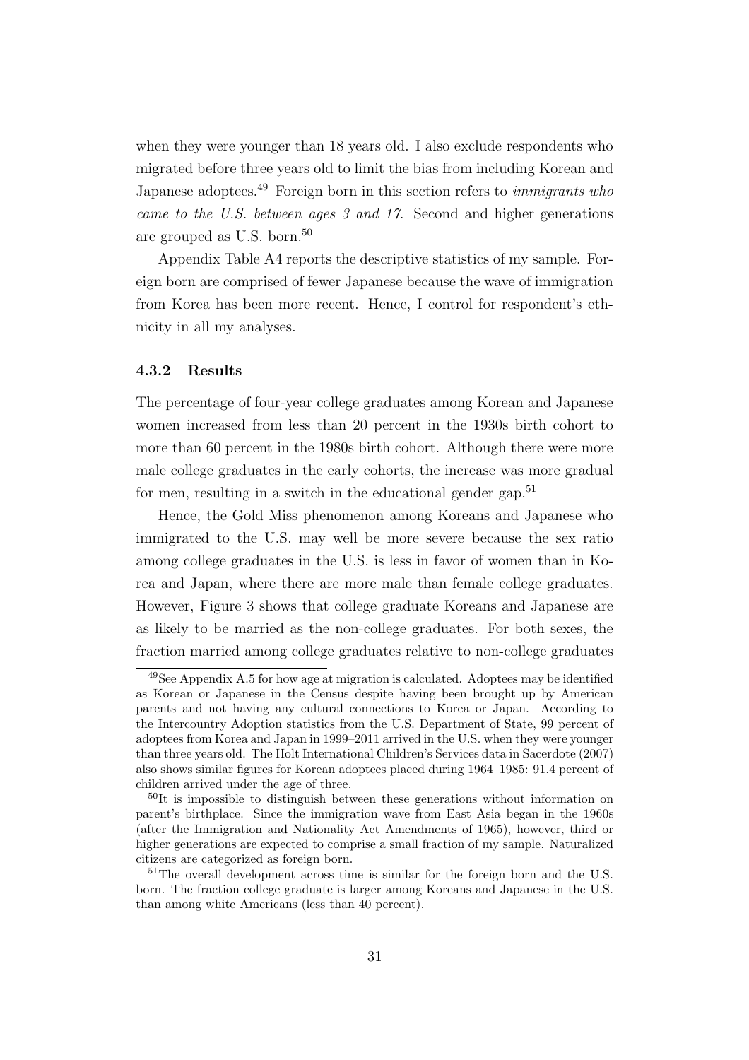when they were younger than 18 years old. I also exclude respondents who migrated before three years old to limit the bias from including Korean and Japanese adoptees.[49] Foreign born in this section refers to *immigrants who came to the U.S. between ages 3 and 17*. Second and higher generations are grouped as U.S. born.[50]

Appendix Table A4 reports the descriptive statistics of my sample. Foreign born are comprised of fewer Japanese because the wave of immigration from Korea has been more recent. Hence, I control for respondent's ethnicity in all my analyses.

### 4.3.2 Results

The percentage of four-year college graduates among Korean and Japanese women increased from less than 20 percent in the 1930s birth cohort to more than 60 percent in the 1980s birth cohort. Although there were more male college graduates in the early cohorts, the increase was more gradual for men, resulting in a switch in the educational gender gap.[51]

Hence, the Gold Miss phenomenon among Koreans and Japanese who immigrated to the U.S. may well be more severe because the sex ratio among college graduates in the U.S. is less in favor of women than in Korea and Japan, where there are more male than female college graduates. However, Figure 3 shows that college graduate Koreans and Japanese are as likely to be married as the non-college graduates. For both sexes, the fraction married among college graduates relative to non-college graduates

---

[49] See Appendix A.5 for how age at migration is calculated. Adoptees may be identified as Korean or Japanese in the Census despite having been brought up by American parents and not having any cultural connections to Korea or Japan. According to the Intercountry Adoption statistics from the U.S. Department of State, 99 percent of adoptees from Korea and Japan in 1999–2011 arrived in the U.S. when they were younger than three years old. The Holt International Children's Services data in Sacerdote (2007) also shows similar figures for Korean adoptees placed during 1964–1985: 91.4 percent of children arrived under the age of three.

[50] It is impossible to distinguish between these generations without information on parent's birthplace. Since the immigration wave from East Asia began in the 1960s (after the Immigration and Nationality Act Amendments of 1965), however, third or higher generations are expected to comprise a small fraction of my sample. Naturalized citizens are categorized as foreign born.

[51] The overall development across time is similar for the foreign born and the U.S. born. The fraction college graduate is larger among Koreans and Japanese in the U.S. than among white Americans (less than 40 percent).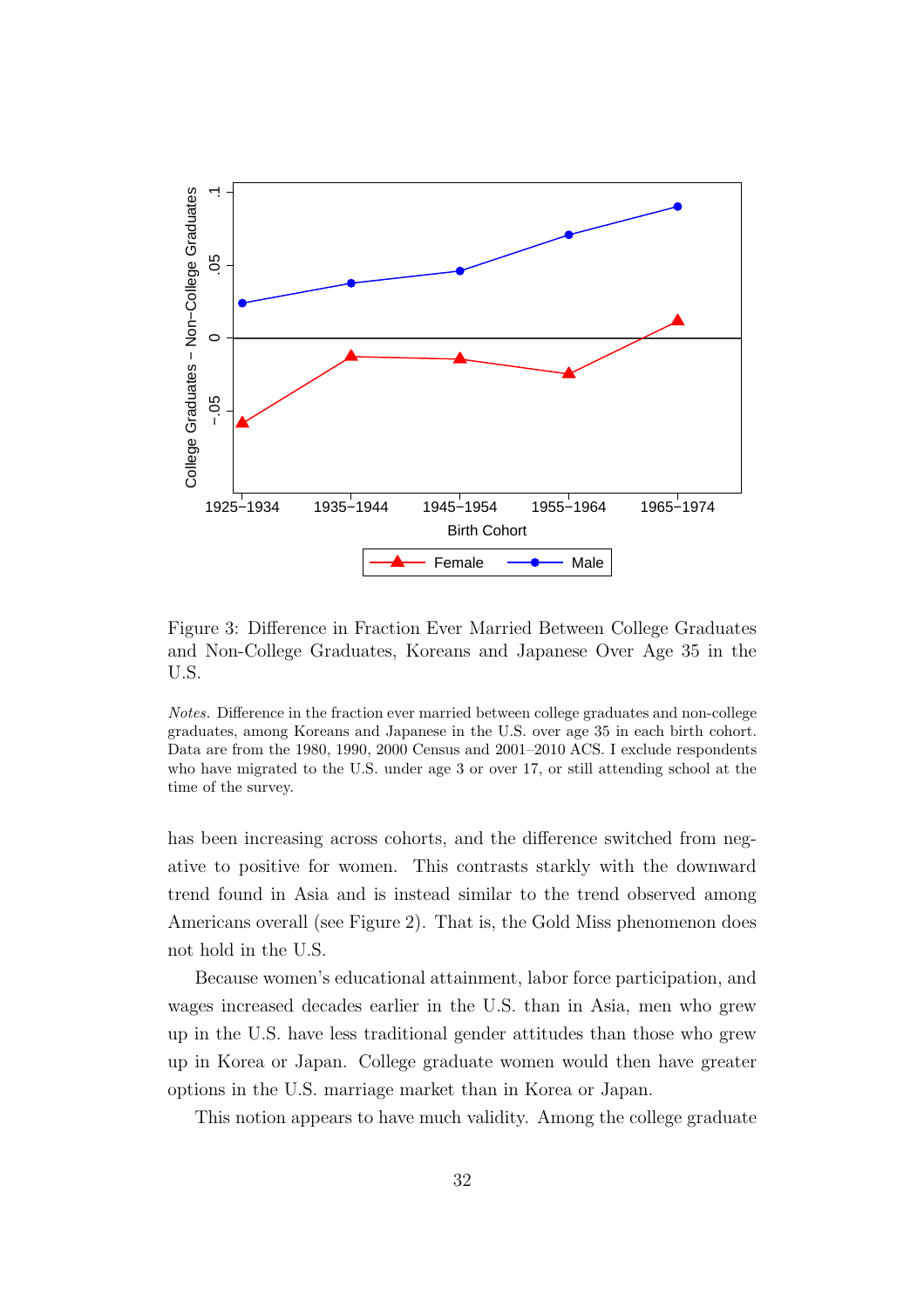Figure 3: Difference in Fraction Ever Married Between College Graduates and Non-College Graduates, Koreans and Japanese Over Age 35 in the U.S.

*Notes.* Difference in the fraction ever married between college graduates and non-college graduates, among Koreans and Japanese in the U.S. over age 35 in each birth cohort. Data are from the 1980, 1990, 2000 Census and 2001–2010 ACS. I exclude respondents who have migrated to the U.S. under age 3 or over 17, or still attending school at the time of the survey.

has been increasing across cohorts, and the difference switched from negative to positive for women. This contrasts starkly with the downward trend found in Asia and is instead similar to the trend observed among Americans overall (see Figure 2). That is, the Gold Miss phenomenon does not hold in the U.S.

Because women's educational attainment, labor force participation, and wages increased decades earlier in the U.S. than in Asia, men who grew up in the U.S. have less traditional gender attitudes than those who grew up in Korea or Japan. College graduate women would then have greater options in the U.S. marriage market than in Korea or Japan.

This notion appears to have much validity. Among the college graduate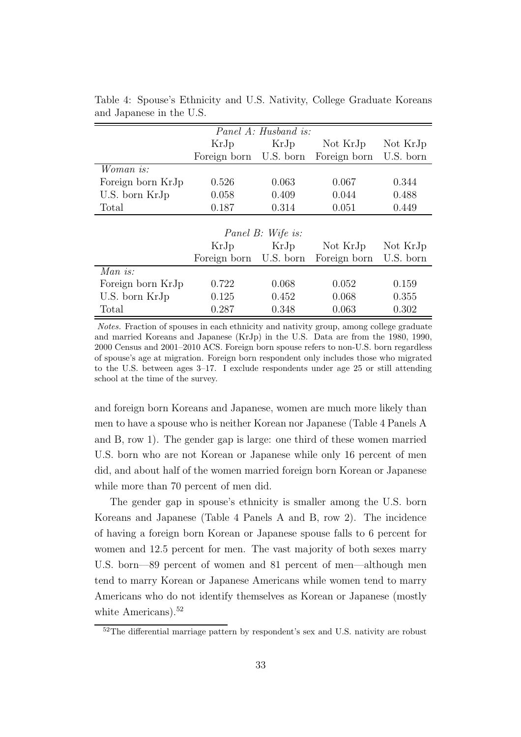Table 4: Spouse's Ethnicity and U.S. Nativity, College Graduate Koreans and Japanese in the U.S.

| *Panel A: Husband is:* | | | | |
|---|---|---|---|---|
| | KrJp Foreign born | KrJp U.S. born | Not KrJp Foreign born | Not KrJp U.S. born |
| *Woman is:* | | | | |
| Foreign born KrJp | 0.526 | 0.063 | 0.067 | 0.344 |
| U.S. born KrJp | 0.058 | 0.409 | 0.044 | 0.488 |
| Total | 0.187 | 0.314 | 0.051 | 0.449 |
| *Panel B: Wife is:* | | | | |
| | KrJp Foreign born | KrJp U.S. born | Not KrJp Foreign born | Not KrJp U.S. born |
| *Man is:* | | | | |
| Foreign born KrJp | 0.722 | 0.068 | 0.052 | 0.159 |
| U.S. born KrJp | 0.125 | 0.452 | 0.068 | 0.355 |
| Total | 0.287 | 0.348 | 0.063 | 0.302 |

*Notes.* Fraction of spouses in each ethnicity and nativity group, among college graduate and married Koreans and Japanese (KrJp) in the U.S. Data are from the 1980, 1990, 2000 Census and 2001–2010 ACS. Foreign born spouse refers to non-U.S. born regardless of spouse's age at migration. Foreign born respondent only includes those who migrated to the U.S. between ages 3–17. I exclude respondents under age 25 or still attending school at the time of the survey.

and foreign born Koreans and Japanese, women are much more likely than men to have a spouse who is neither Korean nor Japanese (Table 4 Panels A and B, row 1). The gender gap is large: one third of these women married U.S. born who are not Korean or Japanese while only 16 percent of men did, and about half of the women married foreign born Korean or Japanese while more than 70 percent of men did.

The gender gap in spouse's ethnicity is smaller among the U.S. born Koreans and Japanese (Table 4 Panels A and B, row 2). The incidence of having a foreign born Korean or Japanese spouse falls to 6 percent for women and 12.5 percent for men. The vast majority of both sexes marry U.S. born—89 percent of women and 81 percent of men—although men tend to marry Korean or Japanese Americans while women tend to marry Americans who do not identify themselves as Korean or Japanese (mostly white Americans).[52]

[52]The differential marriage pattern by respondent's sex and U.S. nativity are robust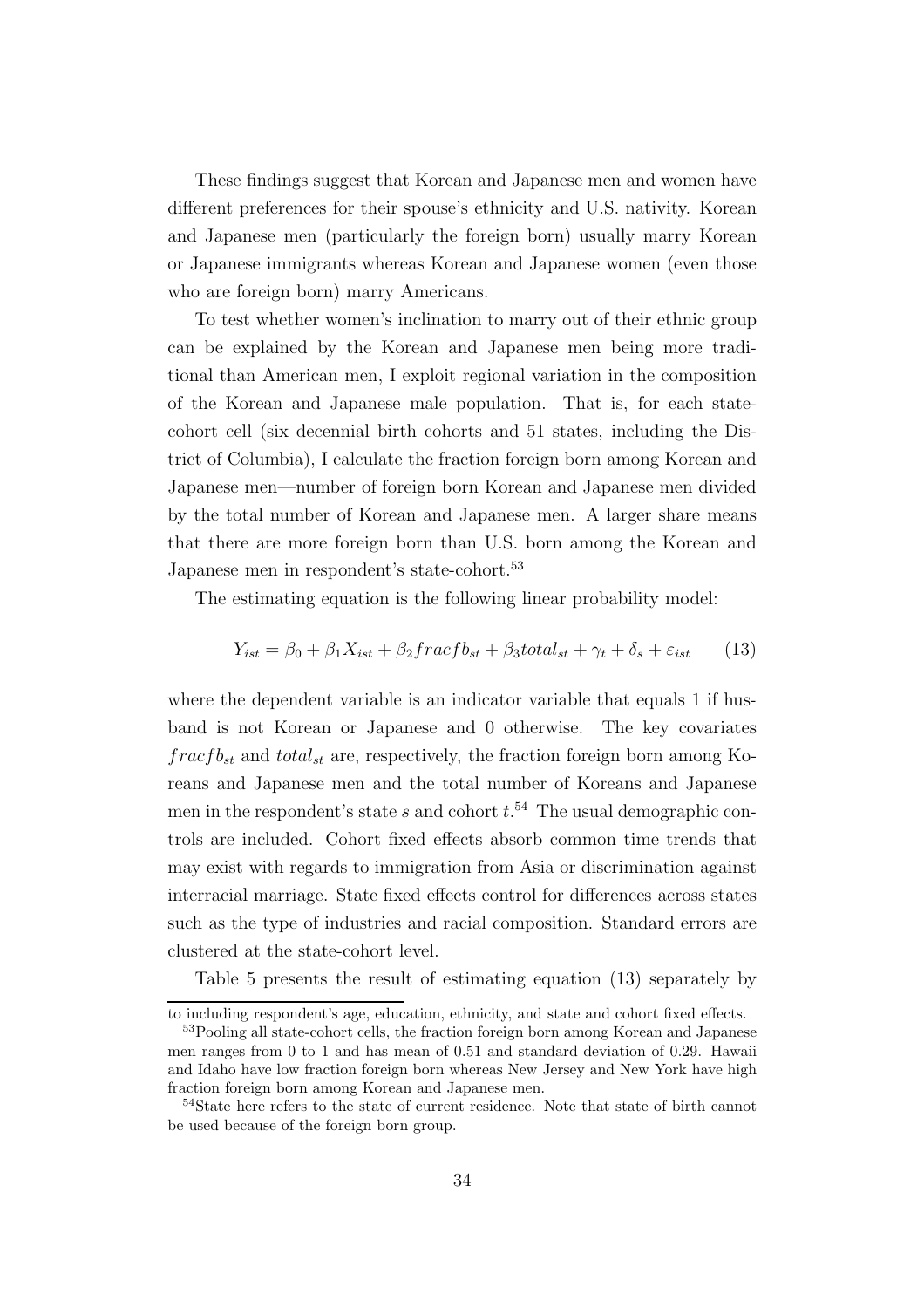These findings suggest that Korean and Japanese men and women have different preferences for their spouse's ethnicity and U.S. nativity. Korean and Japanese men (particularly the foreign born) usually marry Korean or Japanese immigrants whereas Korean and Japanese women (even those who are foreign born) marry Americans.

To test whether women's inclination to marry out of their ethnic group can be explained by the Korean and Japanese men being more traditional than American men, I exploit regional variation in the composition of the Korean and Japanese male population. That is, for each state-cohort cell (six decennial birth cohorts and 51 states, including the District of Columbia), I calculate the fraction foreign born among Korean and Japanese men—number of foreign born Korean and Japanese men divided by the total number of Korean and Japanese men. A larger share means that there are more foreign born than U.S. born among the Korean and Japanese men in respondent's state-cohort.[53]

The estimating equation is the following linear probability model:

$$Y_{ist} = \beta_0 + \beta_1 X_{ist} + \beta_2 fracfb_{st} + \beta_3 total_{st} + \gamma_t + \delta_s + \varepsilon_{ist} \qquad (13)$$

where the dependent variable is an indicator variable that equals 1 if husband is not Korean or Japanese and 0 otherwise. The key covariates $fracfb_{st}$ and $total_{st}$ are, respectively, the fraction foreign born among Koreans and Japanese men and the total number of Koreans and Japanese men in the respondent's state $s$ and cohort $t$.[54] The usual demographic controls are included. Cohort fixed effects absorb common time trends that may exist with regards to immigration from Asia or discrimination against interracial marriage. State fixed effects control for differences across states such as the type of industries and racial composition. Standard errors are clustered at the state-cohort level.

Table 5 presents the result of estimating equation (13) separately by

---

to including respondent's age, education, ethnicity, and state and cohort fixed effects.

[53] Pooling all state-cohort cells, the fraction foreign born among Korean and Japanese men ranges from 0 to 1 and has mean of 0.51 and standard deviation of 0.29. Hawaii and Idaho have low fraction foreign born whereas New Jersey and New York have high fraction foreign born among Korean and Japanese men.

[54] State here refers to the state of current residence. Note that state of birth cannot be used because of the foreign born group.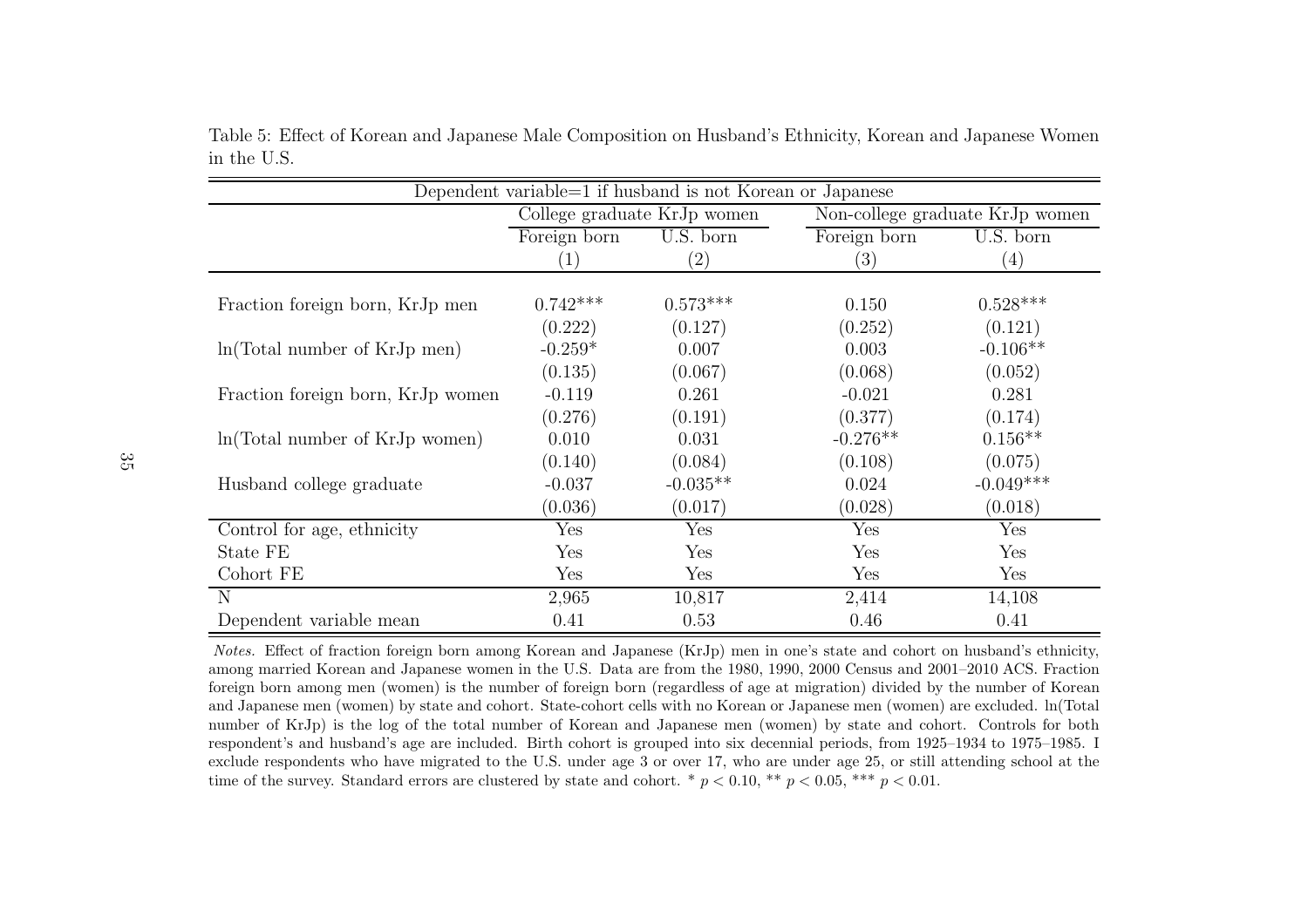Table 5: Effect of Korean and Japanese Male Composition on Husband's Ethnicity, Korean and Japanese Women in the U.S.

| Dependent variable=1 if husband is not Korean or Japanese | | | | |
|---|---|---|---|---|
| | College graduate KrJp women | | Non-college graduate KrJp women | |
| | Foreign born | U.S. born | Foreign born | U.S. born |
| | (1) | (2) | (3) | (4) |
| Fraction foreign born, KrJp men | 0.742*** | 0.573*** | 0.150 | 0.528*** |
| | (0.222) | (0.127) | (0.252) | (0.121) |
| ln(Total number of KrJp men) | -0.259* | 0.007 | 0.003 | -0.106** |
| | (0.135) | (0.067) | (0.068) | (0.052) |
| Fraction foreign born, KrJp women | -0.119 | 0.261 | -0.021 | 0.281 |
| | (0.276) | (0.191) | (0.377) | (0.174) |
| ln(Total number of KrJp women) | 0.010 | 0.031 | -0.276** | 0.156** |
| | (0.140) | (0.084) | (0.108) | (0.075) |
| Husband college graduate | -0.037 | -0.035** | 0.024 | -0.049*** |
| | (0.036) | (0.017) | (0.028) | (0.018) |
| Control for age, ethnicity | Yes | Yes | Yes | Yes |
| State FE | Yes | Yes | Yes | Yes |
| Cohort FE | Yes | Yes | Yes | Yes |
| N | 2,965 | 10,817 | 2,414 | 14,108 |
| Dependent variable mean | 0.41 | 0.53 | 0.46 | 0.41 |

*Notes.* Effect of fraction foreign born among Korean and Japanese (KrJp) men in one's state and cohort on husband's ethnicity, among married Korean and Japanese women in the U.S. Data are from the 1980, 1990, 2000 Census and 2001–2010 ACS. Fraction foreign born among men (women) is the number of foreign born (regardless of age at migration) divided by the number of Korean and Japanese men (women) by state and cohort. State-cohort cells with no Korean or Japanese men (women) are excluded. ln(Total number of KrJp) is the log of the total number of Korean and Japanese men (women) by state and cohort. Controls for both respondent's and husband's age are included. Birth cohort is grouped into six decennial periods, from 1925–1934 to 1975–1985. I exclude respondents who have migrated to the U.S. under age 3 or over 17, who are under age 25, or still attending school at the time of the survey. Standard errors are clustered by state and cohort. * $p < 0.10$, ** $p < 0.05$, *** $p < 0.01$.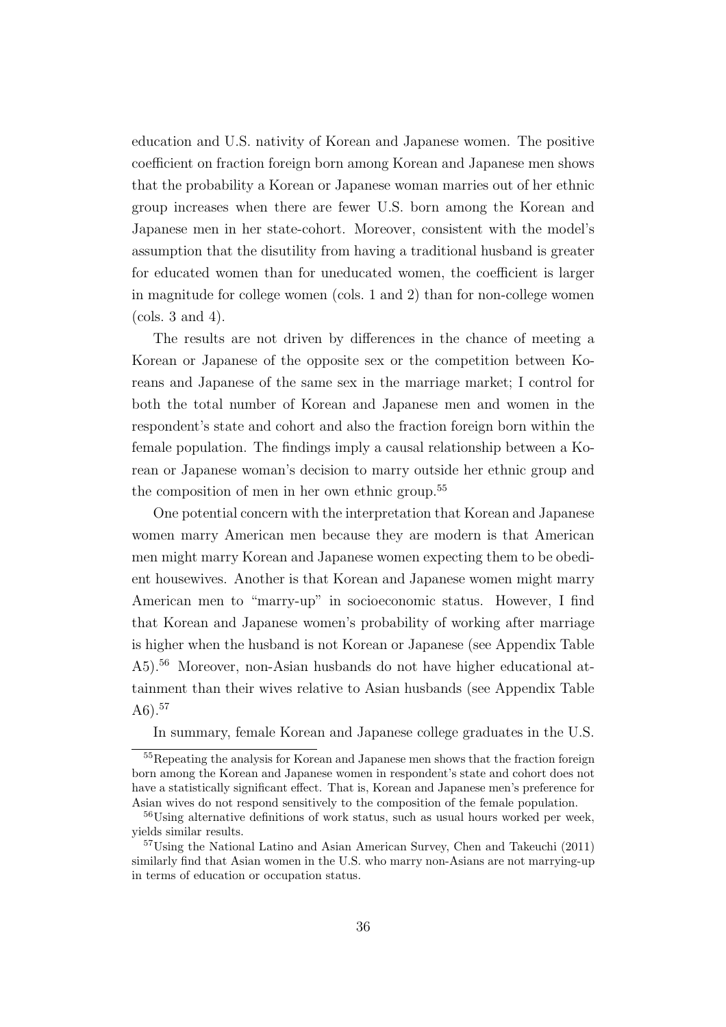education and U.S. nativity of Korean and Japanese women. The positive coefficient on fraction foreign born among Korean and Japanese men shows that the probability a Korean or Japanese woman marries out of her ethnic group increases when there are fewer U.S. born among the Korean and Japanese men in her state-cohort. Moreover, consistent with the model's assumption that the disutility from having a traditional husband is greater for educated women than for uneducated women, the coefficient is larger in magnitude for college women (cols. 1 and 2) than for non-college women (cols. 3 and 4).

The results are not driven by differences in the chance of meeting a Korean or Japanese of the opposite sex or the competition between Koreans and Japanese of the same sex in the marriage market; I control for both the total number of Korean and Japanese men and women in the respondent's state and cohort and also the fraction foreign born within the female population. The findings imply a causal relationship between a Korean or Japanese woman's decision to marry outside her ethnic group and the composition of men in her own ethnic group.[55]

One potential concern with the interpretation that Korean and Japanese women marry American men because they are modern is that American men might marry Korean and Japanese women expecting them to be obedient housewives. Another is that Korean and Japanese women might marry American men to "marry-up" in socioeconomic status. However, I find that Korean and Japanese women's probability of working after marriage is higher when the husband is not Korean or Japanese (see Appendix Table A5).[56] Moreover, non-Asian husbands do not have higher educational attainment than their wives relative to Asian husbands (see Appendix Table A6).[57]

In summary, female Korean and Japanese college graduates in the U.S.

---

[55] Repeating the analysis for Korean and Japanese men shows that the fraction foreign born among the Korean and Japanese women in respondent's state and cohort does not have a statistically significant effect. That is, Korean and Japanese men's preference for Asian wives do not respond sensitively to the composition of the female population.

[56] Using alternative definitions of work status, such as usual hours worked per week, yields similar results.

[57] Using the National Latino and Asian American Survey, Chen and Takeuchi (2011) similarly find that Asian women in the U.S. who marry non-Asians are not marrying-up in terms of education or occupation status.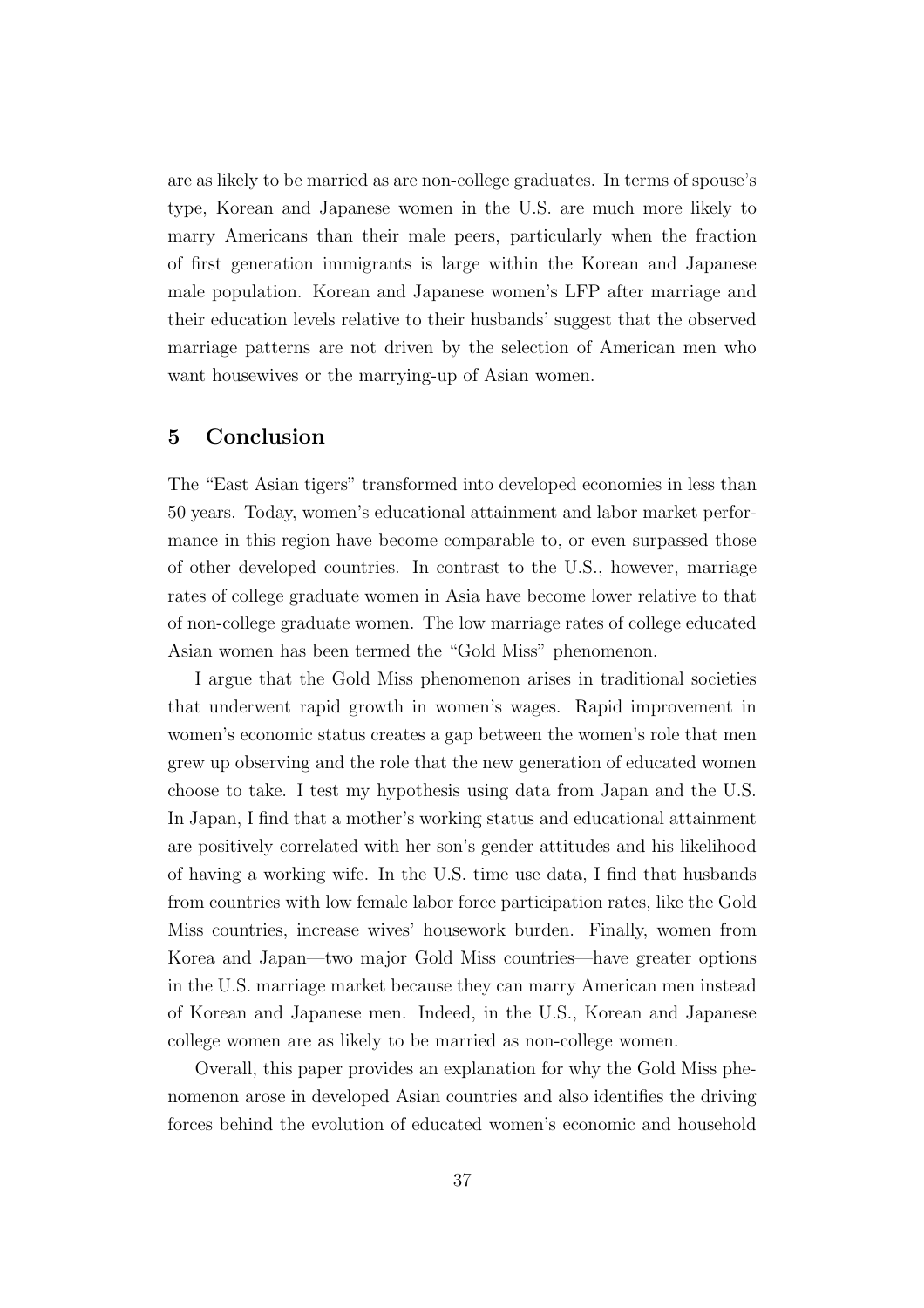are as likely to be married as are non-college graduates. In terms of spouse's type, Korean and Japanese women in the U.S. are much more likely to marry Americans than their male peers, particularly when the fraction of first generation immigrants is large within the Korean and Japanese male population. Korean and Japanese women's LFP after marriage and their education levels relative to their husbands' suggest that the observed marriage patterns are not driven by the selection of American men who want housewives or the marrying-up of Asian women.

## 5 Conclusion

The "East Asian tigers" transformed into developed economies in less than 50 years. Today, women's educational attainment and labor market performance in this region have become comparable to, or even surpassed those of other developed countries. In contrast to the U.S., however, marriage rates of college graduate women in Asia have become lower relative to that of non-college graduate women. The low marriage rates of college educated Asian women has been termed the "Gold Miss" phenomenon.

I argue that the Gold Miss phenomenon arises in traditional societies that underwent rapid growth in women's wages. Rapid improvement in women's economic status creates a gap between the women's role that men grew up observing and the role that the new generation of educated women choose to take. I test my hypothesis using data from Japan and the U.S. In Japan, I find that a mother's working status and educational attainment are positively correlated with her son's gender attitudes and his likelihood of having a working wife. In the U.S. time use data, I find that husbands from countries with low female labor force participation rates, like the Gold Miss countries, increase wives' housework burden. Finally, women from Korea and Japan—two major Gold Miss countries—have greater options in the U.S. marriage market because they can marry American men instead of Korean and Japanese men. Indeed, in the U.S., Korean and Japanese college women are as likely to be married as non-college women.

Overall, this paper provides an explanation for why the Gold Miss phenomenon arose in developed Asian countries and also identifies the driving forces behind the evolution of educated women's economic and household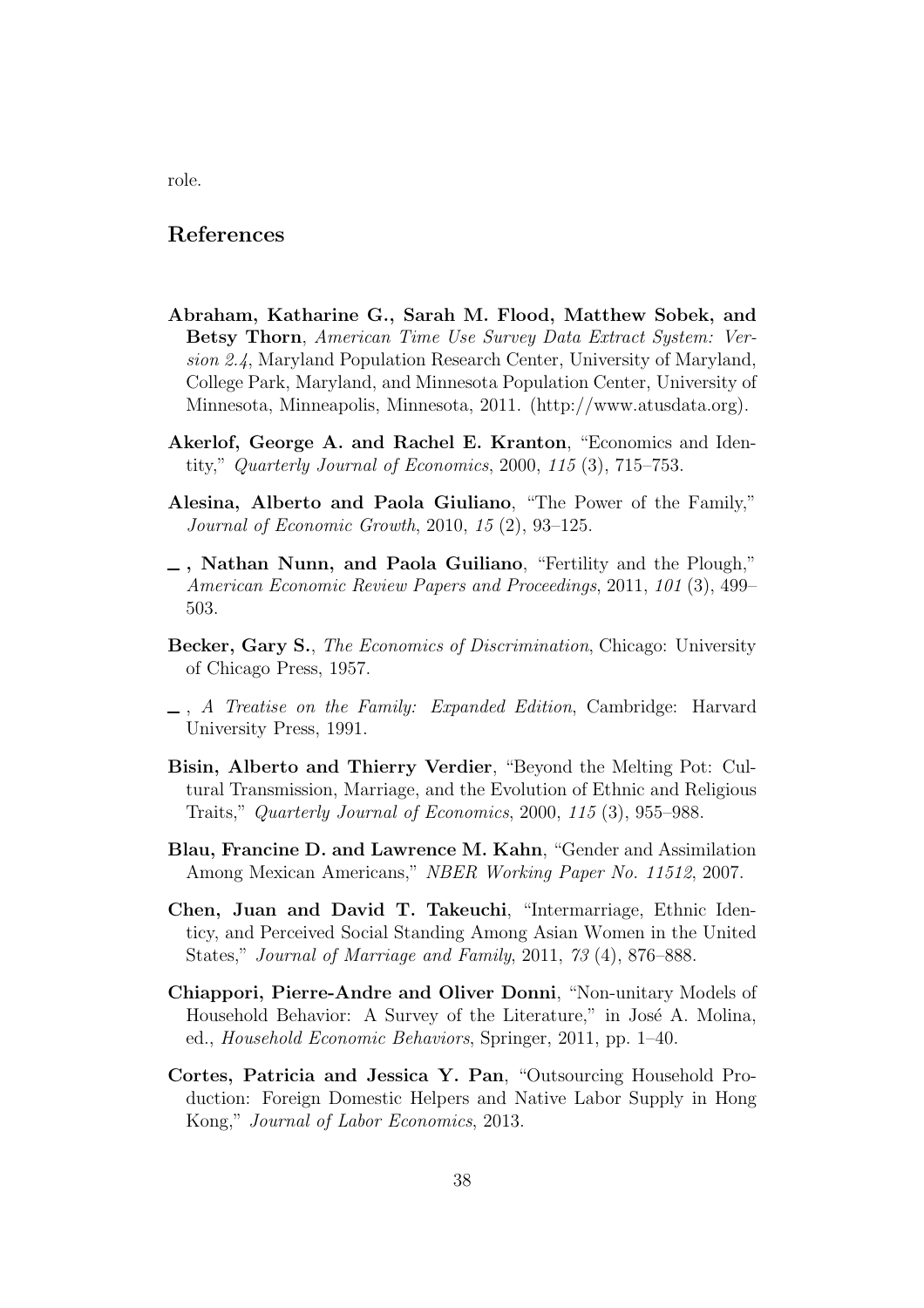role.

## References

**Abraham, Katharine G., Sarah M. Flood, Matthew Sobek, and Betsy Thorn**, *American Time Use Survey Data Extract System: Version 2.4*, Maryland Population Research Center, University of Maryland, College Park, Maryland, and Minnesota Population Center, University of Minnesota, Minneapolis, Minnesota, 2011. (http://www.atusdata.org).

**Akerlof, George A. and Rachel E. Kranton**, "Economics and Identity," *Quarterly Journal of Economics*, 2000, *115* (3), 715–753.

**Alesina, Alberto and Paola Giuliano**, "The Power of the Family," *Journal of Economic Growth*, 2010, *15* (2), 93–125.

**_ , Nathan Nunn, and Paola Guiliano**, "Fertility and the Plough," *American Economic Review Papers and Proceedings*, 2011, *101* (3), 499–503.

**Becker, Gary S.**, *The Economics of Discrimination*, Chicago: University of Chicago Press, 1957.

**_** , *A Treatise on the Family: Expanded Edition*, Cambridge: Harvard University Press, 1991.

**Bisin, Alberto and Thierry Verdier**, "Beyond the Melting Pot: Cultural Transmission, Marriage, and the Evolution of Ethnic and Religious Traits," *Quarterly Journal of Economics*, 2000, *115* (3), 955–988.

**Blau, Francine D. and Lawrence M. Kahn**, "Gender and Assimilation Among Mexican Americans," *NBER Working Paper No. 11512*, 2007.

**Chen, Juan and David T. Takeuchi**, "Intermarriage, Ethnic Identicy, and Perceived Social Standing Among Asian Women in the United States," *Journal of Marriage and Family*, 2011, *73* (4), 876–888.

**Chiappori, Pierre-Andre and Oliver Donni**, "Non-unitary Models of Household Behavior: A Survey of the Literature," in José A. Molina, ed., *Household Economic Behaviors*, Springer, 2011, pp. 1–40.

**Cortes, Patricia and Jessica Y. Pan**, "Outsourcing Household Production: Foreign Domestic Helpers and Native Labor Supply in Hong Kong," *Journal of Labor Economics*, 2013.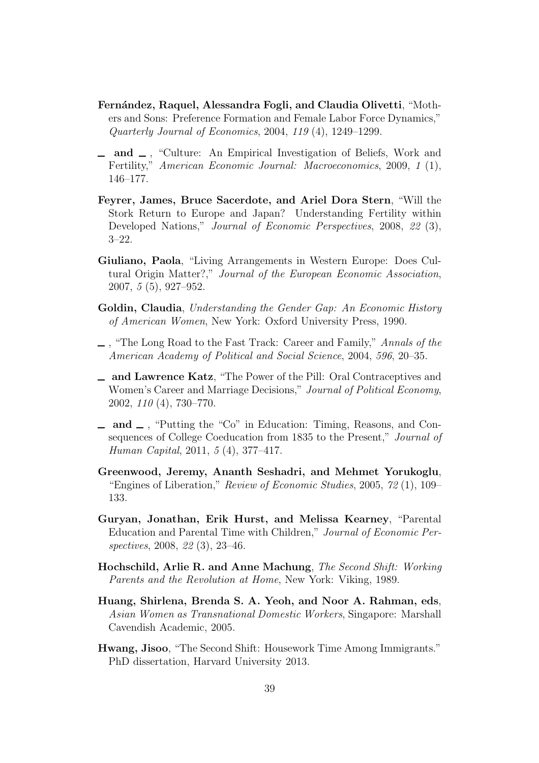**Fernández, Raquel, Alessandra Fogli, and Claudia Olivetti**, "Mothers and Sons: Preference Formation and Female Labor Force Dynamics," *Quarterly Journal of Economics*, 2004, *119* (4), 1249–1299.

— **and** — , "Culture: An Empirical Investigation of Beliefs, Work and Fertility," *American Economic Journal: Macroeconomics*, 2009, *1* (1), 146–177.

**Feyrer, James, Bruce Sacerdote, and Ariel Dora Stern**, "Will the Stork Return to Europe and Japan? Understanding Fertility within Developed Nations," *Journal of Economic Perspectives*, 2008, *22* (3), 3–22.

**Giuliano, Paola**, "Living Arrangements in Western Europe: Does Cultural Origin Matter?," *Journal of the European Economic Association*, 2007, *5* (5), 927–952.

**Goldin, Claudia**, *Understanding the Gender Gap: An Economic History of American Women*, New York: Oxford University Press, 1990.

— , "The Long Road to the Fast Track: Career and Family," *Annals of the American Academy of Political and Social Science*, 2004, *596*, 20–35.

— **and Lawrence Katz**, "The Power of the Pill: Oral Contraceptives and Women's Career and Marriage Decisions," *Journal of Political Economy*, 2002, *110* (4), 730–770.

— **and** — , "Putting the "Co" in Education: Timing, Reasons, and Consequences of College Coeducation from 1835 to the Present," *Journal of Human Capital*, 2011, *5* (4), 377–417.

**Greenwood, Jeremy, Ananth Seshadri, and Mehmet Yorukoglu**, "Engines of Liberation," *Review of Economic Studies*, 2005, *72* (1), 109–133.

**Guryan, Jonathan, Erik Hurst, and Melissa Kearney**, "Parental Education and Parental Time with Children," *Journal of Economic Perspectives*, 2008, *22* (3), 23–46.

**Hochschild, Arlie R. and Anne Machung**, *The Second Shift: Working Parents and the Revolution at Home*, New York: Viking, 1989.

**Huang, Shirlena, Brenda S. A. Yeoh, and Noor A. Rahman, eds**, *Asian Women as Transnational Domestic Workers*, Singapore: Marshall Cavendish Academic, 2005.

**Hwang, Jisoo**, "The Second Shift: Housework Time Among Immigrants." PhD dissertation, Harvard University 2013.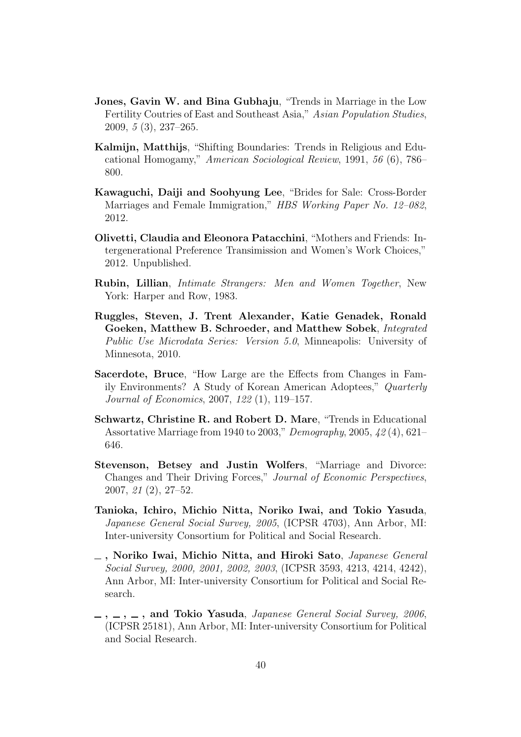**Jones, Gavin W. and Bina Gubhaju**, "Trends in Marriage in the Low Fertility Coutries of East and Southeast Asia," *Asian Population Studies*, 2009, *5* (3), 237–265.

**Kalmijn, Matthijs**, "Shifting Boundaries: Trends in Religious and Educational Homogamy," *American Sociological Review*, 1991, *56* (6), 786–800.

**Kawaguchi, Daiji and Soohyung Lee**, "Brides for Sale: Cross-Border Marriages and Female Immigration," *HBS Working Paper No. 12–082*, 2012.

**Olivetti, Claudia and Eleonora Patacchini**, "Mothers and Friends: Intergenerational Preference Transimission and Women's Work Choices," 2012. Unpublished.

**Rubin, Lillian**, *Intimate Strangers: Men and Women Together*, New York: Harper and Row, 1983.

**Ruggles, Steven, J. Trent Alexander, Katie Genadek, Ronald Goeken, Matthew B. Schroeder, and Matthew Sobek**, *Integrated Public Use Microdata Series: Version 5.0*, Minneapolis: University of Minnesota, 2010.

**Sacerdote, Bruce**, "How Large are the Effects from Changes in Family Environments? A Study of Korean American Adoptees," *Quarterly Journal of Economics*, 2007, *122* (1), 119–157.

**Schwartz, Christine R. and Robert D. Mare**, "Trends in Educational Assortative Marriage from 1940 to 2003," *Demography*, 2005, *42* (4), 621–646.

**Stevenson, Betsey and Justin Wolfers**, "Marriage and Divorce: Changes and Their Driving Forces," *Journal of Economic Perspectives*, 2007, *21* (2), 27–52.

**Tanioka, Ichiro, Michio Nitta, Noriko Iwai, and Tokio Yasuda**, *Japanese General Social Survey, 2005*, (ICPSR 4703), Ann Arbor, MI: Inter-university Consortium for Political and Social Research.

**_ , Noriko Iwai, Michio Nitta, and Hiroki Sato**, *Japanese General Social Survey, 2000, 2001, 2002, 2003*, (ICPSR 3593, 4213, 4214, 4242), Ann Arbor, MI: Inter-university Consortium for Political and Social Research.

**_ , _ , _ , and Tokio Yasuda**, *Japanese General Social Survey, 2006*, (ICPSR 25181), Ann Arbor, MI: Inter-university Consortium for Political and Social Research.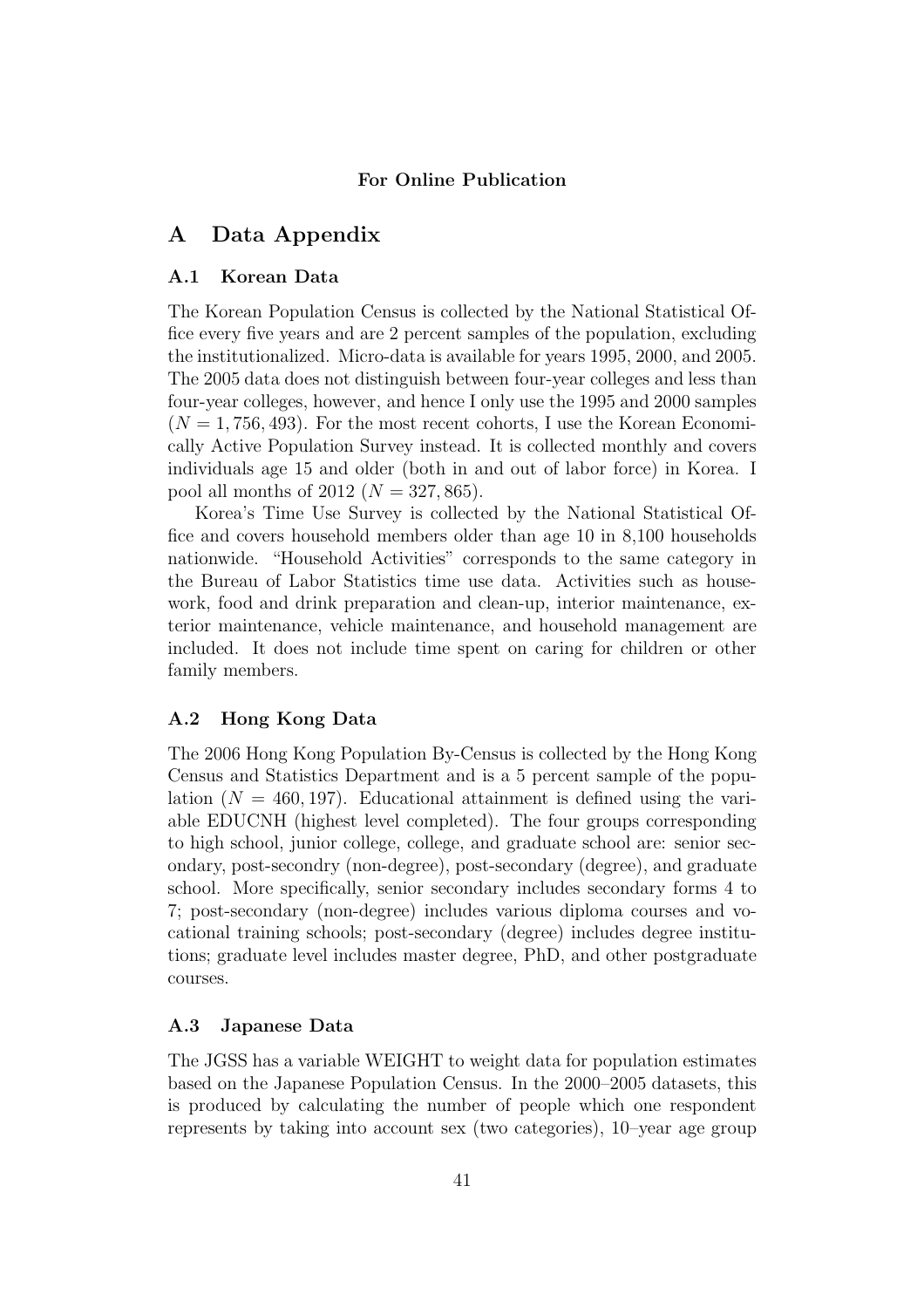**For Online Publication**

# A Data Appendix

## A.1 Korean Data

The Korean Population Census is collected by the National Statistical Office every five years and are 2 percent samples of the population, excluding the institutionalized. Micro-data is available for years 1995, 2000, and 2005. The 2005 data does not distinguish between four-year colleges and less than four-year colleges, however, and hence I only use the 1995 and 2000 samples ($N = 1,756,493$). For the most recent cohorts, I use the Korean Economically Active Population Survey instead. It is collected monthly and covers individuals age 15 and older (both in and out of labor force) in Korea. I pool all months of 2012 ($N = 327,865$).

Korea's Time Use Survey is collected by the National Statistical Office and covers household members older than age 10 in 8,100 households nationwide. "Household Activities" corresponds to the same category in the Bureau of Labor Statistics time use data. Activities such as housework, food and drink preparation and clean-up, interior maintenance, exterior maintenance, vehicle maintenance, and household management are included. It does not include time spent on caring for children or other family members.

## A.2 Hong Kong Data

The 2006 Hong Kong Population By-Census is collected by the Hong Kong Census and Statistics Department and is a 5 percent sample of the population ($N = 460,197$). Educational attainment is defined using the variable EDUCNH (highest level completed). The four groups corresponding to high school, junior college, college, and graduate school are: senior secondary, post-secondry (non-degree), post-secondary (degree), and graduate school. More specifically, senior secondary includes secondary forms 4 to 7; post-secondary (non-degree) includes various diploma courses and vocational training schools; post-secondary (degree) includes degree institutions; graduate level includes master degree, PhD, and other postgraduate courses.

## A.3 Japanese Data

The JGSS has a variable WEIGHT to weight data for population estimates based on the Japanese Population Census. In the 2000–2005 datasets, this is produced by calculating the number of people which one respondent represents by taking into account sex (two categories), 10–year age group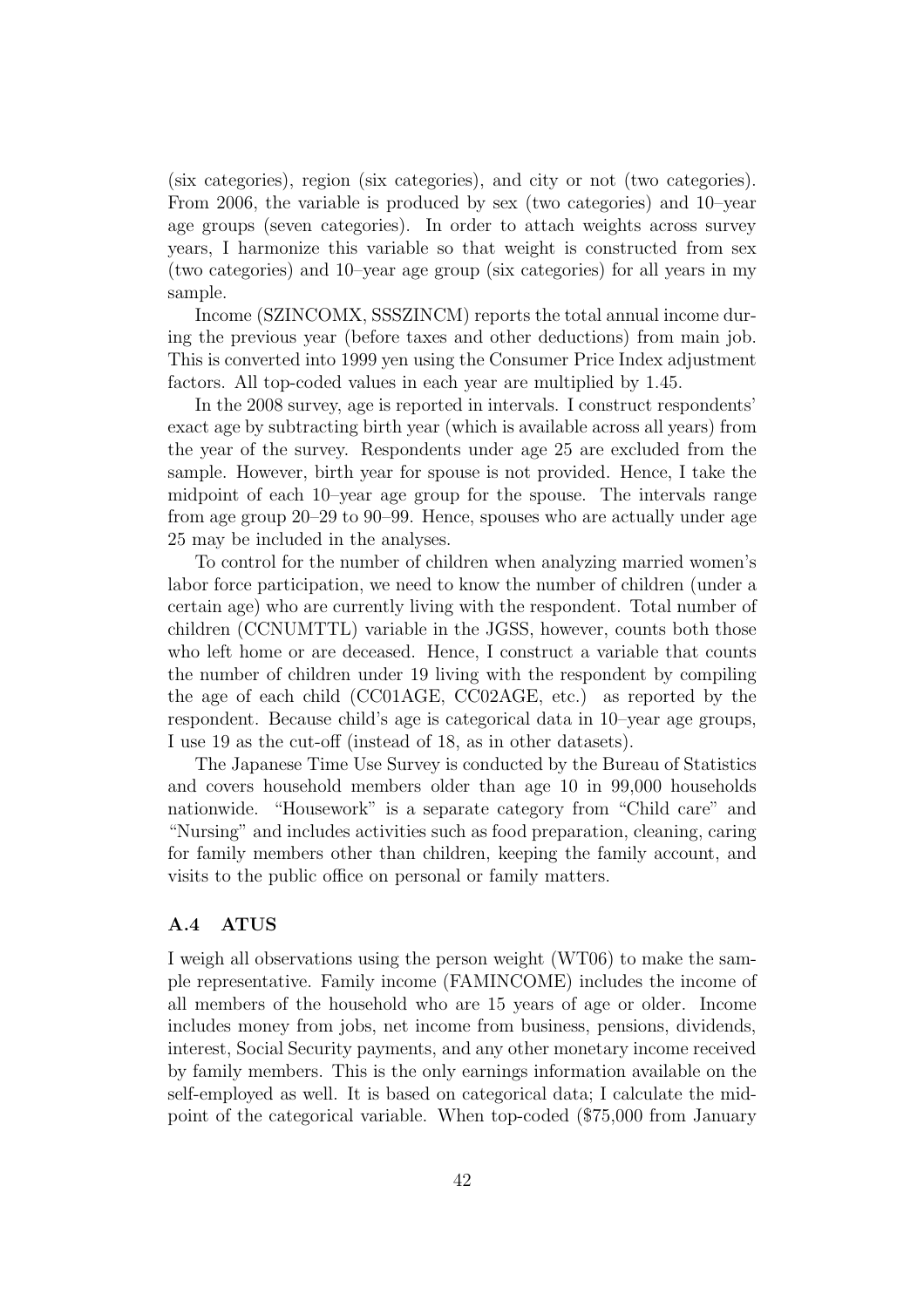(six categories), region (six categories), and city or not (two categories). From 2006, the variable is produced by sex (two categories) and 10–year age groups (seven categories). In order to attach weights across survey years, I harmonize this variable so that weight is constructed from sex (two categories) and 10–year age group (six categories) for all years in my sample.

Income (SZINCOMX, SSSZINCM) reports the total annual income during the previous year (before taxes and other deductions) from main job. This is converted into 1999 yen using the Consumer Price Index adjustment factors. All top-coded values in each year are multiplied by 1.45.

In the 2008 survey, age is reported in intervals. I construct respondents' exact age by subtracting birth year (which is available across all years) from the year of the survey. Respondents under age 25 are excluded from the sample. However, birth year for spouse is not provided. Hence, I take the midpoint of each 10–year age group for the spouse. The intervals range from age group 20–29 to 90–99. Hence, spouses who are actually under age 25 may be included in the analyses.

To control for the number of children when analyzing married women's labor force participation, we need to know the number of children (under a certain age) who are currently living with the respondent. Total number of children (CCNUMTTL) variable in the JGSS, however, counts both those who left home or are deceased. Hence, I construct a variable that counts the number of children under 19 living with the respondent by compiling the age of each child (CC01AGE, CC02AGE, etc.) as reported by the respondent. Because child's age is categorical data in 10–year age groups, I use 19 as the cut-off (instead of 18, as in other datasets).

The Japanese Time Use Survey is conducted by the Bureau of Statistics and covers household members older than age 10 in 99,000 households nationwide. "Housework" is a separate category from "Child care" and "Nursing" and includes activities such as food preparation, cleaning, caring for family members other than children, keeping the family account, and visits to the public office on personal or family matters.

### A.4 ATUS

I weigh all observations using the person weight (WT06) to make the sample representative. Family income (FAMINCOME) includes the income of all members of the household who are 15 years of age or older. Income includes money from jobs, net income from business, pensions, dividends, interest, Social Security payments, and any other monetary income received by family members. This is the only earnings information available on the self-employed as well. It is based on categorical data; I calculate the midpoint of the categorical variable. When top-coded ($75,000 from January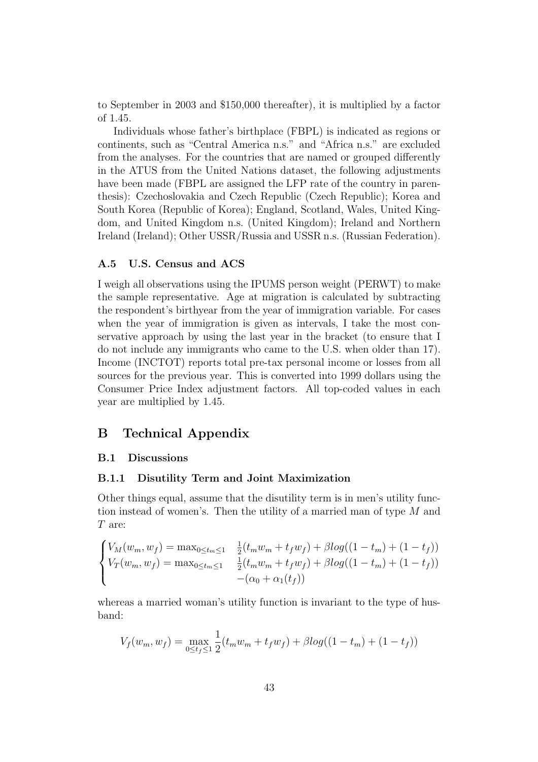to September in 2003 and \$150,000 thereafter), it is multiplied by a factor of 1.45.

Individuals whose father's birthplace (FBPL) is indicated as regions or continents, such as "Central America n.s." and "Africa n.s." are excluded from the analyses. For the countries that are named or grouped differently in the ATUS from the United Nations dataset, the following adjustments have been made (FBPL are assigned the LFP rate of the country in parenthesis): Czechoslovakia and Czech Republic (Czech Republic); Korea and South Korea (Republic of Korea); England, Scotland, Wales, United Kingdom, and United Kingdom n.s. (United Kingdom); Ireland and Northern Ireland (Ireland); Other USSR/Russia and USSR n.s. (Russian Federation).

### A.5 U.S. Census and ACS

I weigh all observations using the IPUMS person weight (PERWT) to make the sample representative. Age at migration is calculated by subtracting the respondent's birthyear from the year of immigration variable. For cases when the year of immigration is given as intervals, I take the most conservative approach by using the last year in the bracket (to ensure that I do not include any immigrants who came to the U.S. when older than 17). Income (INCTOT) reports total pre-tax personal income or losses from all sources for the previous year. This is converted into 1999 dollars using the Consumer Price Index adjustment factors. All top-coded values in each year are multiplied by 1.45.

## B Technical Appendix

### B.1 Discussions

#### B.1.1 Disutility Term and Joint Maximization

Other things equal, assume that the disutility term is in men's utility function instead of women's. Then the utility of a married man of type $M$ and $T$ are:

$$
\begin{cases}
V_M(w_m, w_f) = \max_{0 \leq t_m \leq 1} & \frac{1}{2}(t_m w_m + t_f w_f) + \beta log((1 - t_m) + (1 - t_f)) \\
V_T(w_m, w_f) = \max_{0 \leq t_m \leq 1} & \frac{1}{2}(t_m w_m + t_f w_f) + \beta log((1 - t_m) + (1 - t_f)) \\
 & -(\alpha_0 + \alpha_1(t_f))
\end{cases}
$$

whereas a married woman's utility function is invariant to the type of husband:

$$
V_f(w_m, w_f) = \max_{0 \leq t_f \leq 1} \frac{1}{2}(t_m w_m + t_f w_f) + \beta log((1 - t_m) + (1 - t_f))
$$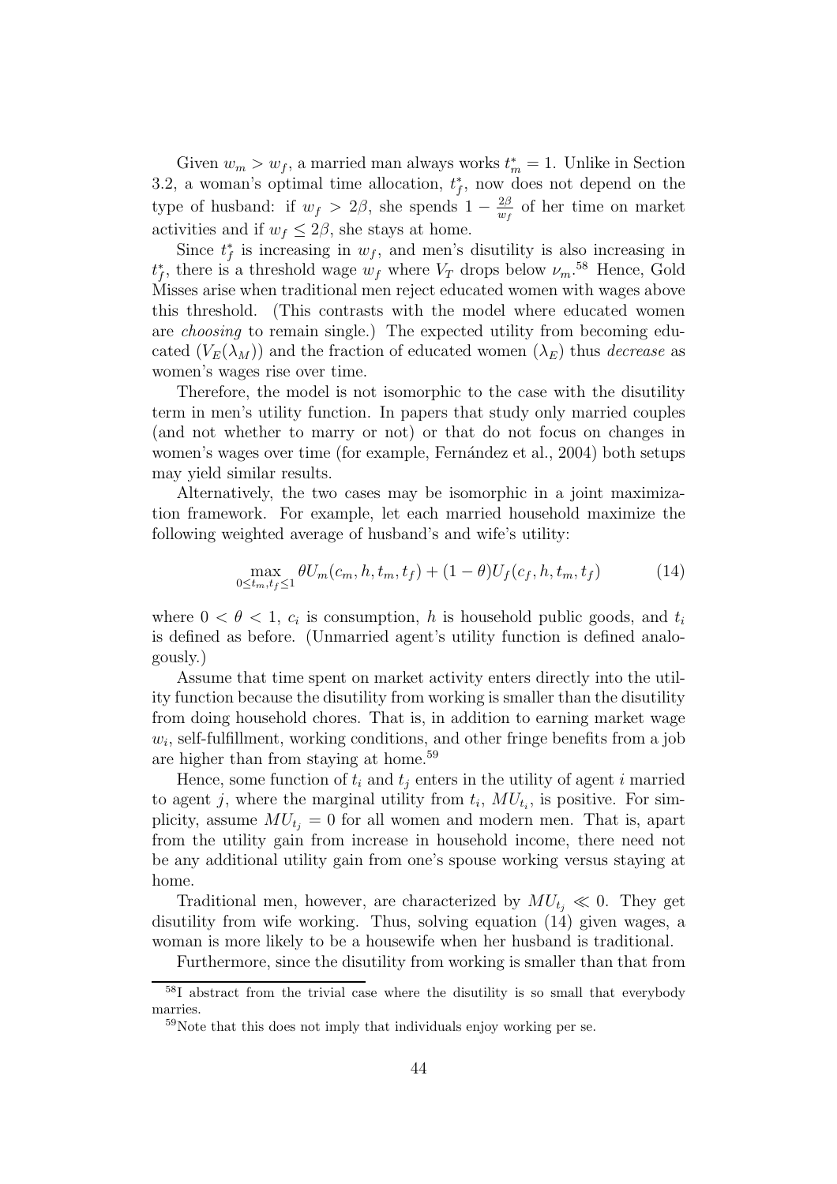Given $w_m > w_f$, a married man always works $t_m^* = 1$. Unlike in Section 3.2, a woman's optimal time allocation, $t_f^*$, now does not depend on the type of husband: if $w_f > 2\beta$, she spends $1 - \frac{2\beta}{w_f}$ of her time on market activities and if $w_f \leq 2\beta$, she stays at home.

Since $t_f^*$ is increasing in $w_f$, and men's disutility is also increasing in $t_f^*$, there is a threshold wage $w_f$ where $V_T$ drops below $\nu_m$.[58] Hence, Gold Misses arise when traditional men reject educated women with wages above this threshold. (This contrasts with the model where educated women are *choosing* to remain single.) The expected utility from becoming educated ($V_E(\lambda_M)$) and the fraction of educated women ($\lambda_E$) thus *decrease* as women's wages rise over time.

Therefore, the model is not isomorphic to the case with the disutility term in men's utility function. In papers that study only married couples (and not whether to marry or not) or that do not focus on changes in women's wages over time (for example, Fernández et al., 2004) both setups may yield similar results.

Alternatively, the two cases may be isomorphic in a joint maximization framework. For example, let each married household maximize the following weighted average of husband's and wife's utility:

$$\max_{0 \leq t_m, t_f \leq 1} \theta U_m(c_m, h, t_m, t_f) + (1 - \theta) U_f(c_f, h, t_m, t_f) \tag{14}$$

where $0 < \theta < 1$, $c_i$ is consumption, $h$ is household public goods, and $t_i$ is defined as before. (Unmarried agent's utility function is defined analogously.)

Assume that time spent on market activity enters directly into the utility function because the disutility from working is smaller than the disutility from doing household chores. That is, in addition to earning market wage $w_i$, self-fulfillment, working conditions, and other fringe benefits from a job are higher than from staying at home.[59]

Hence, some function of $t_i$ and $t_j$ enters in the utility of agent $i$ married to agent $j$, where the marginal utility from $t_i$, $MU_{t_i}$, is positive. For simplicity, assume $MU_{t_j} = 0$ for all women and modern men. That is, apart from the utility gain from increase in household income, there need not be any additional utility gain from one's spouse working versus staying at home.

Traditional men, however, are characterized by $MU_{t_j} \ll 0$. They get disutility from wife working. Thus, solving equation (14) given wages, a woman is more likely to be a housewife when her husband is traditional.

Furthermore, since the disutility from working is smaller than that from

[58] I abstract from the trivial case where the disutility is so small that everybody marries.

[59] Note that this does not imply that individuals enjoy working per se.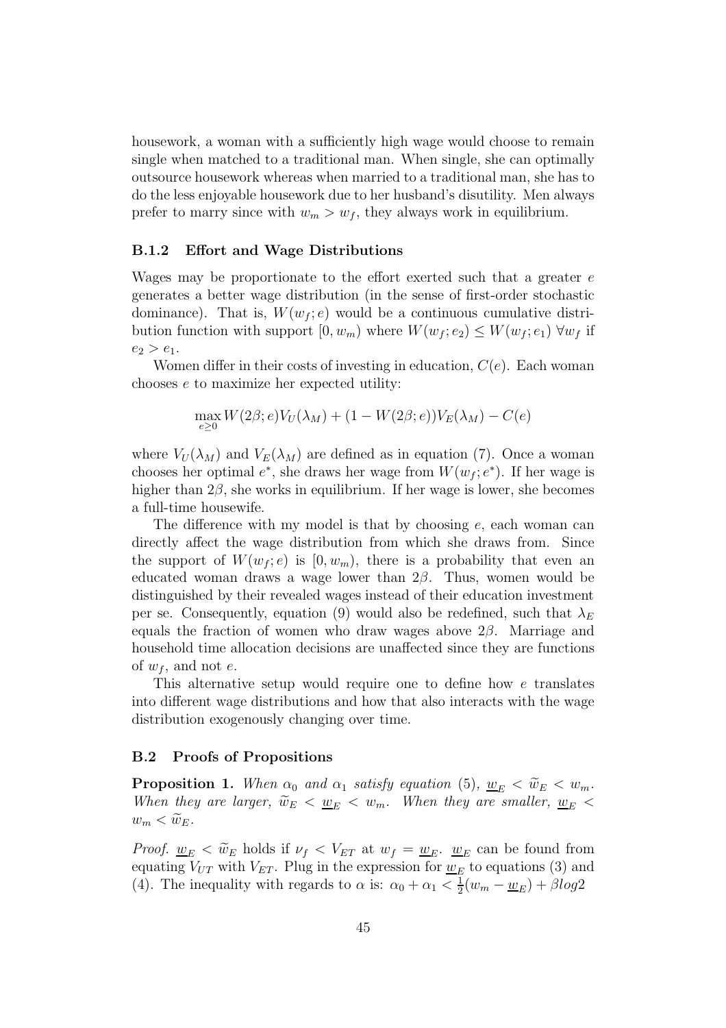housework, a woman with a sufficiently high wage would choose to remain single when matched to a traditional man. When single, she can optimally outsource housework whereas when married to a traditional man, she has to do the less enjoyable housework due to her husband's disutility. Men always prefer to marry since with $w_m > w_f$, they always work in equilibrium.

### B.1.2 Effort and Wage Distributions

Wages may be proportionate to the effort exerted such that a greater $e$ generates a better wage distribution (in the sense of first-order stochastic dominance). That is, $W(w_f; e)$ would be a continuous cumulative distribution function with support $[0, w_m)$ where $W(w_f; e_2) \leq W(w_f; e_1)$ $\forall w_f$ if $e_2 > e_1$.

Women differ in their costs of investing in education, $C(e)$. Each woman chooses $e$ to maximize her expected utility:

$$\max_{e \geq 0} W(2\beta; e)V_U(\lambda_M) + (1 - W(2\beta; e))V_E(\lambda_M) - C(e)$$

where $V_U(\lambda_M)$ and $V_E(\lambda_M)$ are defined as in equation (7). Once a woman chooses her optimal $e^*$, she draws her wage from $W(w_f; e^*)$. If her wage is higher than $2\beta$, she works in equilibrium. If her wage is lower, she becomes a full-time housewife.

The difference with my model is that by choosing $e$, each woman can directly affect the wage distribution from which she draws from. Since the support of $W(w_f; e)$ is $[0, w_m)$, there is a probability that even an educated woman draws a wage lower than $2\beta$. Thus, women would be distinguished by their revealed wages instead of their education investment per se. Consequently, equation (9) would also be redefined, such that $\lambda_E$ equals the fraction of women who draw wages above $2\beta$. Marriage and household time allocation decisions are unaffected since they are functions of $w_f$, and not $e$.

This alternative setup would require one to define how $e$ translates into different wage distributions and how that also interacts with the wage distribution exogenously changing over time.

## B.2 Proofs of Propositions

**Proposition 1.** *When $\alpha_0$ and $\alpha_1$ satisfy equation (5), $\underline{w}_E < \widetilde{w}_E < w_m$. When they are larger, $\widetilde{w}_E < \underline{w}_E < w_m$. When they are smaller, $\underline{w}_E < w_m < \widetilde{w}_E$.*

*Proof.* $\underline{w}_E < \widetilde{w}_E$ holds if $\nu_f < V_{ET}$ at $w_f = \underline{w}_E$. $\underline{w}_E$ can be found from equating $V_{UT}$ with $V_{ET}$. Plug in the expression for $\underline{w}_E$ to equations (3) and (4). The inequality with regards to $\alpha$ is: $\alpha_0 + \alpha_1 < \frac{1}{2}(w_m - \underline{w}_E) + \beta log2$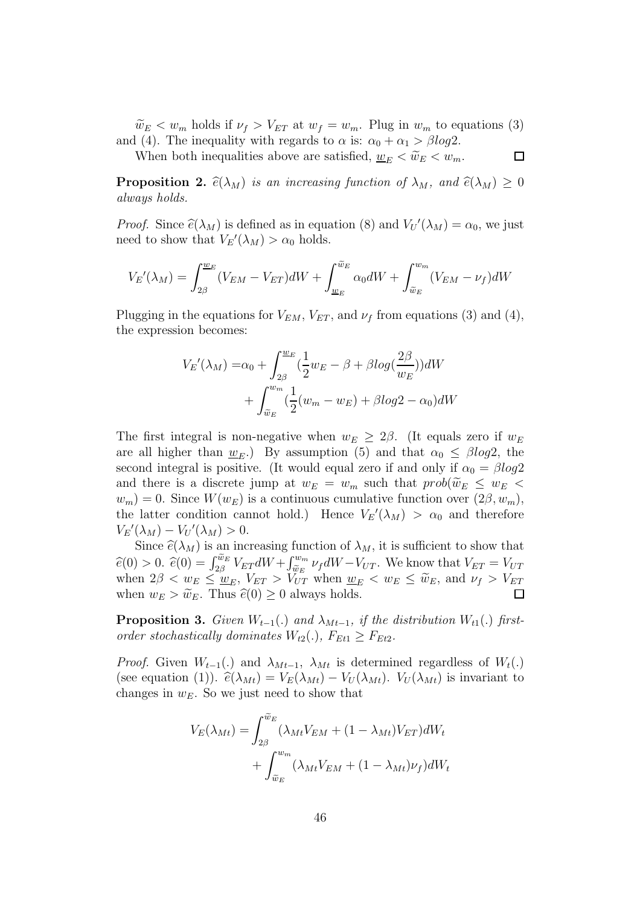$\widetilde{w}_E < w_m$ holds if $\nu_f > V_{ET}$ at $w_f = w_m$. Plug in $w_m$ to equations (3) and (4). The inequality with regards to $\alpha$ is: $\alpha_0 + \alpha_1 > \beta log2$.

When both inequalities above are satisfied, $\underline{w}_E < \widetilde{w}_E < w_m$. $\square$

**Proposition 2.** *$\widehat{e}(\lambda_M)$ is an increasing function of $\lambda_M$, and $\widehat{e}(\lambda_M) \geq 0$ always holds.*

*Proof.* Since $\widehat{e}(\lambda_M)$ is defined as in equation (8) and $V_U{}'(\lambda_M) = \alpha_0$, we just need to show that $V_E{}'(\lambda_M) > \alpha_0$ holds.

$$V_E{}'(\lambda_M) = \int_{2\beta}^{\underline{w}_E} (V_{EM} - V_{ET})dW + \int_{\underline{w}_E}^{\widetilde{w}_E} \alpha_0 dW + \int_{\widetilde{w}_E}^{w_m} (V_{EM} - \nu_f)dW$$

Plugging in the equations for $V_{EM}$, $V_{ET}$, and $\nu_f$ from equations (3) and (4), the expression becomes:

$$\begin{aligned} V_E{}'(\lambda_M) =& \alpha_0 + \int_{2\beta}^{\underline{w}_E} (\frac{1}{2}w_E - \beta + \beta log(\frac{2\beta}{w_E}))dW \\ &+ \int_{\widetilde{w}_E}^{w_m} (\frac{1}{2}(w_m - w_E) + \beta log2 - \alpha_0)dW \end{aligned}$$

The first integral is non-negative when $w_E \geq 2\beta$. (It equals zero if $w_E$ are all higher than $\underline{w}_E$.) By assumption (5) and that $\alpha_0 \leq \beta log2$, the second integral is positive. (It would equal zero if and only if $\alpha_0 = \beta log2$ and there is a discrete jump at $w_E = w_m$ such that $prob(\widetilde{w}_E \leq w_E < w_m) = 0$. Since $W(w_E)$ is a continuous cumulative function over $(2\beta, w_m)$, the latter condition cannot hold.) Hence $V_E{}'(\lambda_M) > \alpha_0$ and therefore $V_E{}'(\lambda_M) - V_U{}'(\lambda_M) > 0$.

Since $\widehat{e}(\lambda_M)$ is an increasing function of $\lambda_M$, it is sufficient to show that $\widehat{e}(0) > 0$. $\widehat{e}(0) = \int_{2\beta}^{\widetilde{w}_E} V_{ET}dW + \int_{\widetilde{w}_E}^{w_m} \nu_f dW - V_{UT}$. We know that $V_{ET} = V_{UT}$ when $2\beta < w_E \leq \underline{w}_E$, $V_{ET} > V_{UT}$ when $\underline{w}_E < w_E \leq \widetilde{w}_E$, and $\nu_f > V_{ET}$ when $w_E > \widetilde{w}_E$. Thus $\widehat{e}(0) \geq 0$ always holds. $\square$

**Proposition 3.** *Given $W_{t-1}(.)$ and $\lambda_{Mt-1}$, if the distribution $W_{t1}(.)$ first-order stochastically dominates $W_{t2}(.)$, $F_{Et1} \geq F_{Et2}$.*

*Proof.* Given $W_{t-1}(.)$ and $\lambda_{Mt-1}$, $\lambda_{Mt}$ is determined regardless of $W_t(.)$ (see equation (1)). $\widehat{e}(\lambda_{Mt}) = V_E(\lambda_{Mt}) - V_U(\lambda_{Mt})$. $V_U(\lambda_{Mt})$ is invariant to changes in $w_E$. So we just need to show that

$$\begin{aligned} V_E(\lambda_{Mt}) =& \int_{2\beta}^{\widetilde{w}_E} (\lambda_{Mt}V_{EM} + (1 - \lambda_{Mt})V_{ET})dW_t \\ &+ \int_{\widetilde{w}_E}^{w_m} (\lambda_{Mt}V_{EM} + (1 - \lambda_{Mt})\nu_f)dW_t \end{aligned}$$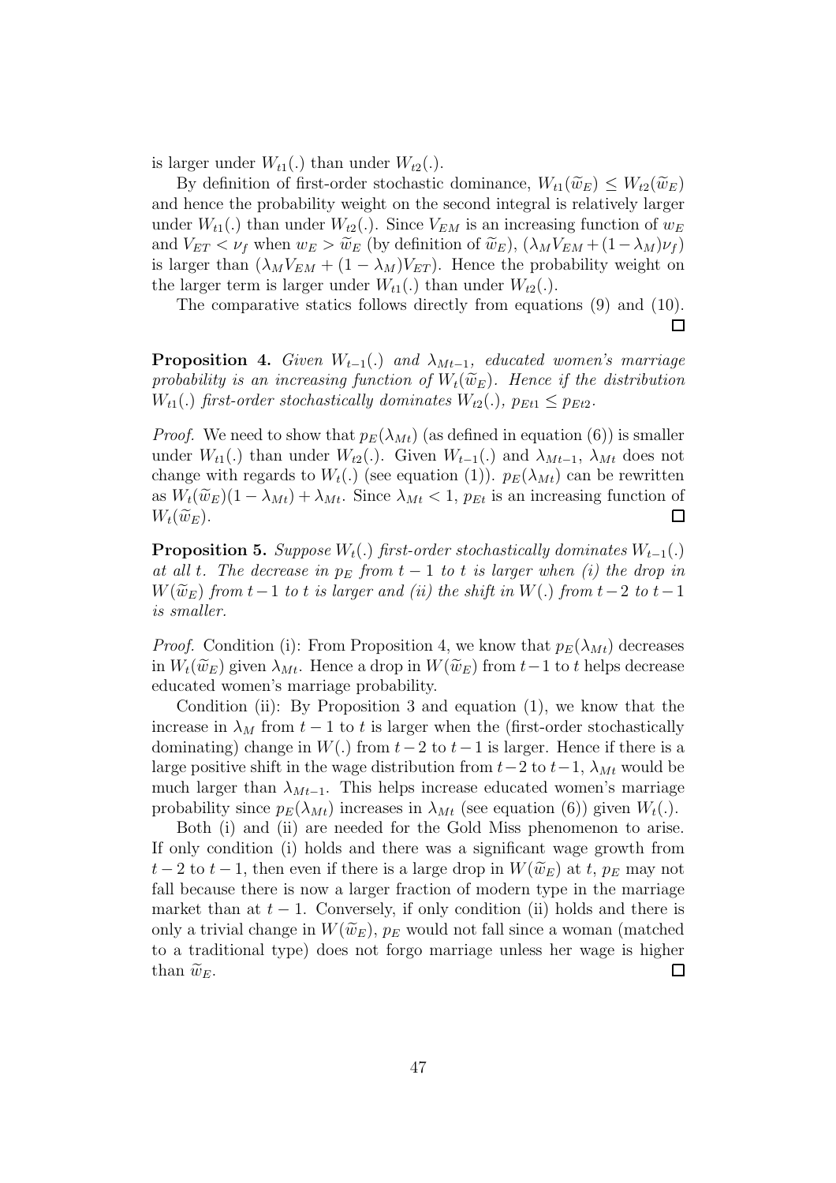is larger under $W_{t1}(.)$ than under $W_{t2}(.)$.

By definition of first-order stochastic dominance, $W_{t1}(\widetilde{w}_E) \leq W_{t2}(\widetilde{w}_E)$ and hence the probability weight on the second integral is relatively larger under $W_{t1}(.)$ than under $W_{t2}(.)$. Since $V_{EM}$ is an increasing function of $w_E$ and $V_{ET} < \nu_f$ when $w_E > \widetilde{w}_E$ (by definition of $\widetilde{w}_E$), $(\lambda_M V_{EM} + (1-\lambda_M)\nu_f)$ is larger than $(\lambda_M V_{EM} + (1-\lambda_M)V_{ET})$. Hence the probability weight on the larger term is larger under $W_{t1}(.)$ than under $W_{t2}(.)$.

The comparative statics follows directly from equations (9) and (10). □

**Proposition 4.** *Given $W_{t-1}(.)$ and $\lambda_{Mt-1}$, educated women's marriage probability is an increasing function of $W_t(\widetilde{w}_E)$. Hence if the distribution $W_{t1}(.)$ first-order stochastically dominates $W_{t2}(.)$, $p_{Et1} \leq p_{Et2}$.*

*Proof.* We need to show that $p_E(\lambda_{Mt})$ (as defined in equation (6)) is smaller under $W_{t1}(.)$ than under $W_{t2}(.)$. Given $W_{t-1}(.)$ and $\lambda_{Mt-1}$, $\lambda_{Mt}$ does not change with regards to $W_t(.)$ (see equation (1)). $p_E(\lambda_{Mt})$ can be rewritten as $W_t(\widetilde{w}_E)(1-\lambda_{Mt}) + \lambda_{Mt}$. Since $\lambda_{Mt} < 1$, $p_{Et}$ is an increasing function of $W_t(\widetilde{w}_E)$. □

**Proposition 5.** *Suppose $W_t(.)$ first-order stochastically dominates $W_{t-1}(.)$ at all $t$. The decrease in $p_E$ from $t-1$ to $t$ is larger when (i) the drop in $W(\widetilde{w}_E)$ from $t-1$ to $t$ is larger and (ii) the shift in $W(.)$ from $t-2$ to $t-1$ is smaller.*

*Proof.* Condition (i): From Proposition 4, we know that $p_E(\lambda_{Mt})$ decreases in $W_t(\widetilde{w}_E)$ given $\lambda_{Mt}$. Hence a drop in $W(\widetilde{w}_E)$ from $t-1$ to $t$ helps decrease educated women's marriage probability.

Condition (ii): By Proposition 3 and equation (1), we know that the increase in $\lambda_M$ from $t-1$ to $t$ is larger when the (first-order stochastically dominating) change in $W(.)$ from $t-2$ to $t-1$ is larger. Hence if there is a large positive shift in the wage distribution from $t-2$ to $t-1$, $\lambda_{Mt}$ would be much larger than $\lambda_{Mt-1}$. This helps increase educated women's marriage probability since $p_E(\lambda_{Mt})$ increases in $\lambda_{Mt}$ (see equation (6)) given $W_t(.)$.

Both (i) and (ii) are needed for the Gold Miss phenomenon to arise. If only condition (i) holds and there was a significant wage growth from $t-2$ to $t-1$, then even if there is a large drop in $W(\widetilde{w}_E)$ at $t$, $p_E$ may not fall because there is now a larger fraction of modern type in the marriage market than at $t-1$. Conversely, if only condition (ii) holds and there is only a trivial change in $W(\widetilde{w}_E)$, $p_E$ would not fall since a woman (matched to a traditional type) does not forgo marriage unless her wage is higher than $\widetilde{w}_E$. □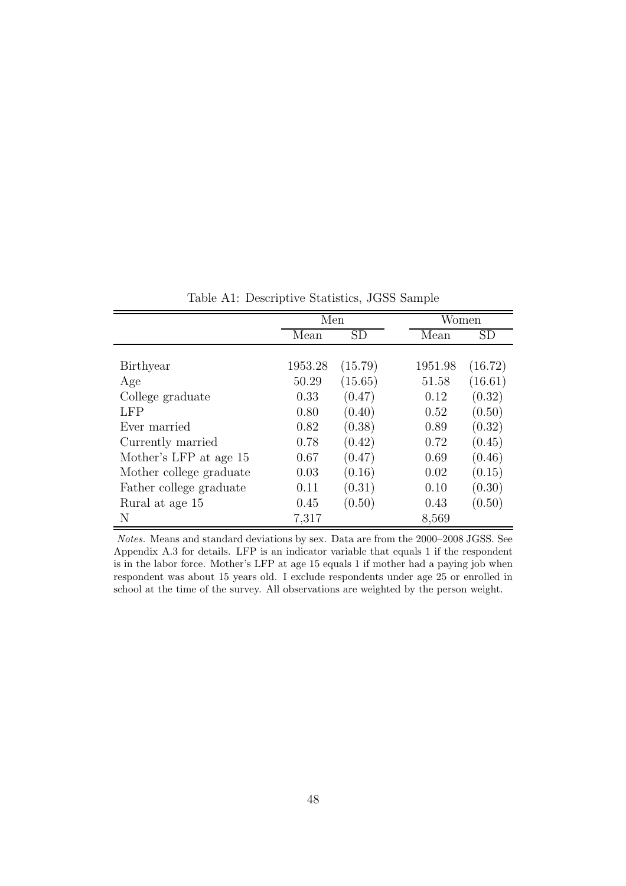Table A1: Descriptive Statistics, JGSS Sample

| | Men | | Women | |
|---|---|---|---|---|
| | Mean | SD | Mean | SD |
| Birthyear | 1953.28 | (15.79) | 1951.98 | (16.72) |
| Age | 50.29 | (15.65) | 51.58 | (16.61) |
| College graduate | 0.33 | (0.47) | 0.12 | (0.32) |
| LFP | 0.80 | (0.40) | 0.52 | (0.50) |
| Ever married | 0.82 | (0.38) | 0.89 | (0.32) |
| Currently married | 0.78 | (0.42) | 0.72 | (0.45) |
| Mother's LFP at age 15 | 0.67 | (0.47) | 0.69 | (0.46) |
| Mother college graduate | 0.03 | (0.16) | 0.02 | (0.15) |
| Father college graduate | 0.11 | (0.31) | 0.10 | (0.30) |
| Rural at age 15 | 0.45 | (0.50) | 0.43 | (0.50) |
| N | 7,317 | | 8,569 | |

*Notes.* Means and standard deviations by sex. Data are from the 2000–2008 JGSS. See Appendix A.3 for details. LFP is an indicator variable that equals 1 if the respondent is in the labor force. Mother's LFP at age 15 equals 1 if mother had a paying job when respondent was about 15 years old. I exclude respondents under age 25 or enrolled in school at the time of the survey. All observations are weighted by the person weight.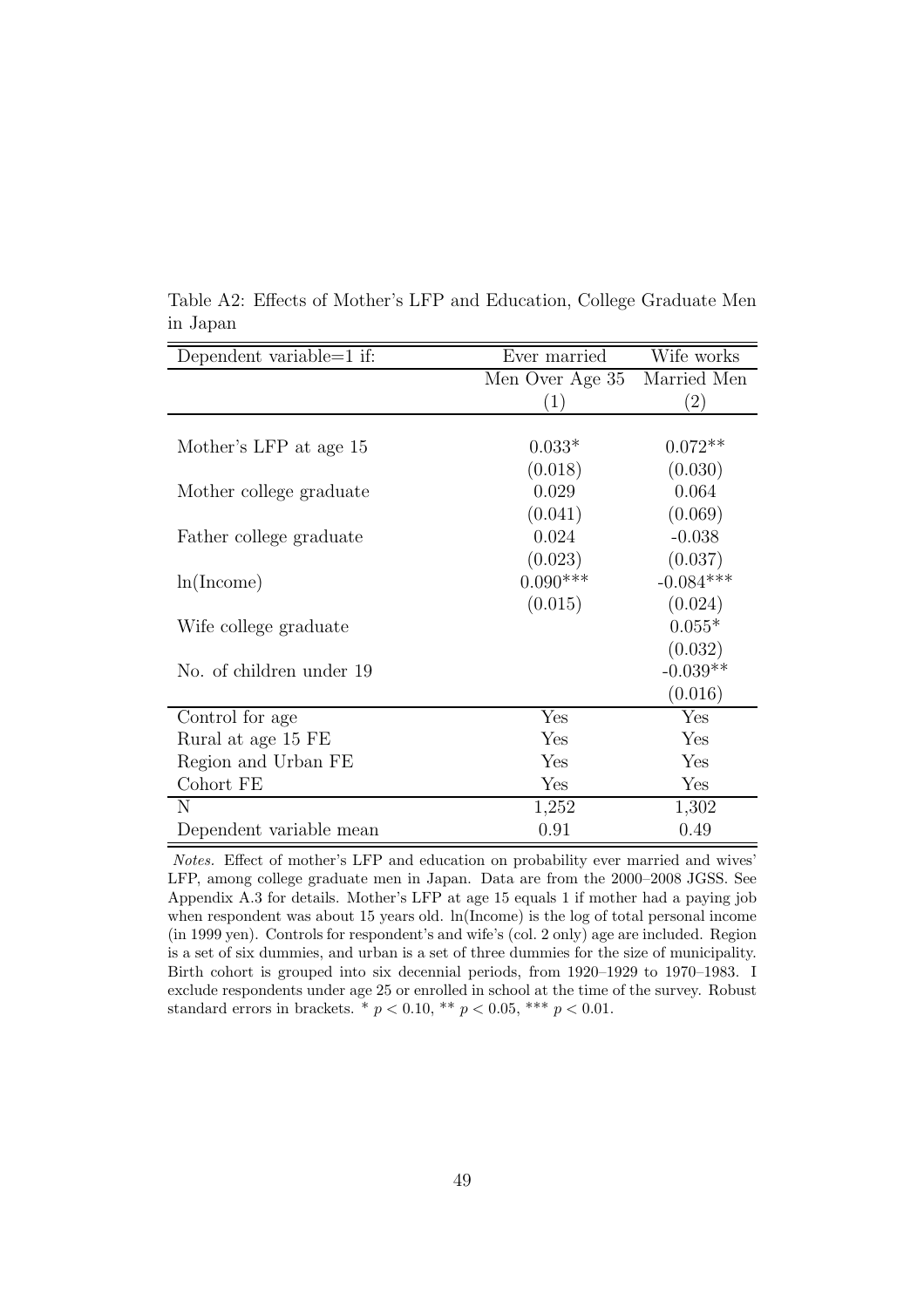Table A2: Effects of Mother's LFP and Education, College Graduate Men in Japan

| Dependent variable=1 if: | Ever married | Wife works |
|---|---|---|
| | Men Over Age 35 | Married Men |
| | (1) | (2) |
| Mother's LFP at age 15 | 0.033* | 0.072** |
| | (0.018) | (0.030) |
| Mother college graduate | 0.029 | 0.064 |
| | (0.041) | (0.069) |
| Father college graduate | 0.024 | -0.038 |
| | (0.023) | (0.037) |
| ln(Income) | 0.090*** | -0.084*** |
| | (0.015) | (0.024) |
| Wife college graduate | | 0.055* |
| | | (0.032) |
| No. of children under 19 | | -0.039** |
| | | (0.016) |
| Control for age | Yes | Yes |
| Rural at age 15 FE | Yes | Yes |
| Region and Urban FE | Yes | Yes |
| Cohort FE | Yes | Yes |
| N | 1,252 | 1,302 |
| Dependent variable mean | 0.91 | 0.49 |

*Notes.* Effect of mother's LFP and education on probability ever married and wives' LFP, among college graduate men in Japan. Data are from the 2000–2008 JGSS. See Appendix A.3 for details. Mother's LFP at age 15 equals 1 if mother had a paying job when respondent was about 15 years old. ln(Income) is the log of total personal income (in 1999 yen). Controls for respondent's and wife's (col. 2 only) age are included. Region is a set of six dummies, and urban is a set of three dummies for the size of municipality. Birth cohort is grouped into six decennial periods, from 1920–1929 to 1970–1983. I exclude respondents under age 25 or enrolled in school at the time of the survey. Robust standard errors in brackets. * $p < 0.10$, ** $p < 0.05$, *** $p < 0.01$.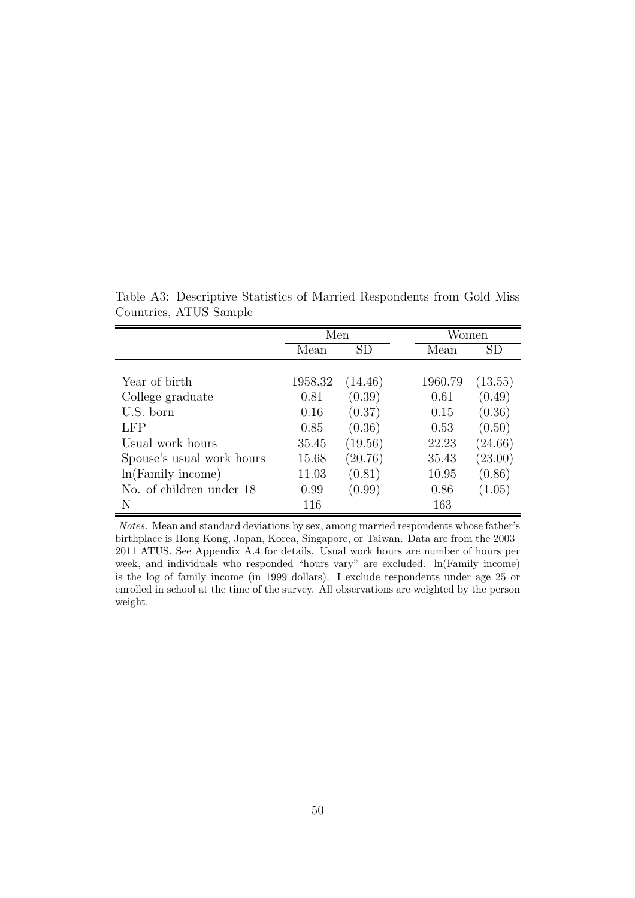Table A3: Descriptive Statistics of Married Respondents from Gold Miss Countries, ATUS Sample

| | Men | | Women | |
|---|---|---|---|---|
| | Mean | SD | Mean | SD |
| Year of birth | 1958.32 | (14.46) | 1960.79 | (13.55) |
| College graduate | 0.81 | (0.39) | 0.61 | (0.49) |
| U.S. born | 0.16 | (0.37) | 0.15 | (0.36) |
| LFP | 0.85 | (0.36) | 0.53 | (0.50) |
| Usual work hours | 35.45 | (19.56) | 22.23 | (24.66) |
| Spouse's usual work hours | 15.68 | (20.76) | 35.43 | (23.00) |
| ln(Family income) | 11.03 | (0.81) | 10.95 | (0.86) |
| No. of children under 18 | 0.99 | (0.99) | 0.86 | (1.05) |
| N | 116 | | 163 | |

*Notes.* Mean and standard deviations by sex, among married respondents whose father's birthplace is Hong Kong, Japan, Korea, Singapore, or Taiwan. Data are from the 2003–2011 ATUS. See Appendix A.4 for details. Usual work hours are number of hours per week, and individuals who responded "hours vary" are excluded. ln(Family income) is the log of family income (in 1999 dollars). I exclude respondents under age 25 or enrolled in school at the time of the survey. All observations are weighted by the person weight.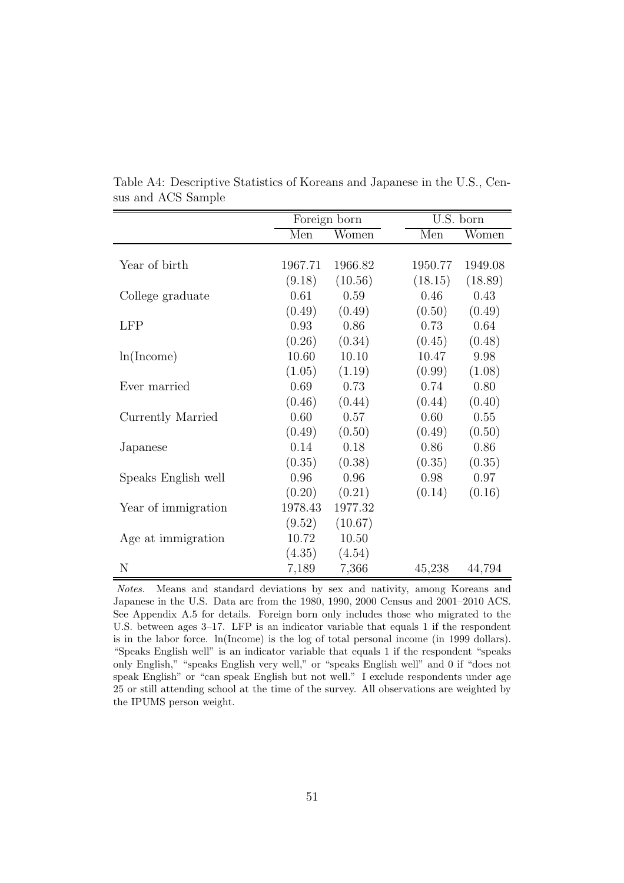Table A4: Descriptive Statistics of Koreans and Japanese in the U.S., Census and ACS Sample

| | Foreign born | | U.S. born | |
|---|---|---|---|---|
| | Men | Women | Men | Women |
| Year of birth | 1967.71 | 1966.82 | 1950.77 | 1949.08 |
| | (9.18) | (10.56) | (18.15) | (18.89) |
| College graduate | 0.61 | 0.59 | 0.46 | 0.43 |
| | (0.49) | (0.49) | (0.50) | (0.49) |
| LFP | 0.93 | 0.86 | 0.73 | 0.64 |
| | (0.26) | (0.34) | (0.45) | (0.48) |
| ln(Income) | 10.60 | 10.10 | 10.47 | 9.98 |
| | (1.05) | (1.19) | (0.99) | (1.08) |
| Ever married | 0.69 | 0.73 | 0.74 | 0.80 |
| | (0.46) | (0.44) | (0.44) | (0.40) |
| Currently Married | 0.60 | 0.57 | 0.60 | 0.55 |
| | (0.49) | (0.50) | (0.49) | (0.50) |
| Japanese | 0.14 | 0.18 | 0.86 | 0.86 |
| | (0.35) | (0.38) | (0.35) | (0.35) |
| Speaks English well | 0.96 | 0.96 | 0.98 | 0.97 |
| | (0.20) | (0.21) | (0.14) | (0.16) |
| Year of immigration | 1978.43 | 1977.32 | | |
| | (9.52) | (10.67) | | |
| Age at immigration | 10.72 | 10.50 | | |
| | (4.35) | (4.54) | | |
| N | 7,189 | 7,366 | 45,238 | 44,794 |

*Notes.* Means and standard deviations by sex and nativity, among Koreans and Japanese in the U.S. Data are from the 1980, 1990, 2000 Census and 2001–2010 ACS. See Appendix A.5 for details. Foreign born only includes those who migrated to the U.S. between ages 3–17. LFP is an indicator variable that equals 1 if the respondent is in the labor force. ln(Income) is the log of total personal income (in 1999 dollars). "Speaks English well" is an indicator variable that equals 1 if the respondent "speaks only English," "speaks English very well," or "speaks English well" and 0 if "does not speak English" or "can speak English but not well." I exclude respondents under age 25 or still attending school at the time of the survey. All observations are weighted by the IPUMS person weight.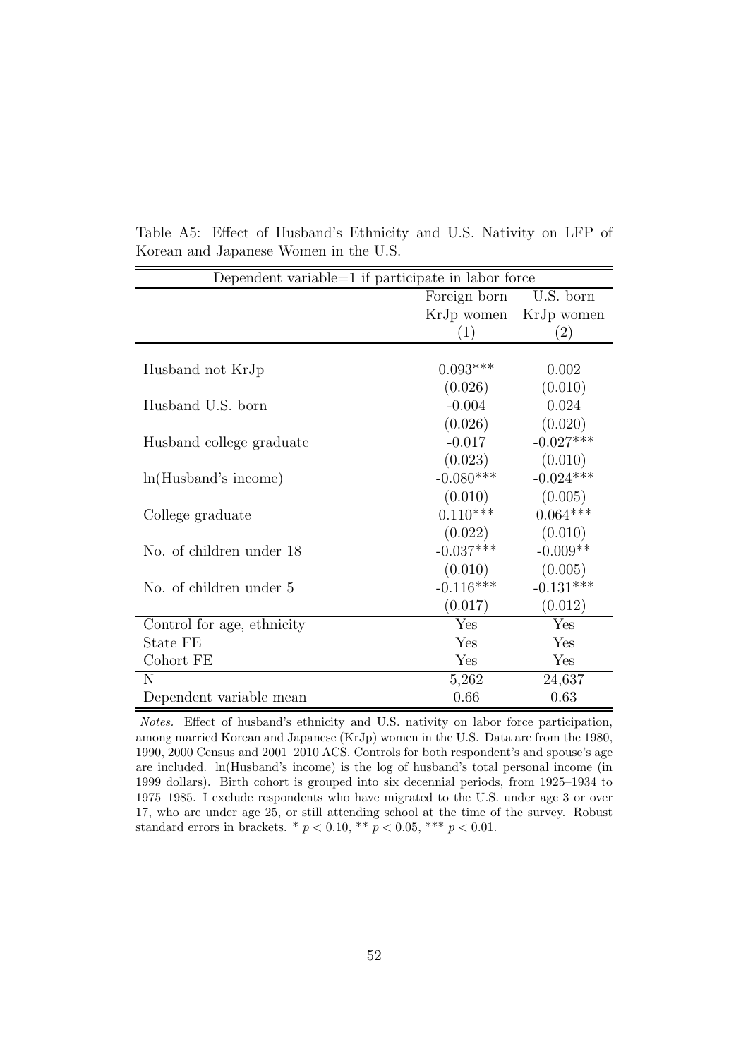Table A5: Effect of Husband's Ethnicity and U.S. Nativity on LFP of Korean and Japanese Women in the U.S.

| Dependent variable=1 if participate in labor force | | |
|---|---|---|
| | Foreign born KrJp women | U.S. born KrJp women |
| | (1) | (2) |
| Husband not KrJp | 0.093*** | 0.002 |
| | (0.026) | (0.010) |
| Husband U.S. born | -0.004 | 0.024 |
| | (0.026) | (0.020) |
| Husband college graduate | -0.017 | -0.027*** |
| | (0.023) | (0.010) |
| ln(Husband's income) | -0.080*** | -0.024*** |
| | (0.010) | (0.005) |
| College graduate | 0.110*** | 0.064*** |
| | (0.022) | (0.010) |
| No. of children under 18 | -0.037*** | -0.009** |
| | (0.010) | (0.005) |
| No. of children under 5 | -0.116*** | -0.131*** |
| | (0.017) | (0.012) |
| Control for age, ethnicity | Yes | Yes |
| State FE | Yes | Yes |
| Cohort FE | Yes | Yes |
| N | 5,262 | 24,637 |
| Dependent variable mean | 0.66 | 0.63 |

*Notes.* Effect of husband's ethnicity and U.S. nativity on labor force participation, among married Korean and Japanese (KrJp) women in the U.S. Data are from the 1980, 1990, 2000 Census and 2001–2010 ACS. Controls for both respondent's and spouse's age are included. ln(Husband's income) is the log of husband's total personal income (in 1999 dollars). Birth cohort is grouped into six decennial periods, from 1925–1934 to 1975–1985. I exclude respondents who have migrated to the U.S. under age 3 or over 17, who are under age 25, or still attending school at the time of the survey. Robust standard errors in brackets. * $p < 0.10$, ** $p < 0.05$, *** $p < 0.01$.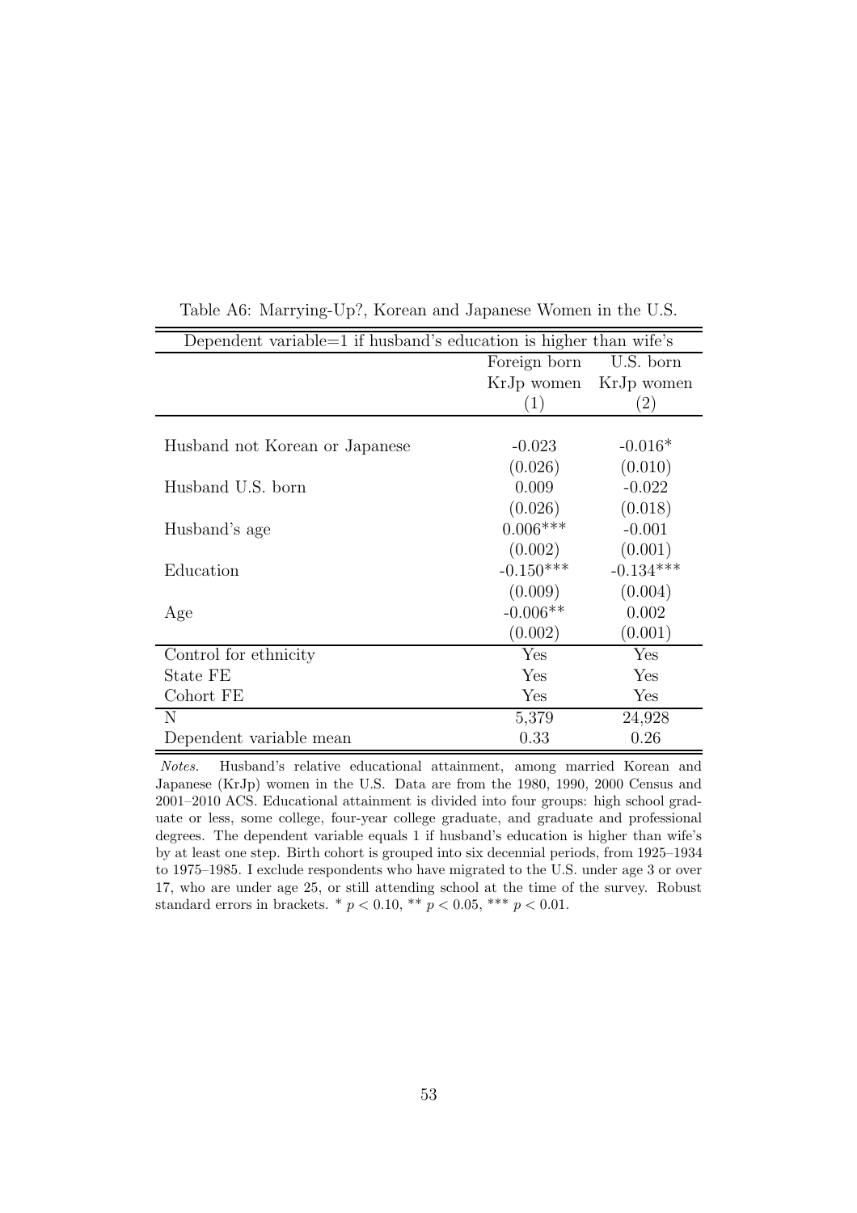Table A6: Marrying-Up?, Korean and Japanese Women in the U.S.

| Dependent variable=1 if husband's education is higher than wife's | | |
|---|---|---|
| | Foreign born KrJp women | U.S. born KrJp women |
| | (1) | (2) |
| Husband not Korean or Japanese | -0.023 | -0.016* |
| | (0.026) | (0.010) |
| Husband U.S. born | 0.009 | -0.022 |
| | (0.026) | (0.018) |
| Husband's age | 0.006*** | -0.001 |
| | (0.002) | (0.001) |
| Education | -0.150*** | -0.134*** |
| | (0.009) | (0.004) |
| Age | -0.006** | 0.002 |
| | (0.002) | (0.001) |
| Control for ethnicity | Yes | Yes |
| State FE | Yes | Yes |
| Cohort FE | Yes | Yes |
| N | 5,379 | 24,928 |
| Dependent variable mean | 0.33 | 0.26 |

*Notes.* Husband's relative educational attainment, among married Korean and Japanese (KrJp) women in the U.S. Data are from the 1980, 1990, 2000 Census and 2001–2010 ACS. Educational attainment is divided into four groups: high school graduate or less, some college, four-year college graduate, and graduate and professional degrees. The dependent variable equals 1 if husband's education is higher than wife's by at least one step. Birth cohort is grouped into six decennial periods, from 1925–1934 to 1975–1985. I exclude respondents who have migrated to the U.S. under age 3 or over 17, who are under age 25, or still attending school at the time of the survey. Robust standard errors in brackets. * $p < 0.10$, ** $p < 0.05$, *** $p < 0.01$.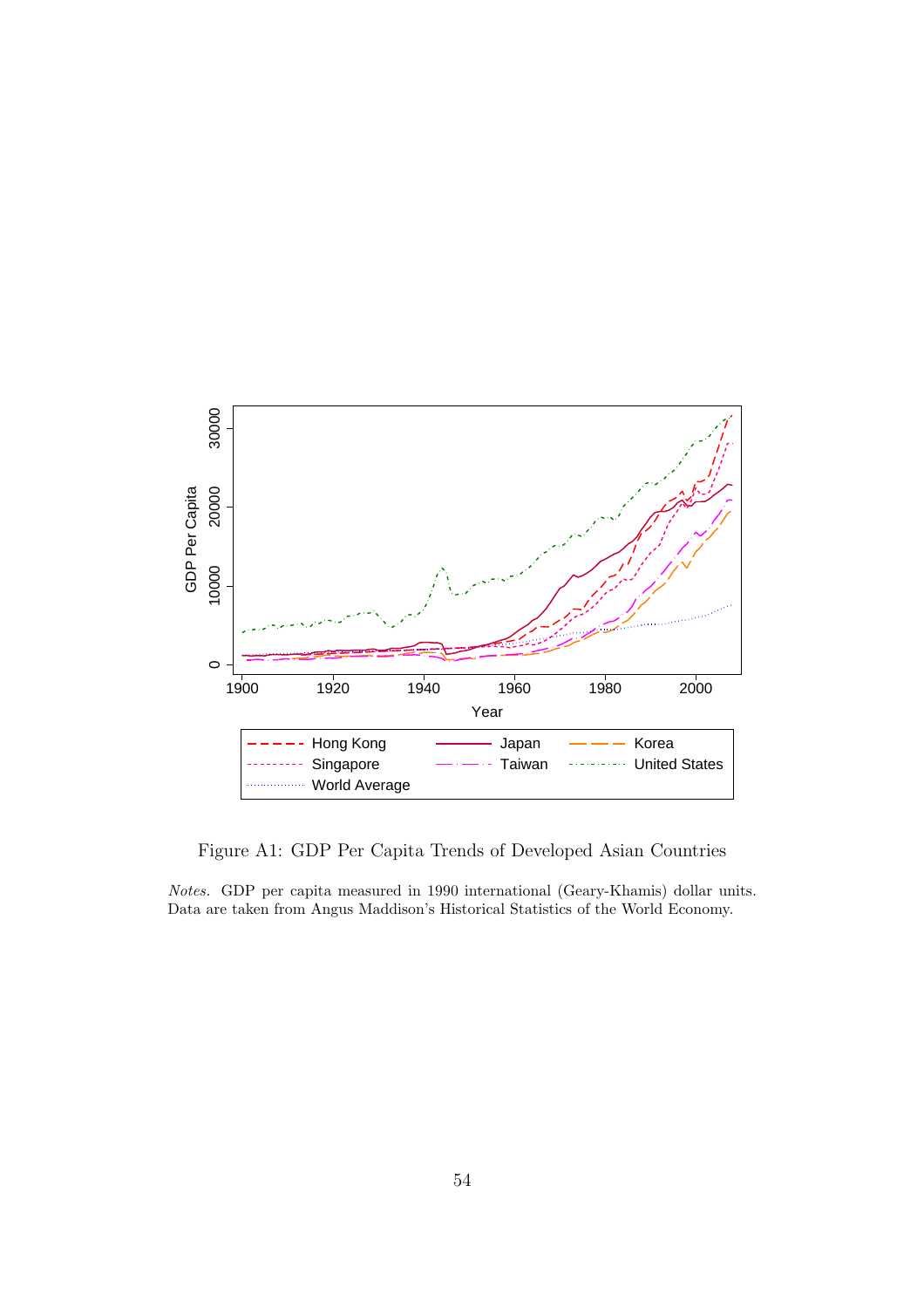Figure A1: GDP Per Capita Trends of Developed Asian Countries

*Notes.* GDP per capita measured in 1990 international (Geary-Khamis) dollar units. Data are taken from Angus Maddison's Historical Statistics of the World Economy.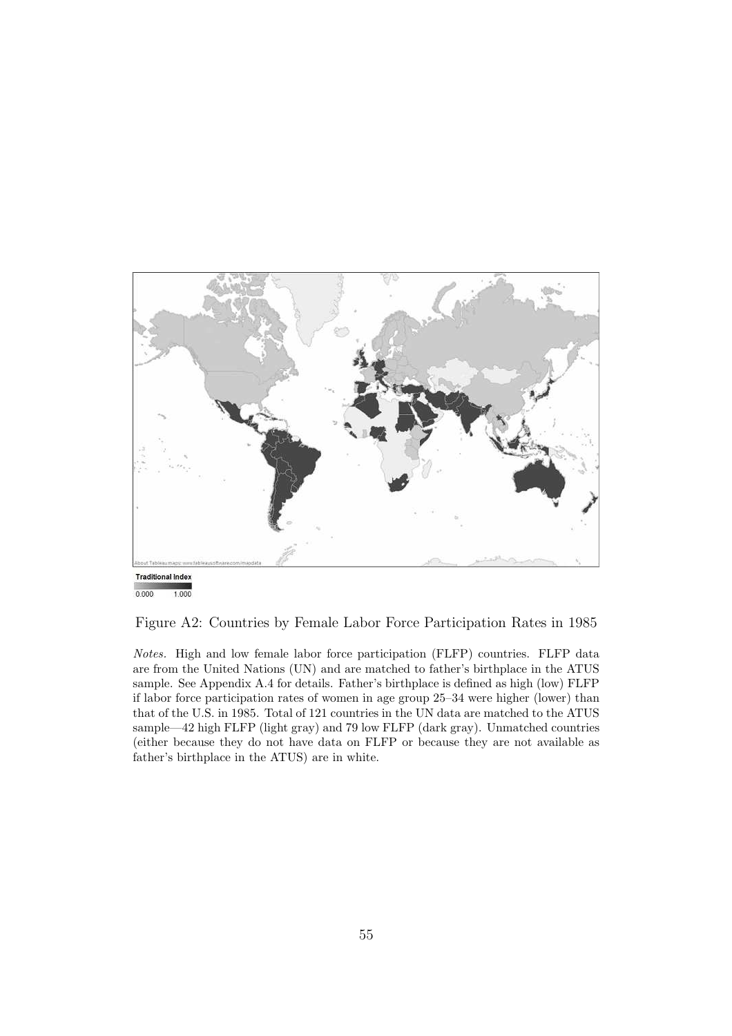About Tableau maps: www.tableausoftware.com/mapdata

Traditional Index

0.000 1.000

Figure A2: Countries by Female Labor Force Participation Rates in 1985

*Notes.* High and low female labor force participation (FLFP) countries. FLFP data are from the United Nations (UN) and are matched to father's birthplace in the ATUS sample. See Appendix A.4 for details. Father's birthplace is defined as high (low) FLFP if labor force participation rates of women in age group 25–34 were higher (lower) than that of the U.S. in 1985. Total of 121 countries in the UN data are matched to the ATUS sample—42 high FLFP (light gray) and 79 low FLFP (dark gray). Unmatched countries (either because they do not have data on FLFP or because they are not available as father's birthplace in the ATUS) are in white.